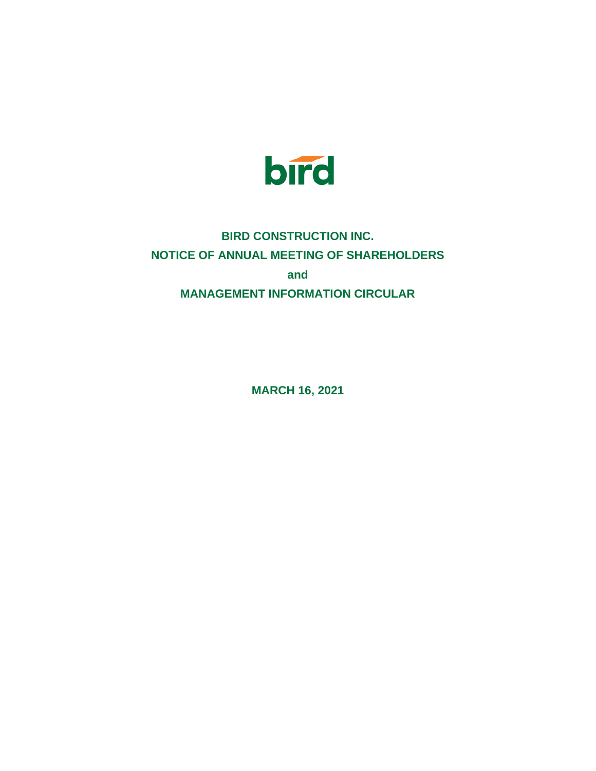bird

# BIRD CONSTRUCTION INC.

## NOTICE OF ANNUAL MEETING OF SHAREHOLDERS

## and

## MANAGEMENT INFORMATION CIRCULAR

**MARCH 16, 2021**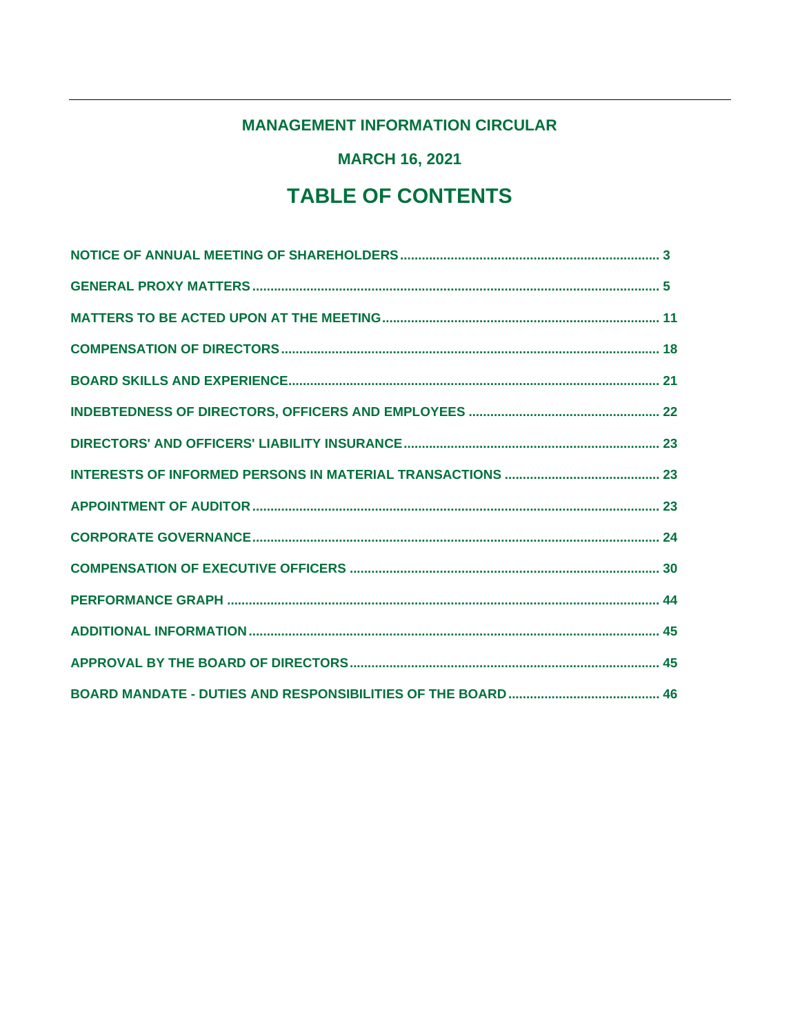# MANAGEMENT INFORMATION CIRCULAR

## MARCH 16, 2021

# TABLE OF CONTENTS

| | |
|---|---|
| **NOTICE OF ANNUAL MEETING OF SHAREHOLDERS** | **3** |
| **GENERAL PROXY MATTERS** | **5** |
| **MATTERS TO BE ACTED UPON AT THE MEETING** | **11** |
| **COMPENSATION OF DIRECTORS** | **18** |
| **BOARD SKILLS AND EXPERIENCE** | **21** |
| **INDEBTEDNESS OF DIRECTORS, OFFICERS AND EMPLOYEES** | **22** |
| **DIRECTORS' AND OFFICERS' LIABILITY INSURANCE** | **23** |
| **INTERESTS OF INFORMED PERSONS IN MATERIAL TRANSACTIONS** | **23** |
| **APPOINTMENT OF AUDITOR** | **23** |
| **CORPORATE GOVERNANCE** | **24** |
| **COMPENSATION OF EXECUTIVE OFFICERS** | **30** |
| **PERFORMANCE GRAPH** | **44** |
| **ADDITIONAL INFORMATION** | **45** |
| **APPROVAL BY THE BOARD OF DIRECTORS** | **45** |
| **BOARD MANDATE - DUTIES AND RESPONSIBILITIES OF THE BOARD** | **46** |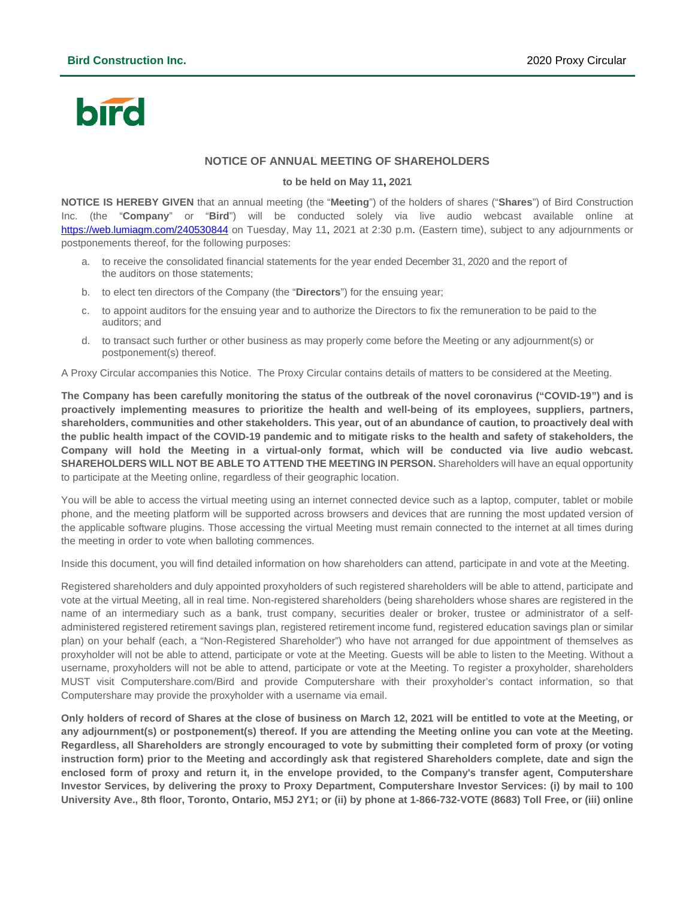## NOTICE OF ANNUAL MEETING OF SHAREHOLDERS

**to be held on May 11, 2021**

**NOTICE IS HEREBY GIVEN** that an annual meeting (the "**Meeting**") of the holders of shares ("**Shares**") of Bird Construction Inc. (the "**Company**" or "**Bird**") will be conducted solely via live audio webcast available online at https://web.lumiagm.com/240530844 on Tuesday, May 11, 2021 at 2:30 p.m. (Eastern time), subject to any adjournments or postponements thereof, for the following purposes:

a. to receive the consolidated financial statements for the year ended December 31, 2020 and the report of the auditors on those statements;

b. to elect ten directors of the Company (the "**Directors**") for the ensuing year;

c. to appoint auditors for the ensuing year and to authorize the Directors to fix the remuneration to be paid to the auditors; and

d. to transact such further or other business as may properly come before the Meeting or any adjournment(s) or postponement(s) thereof.

A Proxy Circular accompanies this Notice. The Proxy Circular contains details of matters to be considered at the Meeting.

**The Company has been carefully monitoring the status of the outbreak of the novel coronavirus ("COVID-19") and is proactively implementing measures to prioritize the health and well-being of its employees, suppliers, partners, shareholders, communities and other stakeholders. This year, out of an abundance of caution, to proactively deal with the public health impact of the COVID-19 pandemic and to mitigate risks to the health and safety of stakeholders, the Company will hold the Meeting in a virtual-only format, which will be conducted via live audio webcast. SHAREHOLDERS WILL NOT BE ABLE TO ATTEND THE MEETING IN PERSON.** Shareholders will have an equal opportunity to participate at the Meeting online, regardless of their geographic location.

You will be able to access the virtual meeting using an internet connected device such as a laptop, computer, tablet or mobile phone, and the meeting platform will be supported across browsers and devices that are running the most updated version of the applicable software plugins. Those accessing the virtual Meeting must remain connected to the internet at all times during the meeting in order to vote when balloting commences.

Inside this document, you will find detailed information on how shareholders can attend, participate in and vote at the Meeting.

Registered shareholders and duly appointed proxyholders of such registered shareholders will be able to attend, participate and vote at the virtual Meeting, all in real time. Non-registered shareholders (being shareholders whose shares are registered in the name of an intermediary such as a bank, trust company, securities dealer or broker, trustee or administrator of a self-administered registered retirement savings plan, registered retirement income fund, registered education savings plan or similar plan) on your behalf (each, a "Non-Registered Shareholder") who have not arranged for due appointment of themselves as proxyholder will not be able to attend, participate or vote at the Meeting. Guests will be able to listen to the Meeting. Without a username, proxyholders will not be able to attend, participate or vote at the Meeting. To register a proxyholder, shareholders MUST visit Computershare.com/Bird and provide Computershare with their proxyholder's contact information, so that Computershare may provide the proxyholder with a username via email.

**Only holders of record of Shares at the close of business on March 12, 2021 will be entitled to vote at the Meeting, or any adjournment(s) or postponement(s) thereof. If you are attending the Meeting online you can vote at the Meeting. Regardless, all Shareholders are strongly encouraged to vote by submitting their completed form of proxy (or voting instruction form) prior to the Meeting and accordingly ask that registered Shareholders complete, date and sign the enclosed form of proxy and return it, in the envelope provided, to the Company's transfer agent, Computershare Investor Services, by delivering the proxy to Proxy Department, Computershare Investor Services: (i) by mail to 100 University Ave., 8th floor, Toronto, Ontario, M5J 2Y1; or (ii) by phone at 1-866-732-VOTE (8683) Toll Free, or (iii) online**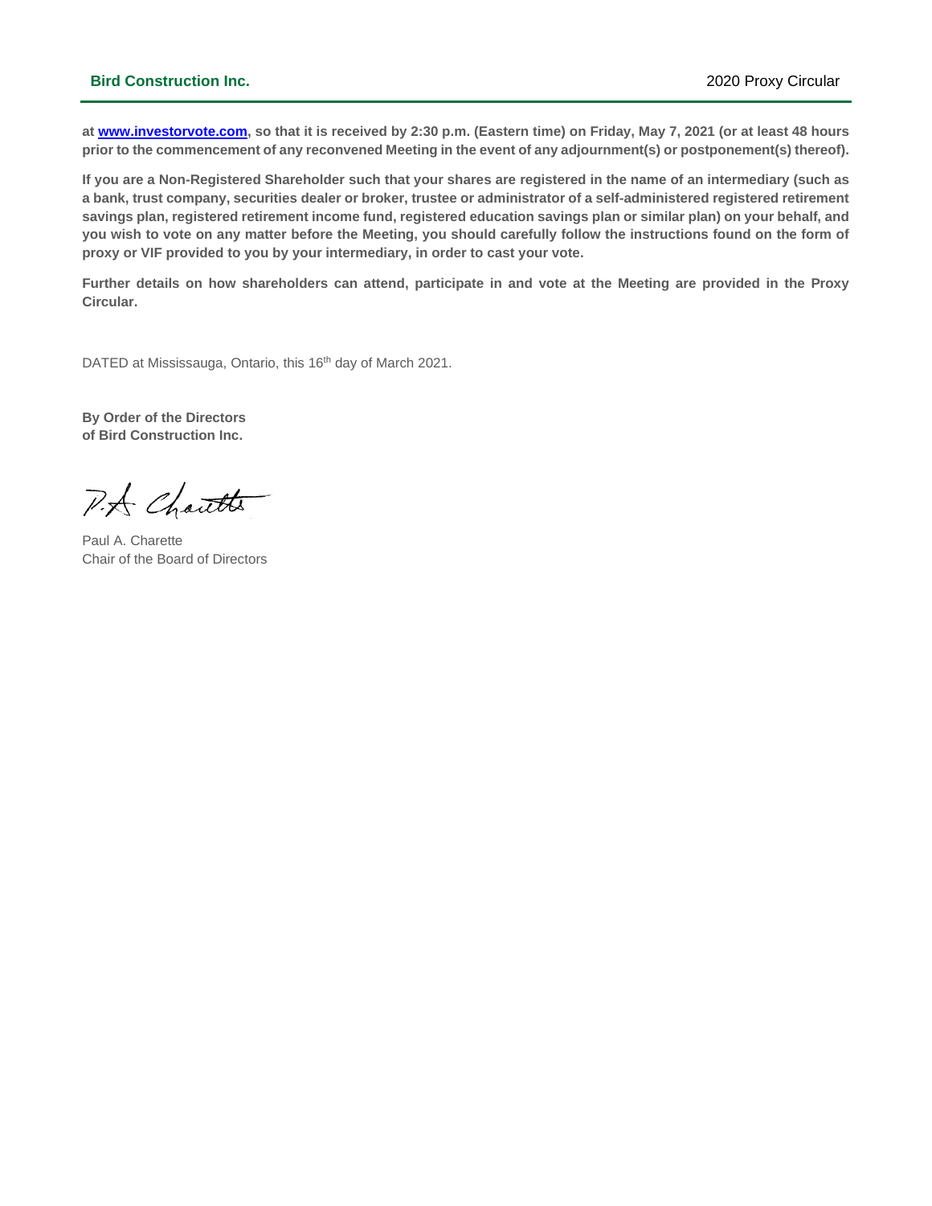**at www.investorvote.com, so that it is received by 2:30 p.m. (Eastern time) on Friday, May 7, 2021 (or at least 48 hours prior to the commencement of any reconvened Meeting in the event of any adjournment(s) or postponement(s) thereof).**

**If you are a Non-Registered Shareholder such that your shares are registered in the name of an intermediary (such as a bank, trust company, securities dealer or broker, trustee or administrator of a self-administered registered retirement savings plan, registered retirement income fund, registered education savings plan or similar plan) on your behalf, and you wish to vote on any matter before the Meeting, you should carefully follow the instructions found on the form of proxy or VIF provided to you by your intermediary, in order to cast your vote.**

**Further details on how shareholders can attend, participate in and vote at the Meeting are provided in the Proxy Circular.**

DATED at Mississauga, Ontario, this 16th day of March 2021.

**By Order of the Directors**
**of Bird Construction Inc.**

P.A. Charette

Paul A. Charette
Chair of the Board of Directors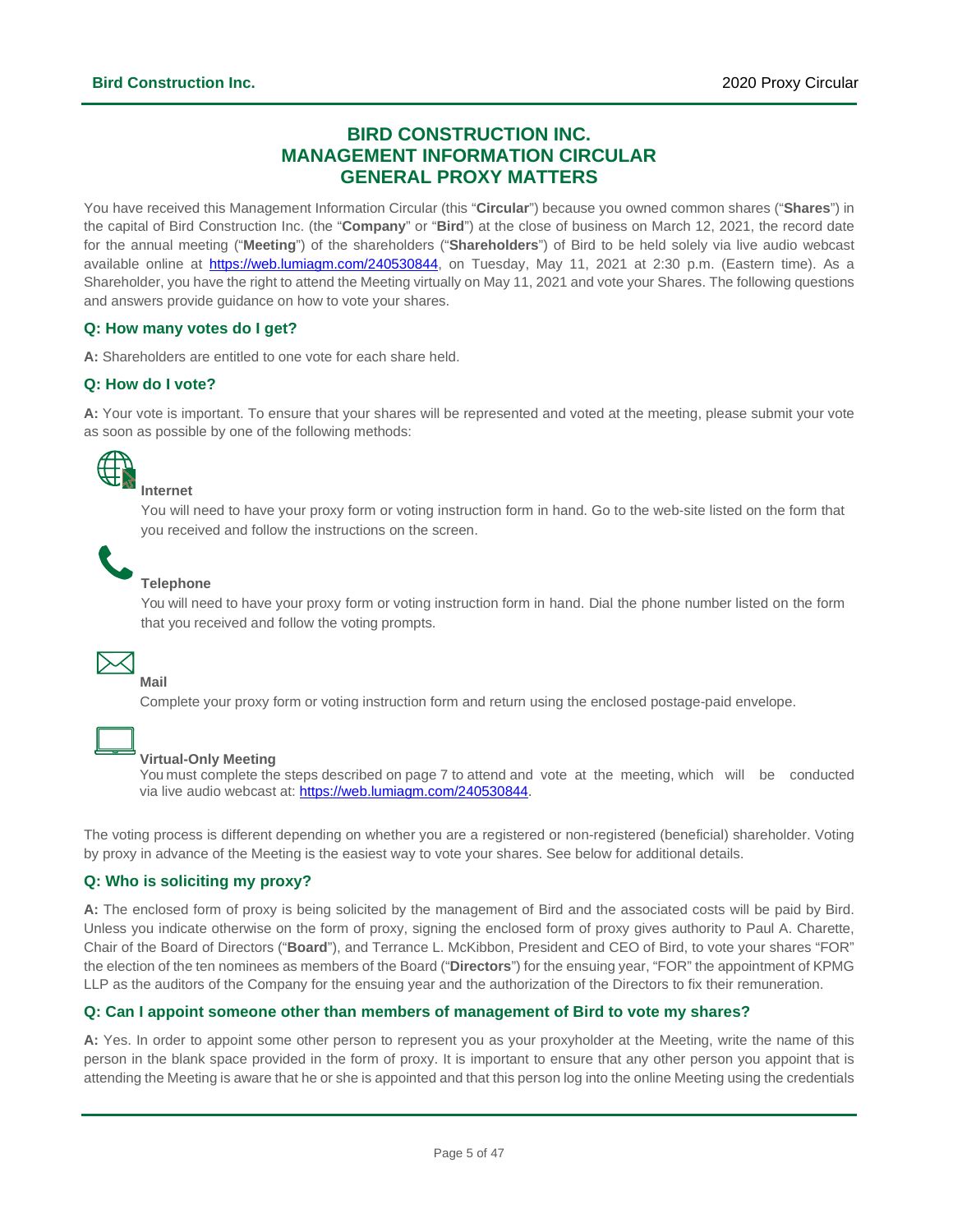# BIRD CONSTRUCTION INC.
# MANAGEMENT INFORMATION CIRCULAR
# GENERAL PROXY MATTERS

You have received this Management Information Circular (this "**Circular**") because you owned common shares ("**Shares**") in the capital of Bird Construction Inc. (the "**Company**" or "**Bird**") at the close of business on March 12, 2021, the record date for the annual meeting ("**Meeting**") of the shareholders ("**Shareholders**") of Bird to be held solely via live audio webcast available online at https://web.lumiagm.com/240530844, on Tuesday, May 11, 2021 at 2:30 p.m. (Eastern time). As a Shareholder, you have the right to attend the Meeting virtually on May 11, 2021 and vote your Shares. The following questions and answers provide guidance on how to vote your shares.

### Q: How many votes do I get?

**A:** Shareholders are entitled to one vote for each share held.

### Q: How do I vote?

**A:** Your vote is important. To ensure that your shares will be represented and voted at the meeting, please submit your vote as soon as possible by one of the following methods:

**Internet**

You will need to have your proxy form or voting instruction form in hand. Go to the web-site listed on the form that you received and follow the instructions on the screen.

**Telephone**

You will need to have your proxy form or voting instruction form in hand. Dial the phone number listed on the form that you received and follow the voting prompts.

**Mail**

Complete your proxy form or voting instruction form and return using the enclosed postage-paid envelope.

**Virtual-Only Meeting**

You must complete the steps described on page 7 to attend and vote at the meeting, which will be conducted via live audio webcast at: https://web.lumiagm.com/240530844.

The voting process is different depending on whether you are a registered or non-registered (beneficial) shareholder. Voting by proxy in advance of the Meeting is the easiest way to vote your shares. See below for additional details.

### Q: Who is soliciting my proxy?

**A:** The enclosed form of proxy is being solicited by the management of Bird and the associated costs will be paid by Bird. Unless you indicate otherwise on the form of proxy, signing the enclosed form of proxy gives authority to Paul A. Charette, Chair of the Board of Directors ("**Board**"), and Terrance L. McKibbon, President and CEO of Bird, to vote your shares "FOR" the election of the ten nominees as members of the Board ("**Directors**") for the ensuing year, "FOR" the appointment of KPMG LLP as the auditors of the Company for the ensuing year and the authorization of the Directors to fix their remuneration.

### Q: Can I appoint someone other than members of management of Bird to vote my shares?

**A:** Yes. In order to appoint some other person to represent you as your proxyholder at the Meeting, write the name of this person in the blank space provided in the form of proxy. It is important to ensure that any other person you appoint that is attending the Meeting is aware that he or she is appointed and that this person log into the online Meeting using the credentials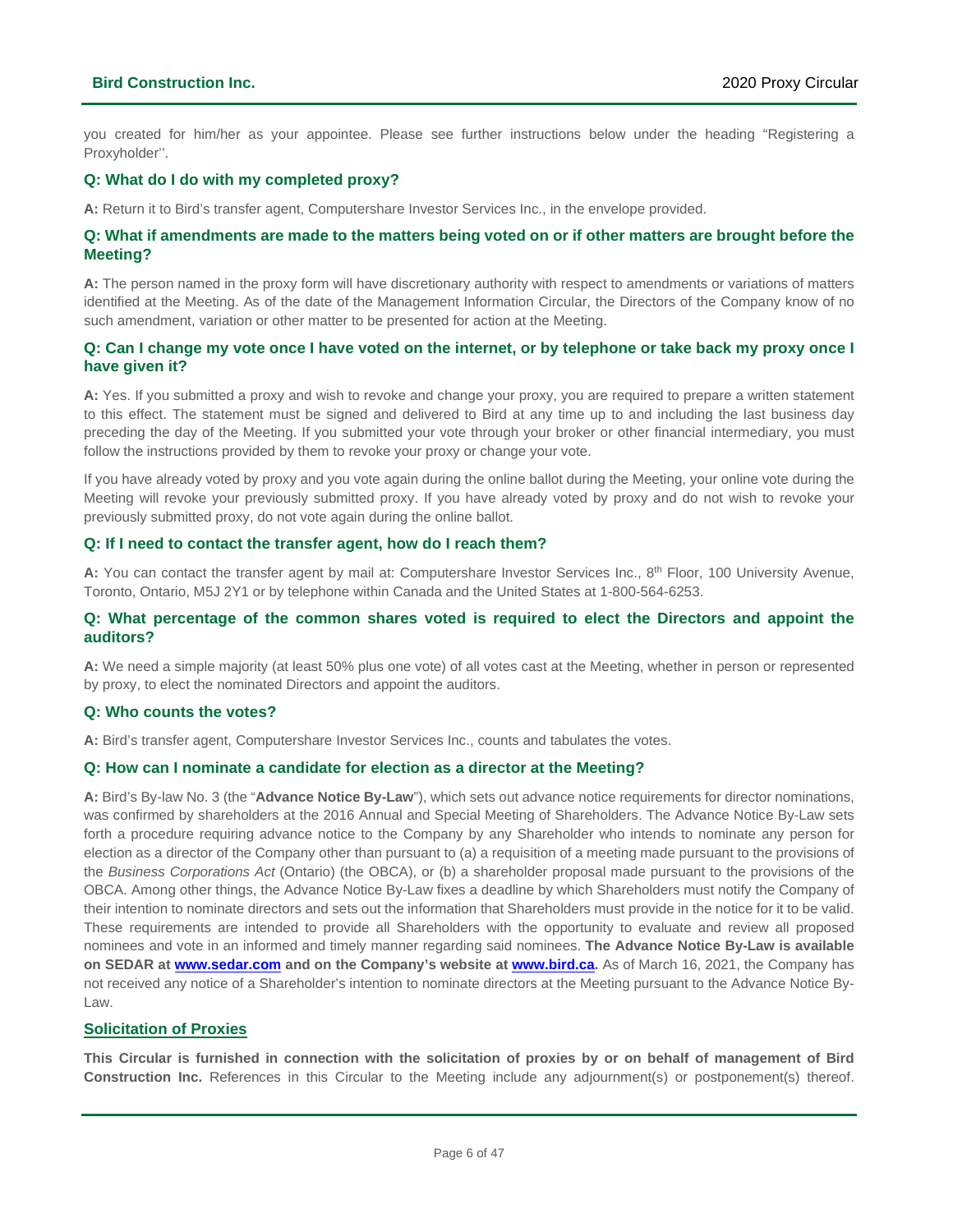you created for him/her as your appointee. Please see further instructions below under the heading "Registering a Proxyholder''.

### Q: What do I do with my completed proxy?

**A:** Return it to Bird's transfer agent, Computershare Investor Services Inc., in the envelope provided.

### Q: What if amendments are made to the matters being voted on or if other matters are brought before the Meeting?

**A:** The person named in the proxy form will have discretionary authority with respect to amendments or variations of matters identified at the Meeting. As of the date of the Management Information Circular, the Directors of the Company know of no such amendment, variation or other matter to be presented for action at the Meeting.

### Q: Can I change my vote once I have voted on the internet, or by telephone or take back my proxy once I have given it?

**A:** Yes. If you submitted a proxy and wish to revoke and change your proxy, you are required to prepare a written statement to this effect. The statement must be signed and delivered to Bird at any time up to and including the last business day preceding the day of the Meeting. If you submitted your vote through your broker or other financial intermediary, you must follow the instructions provided by them to revoke your proxy or change your vote.

If you have already voted by proxy and you vote again during the online ballot during the Meeting, your online vote during the Meeting will revoke your previously submitted proxy. If you have already voted by proxy and do not wish to revoke your previously submitted proxy, do not vote again during the online ballot.

### Q: If I need to contact the transfer agent, how do I reach them?

**A:** You can contact the transfer agent by mail at: Computershare Investor Services Inc., 8th Floor, 100 University Avenue, Toronto, Ontario, M5J 2Y1 or by telephone within Canada and the United States at 1-800-564-6253.

### Q: What percentage of the common shares voted is required to elect the Directors and appoint the auditors?

**A:** We need a simple majority (at least 50% plus one vote) of all votes cast at the Meeting, whether in person or represented by proxy, to elect the nominated Directors and appoint the auditors.

### Q: Who counts the votes?

**A:** Bird's transfer agent, Computershare Investor Services Inc., counts and tabulates the votes.

### Q: How can I nominate a candidate for election as a director at the Meeting?

**A:** Bird's By-law No. 3 (the "**Advance Notice By-Law**"), which sets out advance notice requirements for director nominations, was confirmed by shareholders at the 2016 Annual and Special Meeting of Shareholders. The Advance Notice By-Law sets forth a procedure requiring advance notice to the Company by any Shareholder who intends to nominate any person for election as a director of the Company other than pursuant to (a) a requisition of a meeting made pursuant to the provisions of the *Business Corporations Act* (Ontario) (the OBCA), or (b) a shareholder proposal made pursuant to the provisions of the OBCA. Among other things, the Advance Notice By-Law fixes a deadline by which Shareholders must notify the Company of their intention to nominate directors and sets out the information that Shareholders must provide in the notice for it to be valid. These requirements are intended to provide all Shareholders with the opportunity to evaluate and review all proposed nominees and vote in an informed and timely manner regarding said nominees. **The Advance Notice By-Law is available on SEDAR at [www.sedar.com](http://www.sedar.com) and on the Company's website at [www.bird.ca](http://www.bird.ca).** As of March 16, 2021, the Company has not received any notice of a Shareholder's intention to nominate directors at the Meeting pursuant to the Advance Notice By-Law.

## Solicitation of Proxies

**This Circular is furnished in connection with the solicitation of proxies by or on behalf of management of Bird Construction Inc.** References in this Circular to the Meeting include any adjournment(s) or postponement(s) thereof.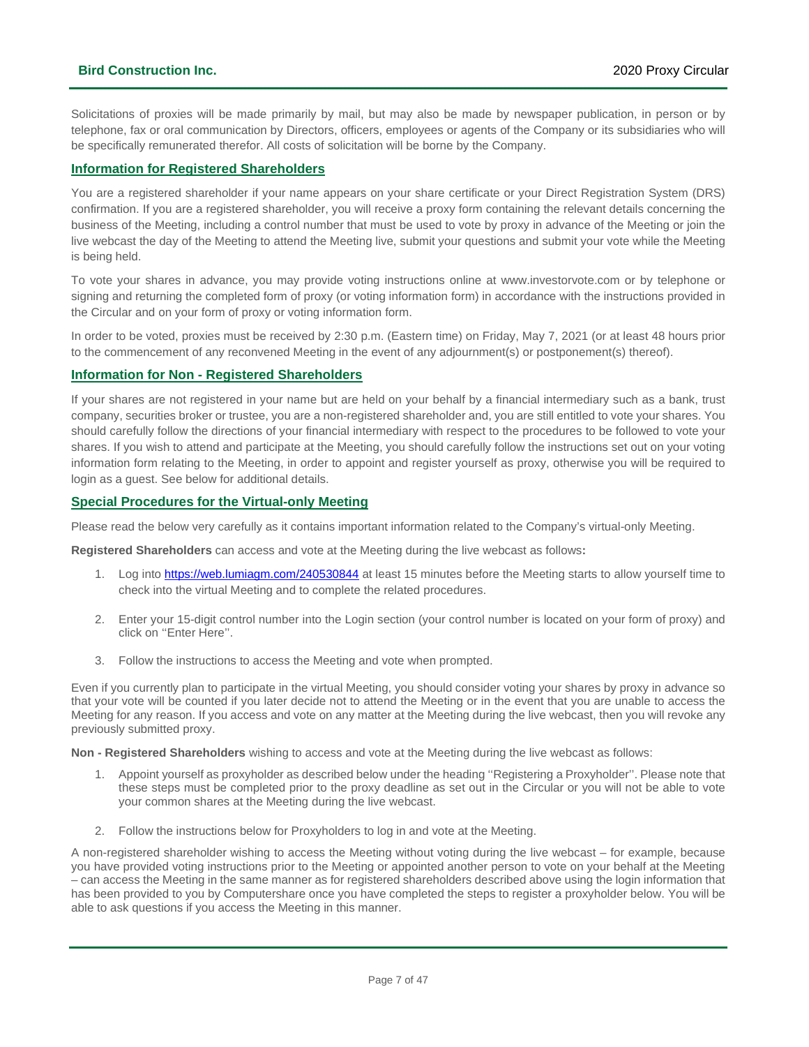Solicitations of proxies will be made primarily by mail, but may also be made by newspaper publication, in person or by telephone, fax or oral communication by Directors, officers, employees or agents of the Company or its subsidiaries who will be specifically remunerated therefor. All costs of solicitation will be borne by the Company.

## Information for Registered Shareholders

You are a registered shareholder if your name appears on your share certificate or your Direct Registration System (DRS) confirmation. If you are a registered shareholder, you will receive a proxy form containing the relevant details concerning the business of the Meeting, including a control number that must be used to vote by proxy in advance of the Meeting or join the live webcast the day of the Meeting to attend the Meeting live, submit your questions and submit your vote while the Meeting is being held.

To vote your shares in advance, you may provide voting instructions online at www.investorvote.com or by telephone or signing and returning the completed form of proxy (or voting information form) in accordance with the instructions provided in the Circular and on your form of proxy or voting information form.

In order to be voted, proxies must be received by 2:30 p.m. (Eastern time) on Friday, May 7, 2021 (or at least 48 hours prior to the commencement of any reconvened Meeting in the event of any adjournment(s) or postponement(s) thereof).

## Information for Non - Registered Shareholders

If your shares are not registered in your name but are held on your behalf by a financial intermediary such as a bank, trust company, securities broker or trustee, you are a non-registered shareholder and, you are still entitled to vote your shares. You should carefully follow the directions of your financial intermediary with respect to the procedures to be followed to vote your shares. If you wish to attend and participate at the Meeting, you should carefully follow the instructions set out on your voting information form relating to the Meeting, in order to appoint and register yourself as proxy, otherwise you will be required to login as a guest. See below for additional details.

## Special Procedures for the Virtual-only Meeting

Please read the below very carefully as it contains important information related to the Company's virtual-only Meeting.

**Registered Shareholders** can access and vote at the Meeting during the live webcast as follows**:**

1. Log into https://web.lumiagm.com/240530844 at least 15 minutes before the Meeting starts to allow yourself time to check into the virtual Meeting and to complete the related procedures.
2. Enter your 15-digit control number into the Login section (your control number is located on your form of proxy) and click on ''Enter Here''.
3. Follow the instructions to access the Meeting and vote when prompted.

Even if you currently plan to participate in the virtual Meeting, you should consider voting your shares by proxy in advance so that your vote will be counted if you later decide not to attend the Meeting or in the event that you are unable to access the Meeting for any reason. If you access and vote on any matter at the Meeting during the live webcast, then you will revoke any previously submitted proxy.

**Non - Registered Shareholders** wishing to access and vote at the Meeting during the live webcast as follows:

1. Appoint yourself as proxyholder as described below under the heading ''Registering a Proxyholder''. Please note that these steps must be completed prior to the proxy deadline as set out in the Circular or you will not be able to vote your common shares at the Meeting during the live webcast.
2. Follow the instructions below for Proxyholders to log in and vote at the Meeting.

A non-registered shareholder wishing to access the Meeting without voting during the live webcast – for example, because you have provided voting instructions prior to the Meeting or appointed another person to vote on your behalf at the Meeting – can access the Meeting in the same manner as for registered shareholders described above using the login information that has been provided to you by Computershare once you have completed the steps to register a proxyholder below. You will be able to ask questions if you access the Meeting in this manner.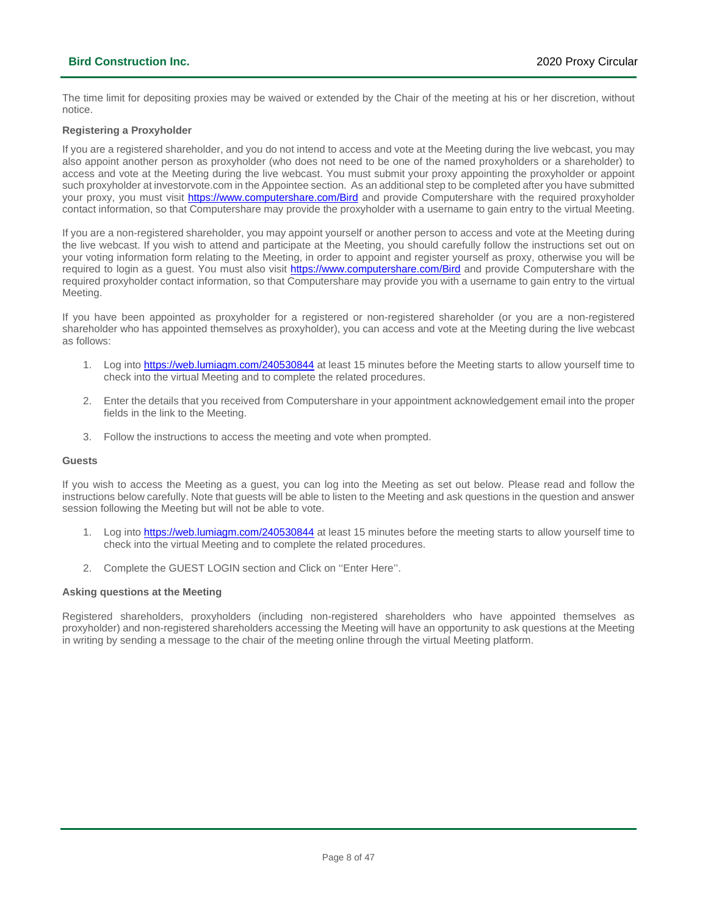The time limit for depositing proxies may be waived or extended by the Chair of the meeting at his or her discretion, without notice.

**Registering a Proxyholder**

If you are a registered shareholder, and you do not intend to access and vote at the Meeting during the live webcast, you may also appoint another person as proxyholder (who does not need to be one of the named proxyholders or a shareholder) to access and vote at the Meeting during the live webcast. You must submit your proxy appointing the proxyholder or appoint such proxyholder at investorvote.com in the Appointee section. As an additional step to be completed after you have submitted your proxy, you must visit https://www.computershare.com/Bird and provide Computershare with the required proxyholder contact information, so that Computershare may provide the proxyholder with a username to gain entry to the virtual Meeting.

If you are a non-registered shareholder, you may appoint yourself or another person to access and vote at the Meeting during the live webcast. If you wish to attend and participate at the Meeting, you should carefully follow the instructions set out on your voting information form relating to the Meeting, in order to appoint and register yourself as proxy, otherwise you will be required to login as a guest. You must also visit https://www.computershare.com/Bird and provide Computershare with the required proxyholder contact information, so that Computershare may provide you with a username to gain entry to the virtual Meeting.

If you have been appointed as proxyholder for a registered or non-registered shareholder (or you are a non-registered shareholder who has appointed themselves as proxyholder), you can access and vote at the Meeting during the live webcast as follows:

1. Log into https://web.lumiagm.com/240530844 at least 15 minutes before the Meeting starts to allow yourself time to check into the virtual Meeting and to complete the related procedures.

2. Enter the details that you received from Computershare in your appointment acknowledgement email into the proper fields in the link to the Meeting.

3. Follow the instructions to access the meeting and vote when prompted.

**Guests**

If you wish to access the Meeting as a guest, you can log into the Meeting as set out below. Please read and follow the instructions below carefully. Note that guests will be able to listen to the Meeting and ask questions in the question and answer session following the Meeting but will not be able to vote.

1. Log into https://web.lumiagm.com/240530844 at least 15 minutes before the meeting starts to allow yourself time to check into the virtual Meeting and to complete the related procedures.

2. Complete the GUEST LOGIN section and Click on ''Enter Here''.

**Asking questions at the Meeting**

Registered shareholders, proxyholders (including non-registered shareholders who have appointed themselves as proxyholder) and non-registered shareholders accessing the Meeting will have an opportunity to ask questions at the Meeting in writing by sending a message to the chair of the meeting online through the virtual Meeting platform.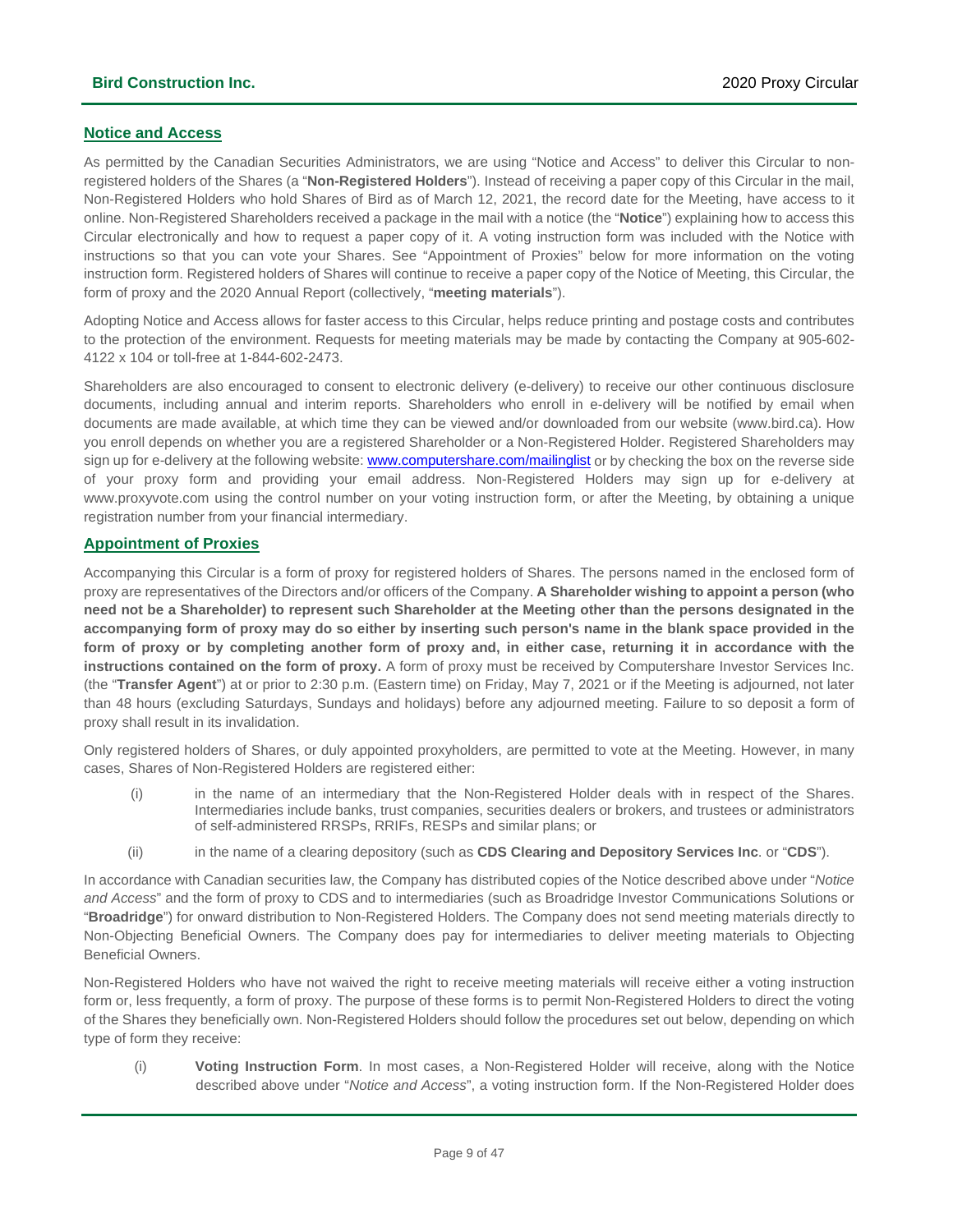## Notice and Access

As permitted by the Canadian Securities Administrators, we are using "Notice and Access" to deliver this Circular to non-registered holders of the Shares (a "**Non-Registered Holders**"). Instead of receiving a paper copy of this Circular in the mail, Non-Registered Holders who hold Shares of Bird as of March 12, 2021, the record date for the Meeting, have access to it online. Non-Registered Shareholders received a package in the mail with a notice (the "**Notice**") explaining how to access this Circular electronically and how to request a paper copy of it. A voting instruction form was included with the Notice with instructions so that you can vote your Shares. See "Appointment of Proxies" below for more information on the voting instruction form. Registered holders of Shares will continue to receive a paper copy of the Notice of Meeting, this Circular, the form of proxy and the 2020 Annual Report (collectively, "**meeting materials**").

Adopting Notice and Access allows for faster access to this Circular, helps reduce printing and postage costs and contributes to the protection of the environment. Requests for meeting materials may be made by contacting the Company at 905-602-4122 x 104 or toll-free at 1-844-602-2473.

Shareholders are also encouraged to consent to electronic delivery (e-delivery) to receive our other continuous disclosure documents, including annual and interim reports. Shareholders who enroll in e-delivery will be notified by email when documents are made available, at which time they can be viewed and/or downloaded from our website (www.bird.ca). How you enroll depends on whether you are a registered Shareholder or a Non-Registered Holder. Registered Shareholders may sign up for e-delivery at the following website: www.computershare.com/mailinglist or by checking the box on the reverse side of your proxy form and providing your email address. Non-Registered Holders may sign up for e-delivery at www.proxyvote.com using the control number on your voting instruction form, or after the Meeting, by obtaining a unique registration number from your financial intermediary.

## Appointment of Proxies

Accompanying this Circular is a form of proxy for registered holders of Shares. The persons named in the enclosed form of proxy are representatives of the Directors and/or officers of the Company. **A Shareholder wishing to appoint a person (who need not be a Shareholder) to represent such Shareholder at the Meeting other than the persons designated in the accompanying form of proxy may do so either by inserting such person's name in the blank space provided in the form of proxy or by completing another form of proxy and, in either case, returning it in accordance with the instructions contained on the form of proxy.** A form of proxy must be received by Computershare Investor Services Inc. (the "**Transfer Agent**") at or prior to 2:30 p.m. (Eastern time) on Friday, May 7, 2021 or if the Meeting is adjourned, not later than 48 hours (excluding Saturdays, Sundays and holidays) before any adjourned meeting. Failure to so deposit a form of proxy shall result in its invalidation.

Only registered holders of Shares, or duly appointed proxyholders, are permitted to vote at the Meeting. However, in many cases, Shares of Non-Registered Holders are registered either:

(i) in the name of an intermediary that the Non-Registered Holder deals with in respect of the Shares. Intermediaries include banks, trust companies, securities dealers or brokers, and trustees or administrators of self-administered RRSPs, RRIFs, RESPs and similar plans; or

(ii) in the name of a clearing depository (such as **CDS Clearing and Depository Services Inc**. or "**CDS**").

In accordance with Canadian securities law, the Company has distributed copies of the Notice described above under "*Notice and Access*" and the form of proxy to CDS and to intermediaries (such as Broadridge Investor Communications Solutions or "**Broadridge**") for onward distribution to Non-Registered Holders. The Company does not send meeting materials directly to Non-Objecting Beneficial Owners. The Company does pay for intermediaries to deliver meeting materials to Objecting Beneficial Owners.

Non-Registered Holders who have not waived the right to receive meeting materials will receive either a voting instruction form or, less frequently, a form of proxy. The purpose of these forms is to permit Non-Registered Holders to direct the voting of the Shares they beneficially own. Non-Registered Holders should follow the procedures set out below, depending on which type of form they receive:

(i) **Voting Instruction Form**. In most cases, a Non-Registered Holder will receive, along with the Notice described above under "*Notice and Access*", a voting instruction form. If the Non-Registered Holder does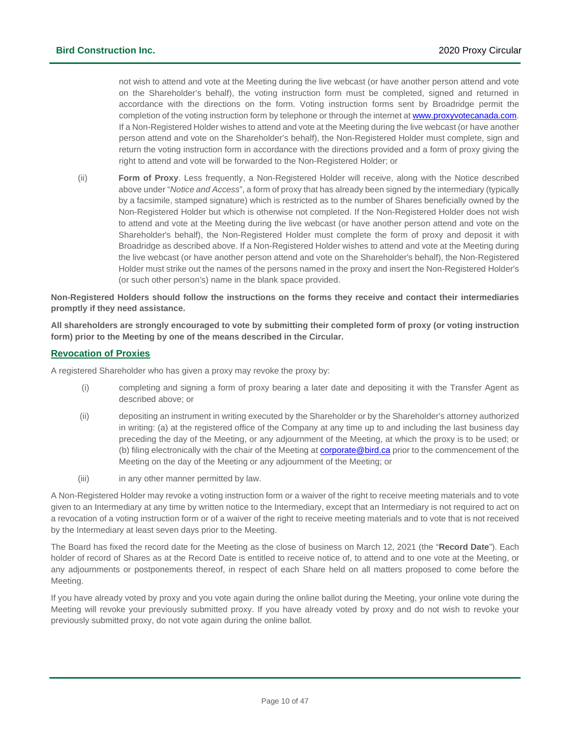not wish to attend and vote at the Meeting during the live webcast (or have another person attend and vote on the Shareholder's behalf), the voting instruction form must be completed, signed and returned in accordance with the directions on the form. Voting instruction forms sent by Broadridge permit the completion of the voting instruction form by telephone or through the internet at www.proxyvotecanada.com. If a Non-Registered Holder wishes to attend and vote at the Meeting during the live webcast (or have another person attend and vote on the Shareholder's behalf), the Non-Registered Holder must complete, sign and return the voting instruction form in accordance with the directions provided and a form of proxy giving the right to attend and vote will be forwarded to the Non-Registered Holder; or

(ii) **Form of Proxy**. Less frequently, a Non-Registered Holder will receive, along with the Notice described above under "*Notice and Access*", a form of proxy that has already been signed by the intermediary (typically by a facsimile, stamped signature) which is restricted as to the number of Shares beneficially owned by the Non-Registered Holder but which is otherwise not completed. If the Non-Registered Holder does not wish to attend and vote at the Meeting during the live webcast (or have another person attend and vote on the Shareholder's behalf), the Non-Registered Holder must complete the form of proxy and deposit it with Broadridge as described above. If a Non-Registered Holder wishes to attend and vote at the Meeting during the live webcast (or have another person attend and vote on the Shareholder's behalf), the Non-Registered Holder must strike out the names of the persons named in the proxy and insert the Non-Registered Holder's (or such other person's) name in the blank space provided.

**Non-Registered Holders should follow the instructions on the forms they receive and contact their intermediaries promptly if they need assistance.**

**All shareholders are strongly encouraged to vote by submitting their completed form of proxy (or voting instruction form) prior to the Meeting by one of the means described in the Circular.**

## Revocation of Proxies

A registered Shareholder who has given a proxy may revoke the proxy by:

(i) completing and signing a form of proxy bearing a later date and depositing it with the Transfer Agent as described above; or

(ii) depositing an instrument in writing executed by the Shareholder or by the Shareholder's attorney authorized in writing: (a) at the registered office of the Company at any time up to and including the last business day preceding the day of the Meeting, or any adjournment of the Meeting, at which the proxy is to be used; or (b) filing electronically with the chair of the Meeting at corporate@bird.ca prior to the commencement of the Meeting on the day of the Meeting or any adjournment of the Meeting; or

(iii) in any other manner permitted by law.

A Non-Registered Holder may revoke a voting instruction form or a waiver of the right to receive meeting materials and to vote given to an Intermediary at any time by written notice to the Intermediary, except that an Intermediary is not required to act on a revocation of a voting instruction form or of a waiver of the right to receive meeting materials and to vote that is not received by the Intermediary at least seven days prior to the Meeting.

The Board has fixed the record date for the Meeting as the close of business on March 12, 2021 (the "**Record Date**"). Each holder of record of Shares as at the Record Date is entitled to receive notice of, to attend and to one vote at the Meeting, or any adjournments or postponements thereof, in respect of each Share held on all matters proposed to come before the Meeting.

If you have already voted by proxy and you vote again during the online ballot during the Meeting, your online vote during the Meeting will revoke your previously submitted proxy. If you have already voted by proxy and do not wish to revoke your previously submitted proxy, do not vote again during the online ballot.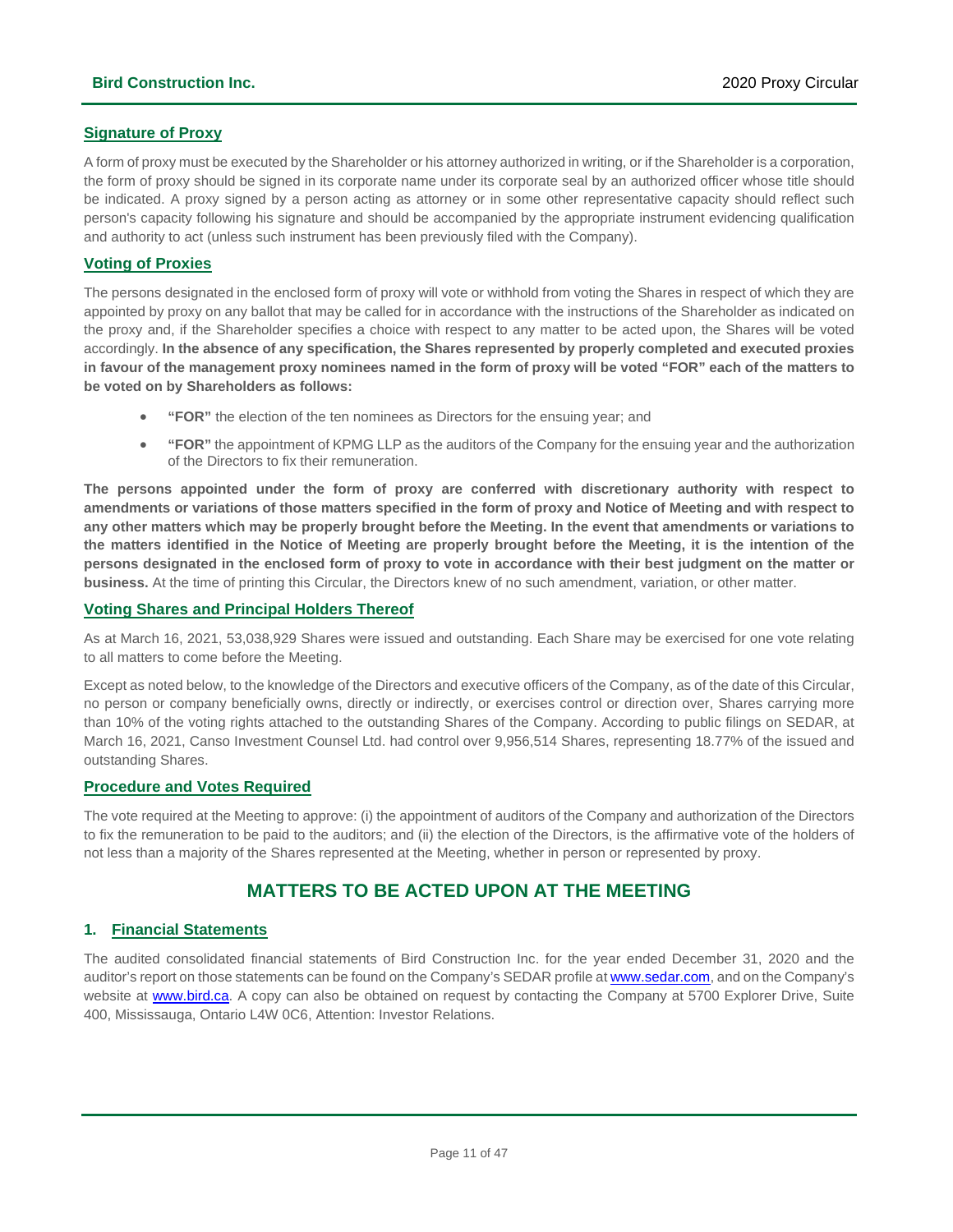## Signature of Proxy

A form of proxy must be executed by the Shareholder or his attorney authorized in writing, or if the Shareholder is a corporation, the form of proxy should be signed in its corporate name under its corporate seal by an authorized officer whose title should be indicated. A proxy signed by a person acting as attorney or in some other representative capacity should reflect such person's capacity following his signature and should be accompanied by the appropriate instrument evidencing qualification and authority to act (unless such instrument has been previously filed with the Company).

## Voting of Proxies

The persons designated in the enclosed form of proxy will vote or withhold from voting the Shares in respect of which they are appointed by proxy on any ballot that may be called for in accordance with the instructions of the Shareholder as indicated on the proxy and, if the Shareholder specifies a choice with respect to any matter to be acted upon, the Shares will be voted accordingly. **In the absence of any specification, the Shares represented by properly completed and executed proxies in favour of the management proxy nominees named in the form of proxy will be voted "FOR" each of the matters to be voted on by Shareholders as follows:**

- **"FOR"** the election of the ten nominees as Directors for the ensuing year; and
- **"FOR"** the appointment of KPMG LLP as the auditors of the Company for the ensuing year and the authorization of the Directors to fix their remuneration.

**The persons appointed under the form of proxy are conferred with discretionary authority with respect to amendments or variations of those matters specified in the form of proxy and Notice of Meeting and with respect to any other matters which may be properly brought before the Meeting. In the event that amendments or variations to the matters identified in the Notice of Meeting are properly brought before the Meeting, it is the intention of the persons designated in the enclosed form of proxy to vote in accordance with their best judgment on the matter or business.** At the time of printing this Circular, the Directors knew of no such amendment, variation, or other matter.

## Voting Shares and Principal Holders Thereof

As at March 16, 2021, 53,038,929 Shares were issued and outstanding. Each Share may be exercised for one vote relating to all matters to come before the Meeting.

Except as noted below, to the knowledge of the Directors and executive officers of the Company, as of the date of this Circular, no person or company beneficially owns, directly or indirectly, or exercises control or direction over, Shares carrying more than 10% of the voting rights attached to the outstanding Shares of the Company. According to public filings on SEDAR, at March 16, 2021, Canso Investment Counsel Ltd. had control over 9,956,514 Shares, representing 18.77% of the issued and outstanding Shares.

## Procedure and Votes Required

The vote required at the Meeting to approve: (i) the appointment of auditors of the Company and authorization of the Directors to fix the remuneration to be paid to the auditors; and (ii) the election of the Directors, is the affirmative vote of the holders of not less than a majority of the Shares represented at the Meeting, whether in person or represented by proxy.

# MATTERS TO BE ACTED UPON AT THE MEETING

## 1. Financial Statements

The audited consolidated financial statements of Bird Construction Inc. for the year ended December 31, 2020 and the auditor's report on those statements can be found on the Company's SEDAR profile at www.sedar.com, and on the Company's website at www.bird.ca. A copy can also be obtained on request by contacting the Company at 5700 Explorer Drive, Suite 400, Mississauga, Ontario L4W 0C6, Attention: Investor Relations.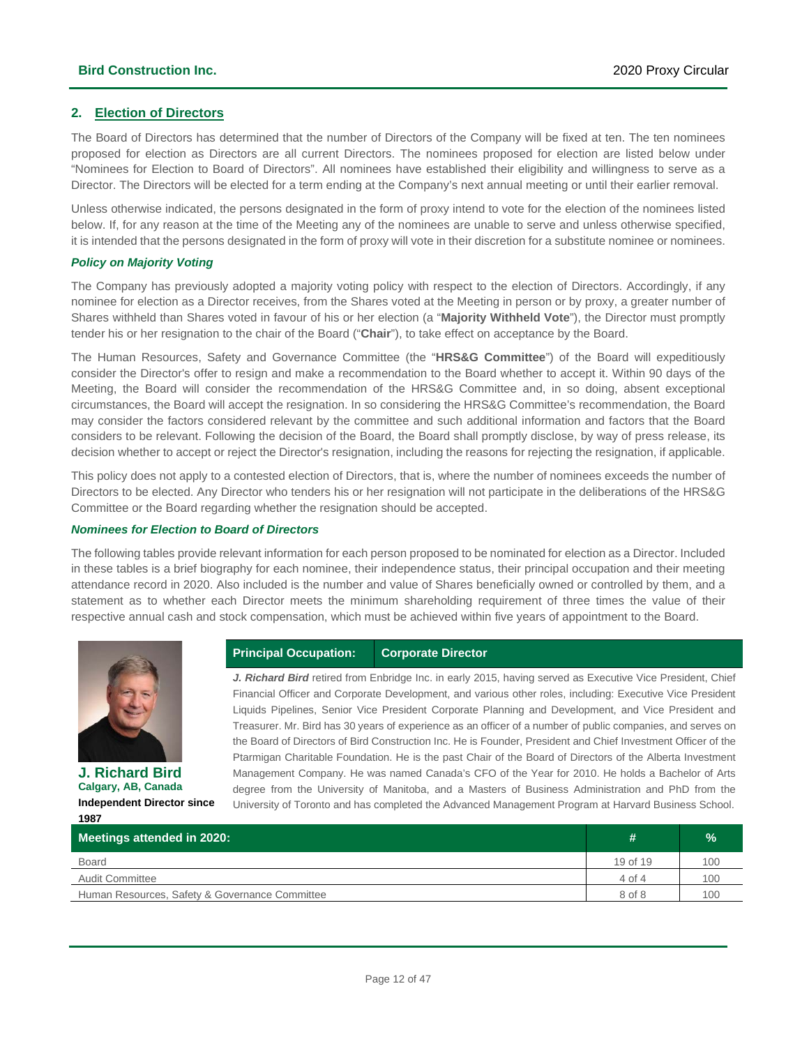## 2. Election of Directors

The Board of Directors has determined that the number of Directors of the Company will be fixed at ten. The ten nominees proposed for election as Directors are all current Directors. The nominees proposed for election are listed below under "Nominees for Election to Board of Directors". All nominees have established their eligibility and willingness to serve as a Director. The Directors will be elected for a term ending at the Company's next annual meeting or until their earlier removal.

Unless otherwise indicated, the persons designated in the form of proxy intend to vote for the election of the nominees listed below. If, for any reason at the time of the Meeting any of the nominees are unable to serve and unless otherwise specified, it is intended that the persons designated in the form of proxy will vote in their discretion for a substitute nominee or nominees.

### *Policy on Majority Voting*

The Company has previously adopted a majority voting policy with respect to the election of Directors. Accordingly, if any nominee for election as a Director receives, from the Shares voted at the Meeting in person or by proxy, a greater number of Shares withheld than Shares voted in favour of his or her election (a "**Majority Withheld Vote**"), the Director must promptly tender his or her resignation to the chair of the Board ("**Chair**"), to take effect on acceptance by the Board.

The Human Resources, Safety and Governance Committee (the "**HRS&G Committee**") of the Board will expeditiously consider the Director's offer to resign and make a recommendation to the Board whether to accept it. Within 90 days of the Meeting, the Board will consider the recommendation of the HRS&G Committee and, in so doing, absent exceptional circumstances, the Board will accept the resignation. In so considering the HRS&G Committee's recommendation, the Board may consider the factors considered relevant by the committee and such additional information and factors that the Board considers to be relevant. Following the decision of the Board, the Board shall promptly disclose, by way of press release, its decision whether to accept or reject the Director's resignation, including the reasons for rejecting the resignation, if applicable.

This policy does not apply to a contested election of Directors, that is, where the number of nominees exceeds the number of Directors to be elected. Any Director who tenders his or her resignation will not participate in the deliberations of the HRS&G Committee or the Board regarding whether the resignation should be accepted.

### *Nominees for Election to Board of Directors*

The following tables provide relevant information for each person proposed to be nominated for election as a Director. Included in these tables is a brief biography for each nominee, their independence status, their principal occupation and their meeting attendance record in 2020. Also included is the number and value of Shares beneficially owned or controlled by them, and a statement as to whether each Director meets the minimum shareholding requirement of three times the value of their respective annual cash and stock compensation, which must be achieved within five years of appointment to the Board.

**J. Richard Bird**
**Calgary, AB, Canada**
**Independent Director since 1987**

| Principal Occupation: | Corporate Director |
|---|---|

***J. Richard Bird*** retired from Enbridge Inc. in early 2015, having served as Executive Vice President, Chief Financial Officer and Corporate Development, and various other roles, including: Executive Vice President Liquids Pipelines, Senior Vice President Corporate Planning and Development, and Vice President and Treasurer. Mr. Bird has 30 years of experience as an officer of a number of public companies, and serves on the Board of Directors of Bird Construction Inc. He is Founder, President and Chief Investment Officer of the Ptarmigan Charitable Foundation. He is the past Chair of the Board of Directors of the Alberta Investment Management Company. He was named Canada's CFO of the Year for 2010. He holds a Bachelor of Arts degree from the University of Manitoba, and a Masters of Business Administration and PhD from the University of Toronto and has completed the Advanced Management Program at Harvard Business School.

| Meetings attended in 2020: | # | % |
|---|---|---|
| Board | 19 of 19 | 100 |
| Audit Committee | 4 of 4 | 100 |
| Human Resources, Safety & Governance Committee | 8 of 8 | 100 |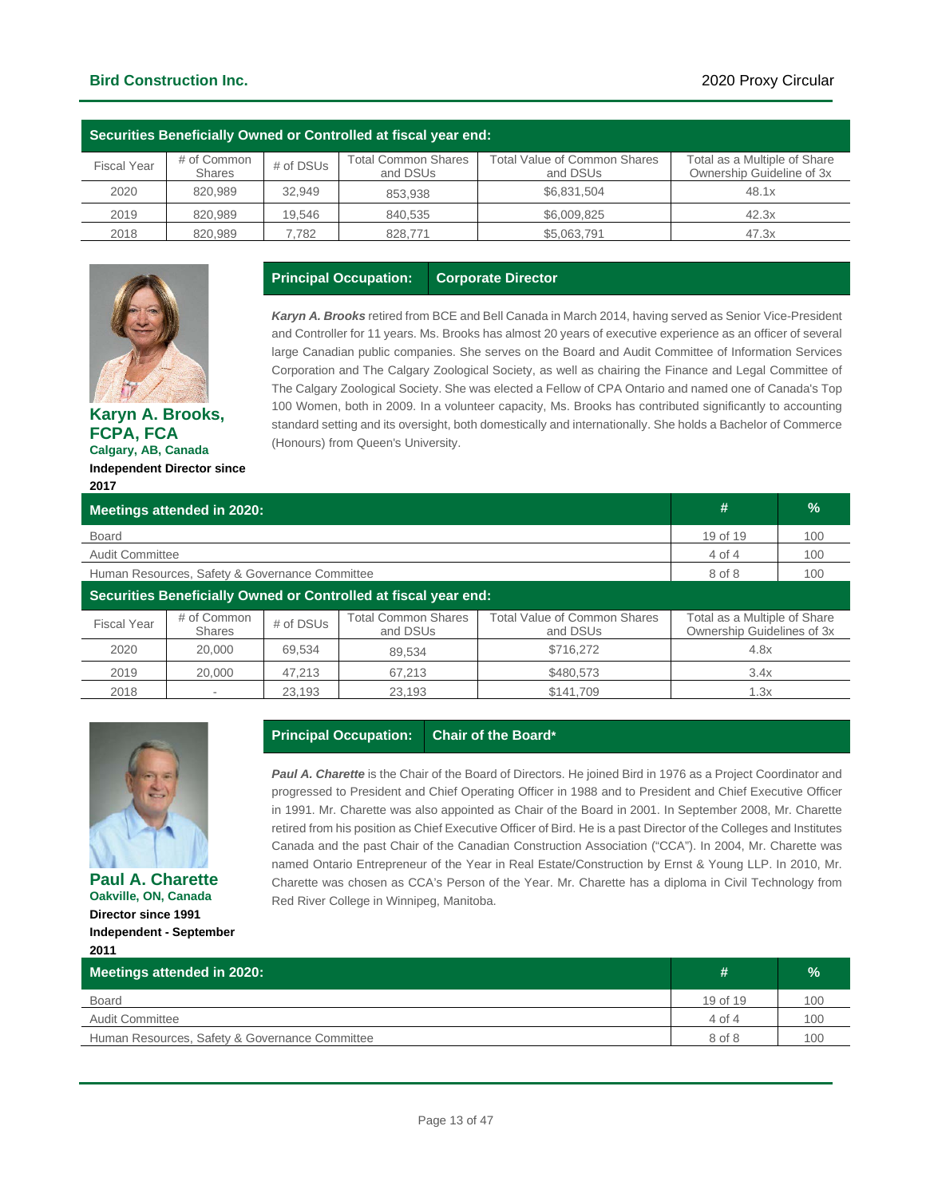**Securities Beneficially Owned or Controlled at fiscal year end:**

| Fiscal Year | # of Common Shares | # of DSUs | Total Common Shares and DSUs | Total Value of Common Shares and DSUs | Total as a Multiple of Share Ownership Guideline of 3x |
|---|---|---|---|---|---|
| 2020 | 820,989 | 32,949 | 853,938 | $6,831,504 | 48.1x |
| 2019 | 820,989 | 19,546 | 840,535 | $6,009,825 | 42.3x |
| 2018 | 820,989 | 7,782 | 828,771 | $5,063,791 | 47.3x |

## Karyn A. Brooks, FCPA, FCA

**Calgary, AB, Canada**

**Independent Director since 2017**

**Principal Occupation:** **Corporate Director**

***Karyn A. Brooks*** retired from BCE and Bell Canada in March 2014, having served as Senior Vice-President and Controller for 11 years. Ms. Brooks has almost 20 years of executive experience as an officer of several large Canadian public companies. She serves on the Board and Audit Committee of Information Services Corporation and The Calgary Zoological Society, as well as chairing the Finance and Legal Committee of The Calgary Zoological Society. She was elected a Fellow of CPA Ontario and named one of Canada's Top 100 Women, both in 2009. In a volunteer capacity, Ms. Brooks has contributed significantly to accounting standard setting and its oversight, both domestically and internationally. She holds a Bachelor of Commerce (Honours) from Queen's University.

| Meetings attended in 2020: | # | % |
|---|---|---|
| Board | 19 of 19 | 100 |
| Audit Committee | 4 of 4 | 100 |
| Human Resources, Safety & Governance Committee | 8 of 8 | 100 |

**Securities Beneficially Owned or Controlled at fiscal year end:**

| Fiscal Year | # of Common Shares | # of DSUs | Total Common Shares and DSUs | Total Value of Common Shares and DSUs | Total as a Multiple of Share Ownership Guidelines of 3x |
|---|---|---|---|---|---|
| 2020 | 20,000 | 69,534 | 89,534 | $716,272 | 4.8x |
| 2019 | 20,000 | 47,213 | 67,213 | $480,573 | 3.4x |
| 2018 | - | 23,193 | 23,193 | $141,709 | 1.3x |

## Paul A. Charette

**Oakville, ON, Canada**

**Director since 1991**

**Independent - September 2011**

**Principal Occupation:** **Chair of the Board***

***Paul A. Charette*** is the Chair of the Board of Directors. He joined Bird in 1976 as a Project Coordinator and progressed to President and Chief Operating Officer in 1988 and to President and Chief Executive Officer in 1991. Mr. Charette was also appointed as Chair of the Board in 2001. In September 2008, Mr. Charette retired from his position as Chief Executive Officer of Bird. He is a past Director of the Colleges and Institutes Canada and the past Chair of the Canadian Construction Association ("CCA"). In 2004, Mr. Charette was named Ontario Entrepreneur of the Year in Real Estate/Construction by Ernst & Young LLP. In 2010, Mr. Charette was chosen as CCA's Person of the Year. Mr. Charette has a diploma in Civil Technology from Red River College in Winnipeg, Manitoba.

| Meetings attended in 2020: | # | % |
|---|---|---|
| Board | 19 of 19 | 100 |
| Audit Committee | 4 of 4 | 100 |
| Human Resources, Safety & Governance Committee | 8 of 8 | 100 |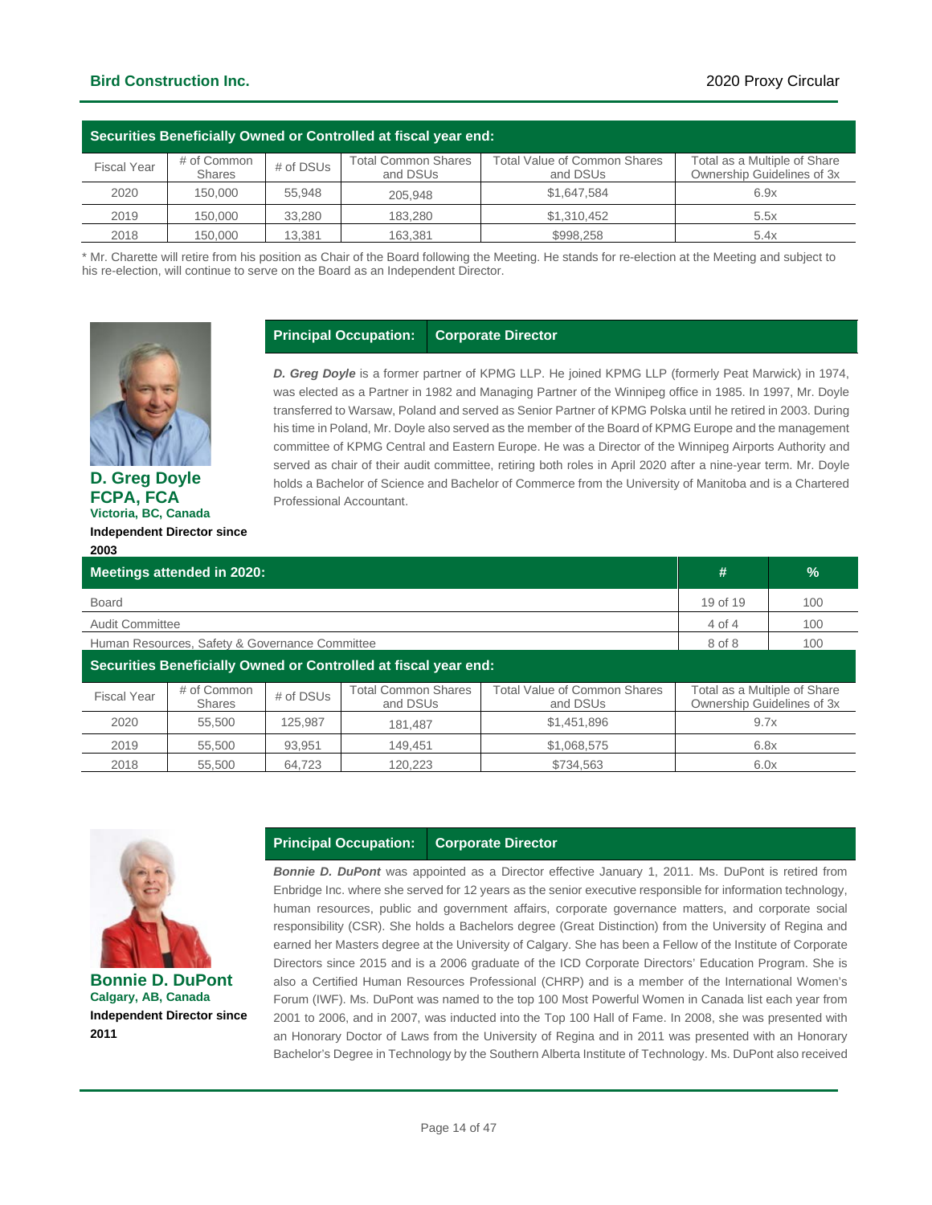### Securities Beneficially Owned or Controlled at fiscal year end:

| Fiscal Year | # of Common Shares | # of DSUs | Total Common Shares and DSUs | Total Value of Common Shares and DSUs | Total as a Multiple of Share Ownership Guidelines of 3x |
|---|---|---|---|---|---|
| 2020 | 150,000 | 55,948 | 205,948 | $1,647,584 | 6.9x |
| 2019 | 150,000 | 33,280 | 183,280 | $1,310,452 | 5.5x |
| 2018 | 150,000 | 13,381 | 163,381 | $998,258 | 5.4x |

* Mr. Charette will retire from his position as Chair of the Board following the Meeting. He stands for re-election at the Meeting and subject to his re-election, will continue to serve on the Board as an Independent Director.

## D. Greg Doyle FCPA, FCA

**Victoria, BC, Canada**

**Independent Director since 2003**

**Principal Occupation: Corporate Director**

***D. Greg Doyle*** is a former partner of KPMG LLP. He joined KPMG LLP (formerly Peat Marwick) in 1974, was elected as a Partner in 1982 and Managing Partner of the Winnipeg office in 1985. In 1997, Mr. Doyle transferred to Warsaw, Poland and served as Senior Partner of KPMG Polska until he retired in 2003. During his time in Poland, Mr. Doyle also served as the member of the Board of KPMG Europe and the management committee of KPMG Central and Eastern Europe. He was a Director of the Winnipeg Airports Authority and served as chair of their audit committee, retiring both roles in April 2020 after a nine-year term. Mr. Doyle holds a Bachelor of Science and Bachelor of Commerce from the University of Manitoba and is a Chartered Professional Accountant.

| Meetings attended in 2020: | # | % |
|---|---|---|
| Board | 19 of 19 | 100 |
| Audit Committee | 4 of 4 | 100 |
| Human Resources, Safety & Governance Committee | 8 of 8 | 100 |

### Securities Beneficially Owned or Controlled at fiscal year end:

| Fiscal Year | # of Common Shares | # of DSUs | Total Common Shares and DSUs | Total Value of Common Shares and DSUs | Total as a Multiple of Share Ownership Guidelines of 3x |
|---|---|---|---|---|---|
| 2020 | 55,500 | 125,987 | 181,487 | $1,451,896 | 9.7x |
| 2019 | 55,500 | 93,951 | 149,451 | $1,068,575 | 6.8x |
| 2018 | 55,500 | 64,723 | 120,223 | $734,563 | 6.0x |

## Bonnie D. DuPont

**Calgary, AB, Canada**

**Independent Director since 2011**

**Principal Occupation: Corporate Director**

***Bonnie D. DuPont*** was appointed as a Director effective January 1, 2011. Ms. DuPont is retired from Enbridge Inc. where she served for 12 years as the senior executive responsible for information technology, human resources, public and government affairs, corporate governance matters, and corporate social responsibility (CSR). She holds a Bachelors degree (Great Distinction) from the University of Regina and earned her Masters degree at the University of Calgary. She has been a Fellow of the Institute of Corporate Directors since 2015 and is a 2006 graduate of the ICD Corporate Directors' Education Program. She is also a Certified Human Resources Professional (CHRP) and is a member of the International Women's Forum (IWF). Ms. DuPont was named to the top 100 Most Powerful Women in Canada list each year from 2001 to 2006, and in 2007, was inducted into the Top 100 Hall of Fame. In 2008, she was presented with an Honorary Doctor of Laws from the University of Regina and in 2011 was presented with an Honorary Bachelor's Degree in Technology by the Southern Alberta Institute of Technology. Ms. DuPont also received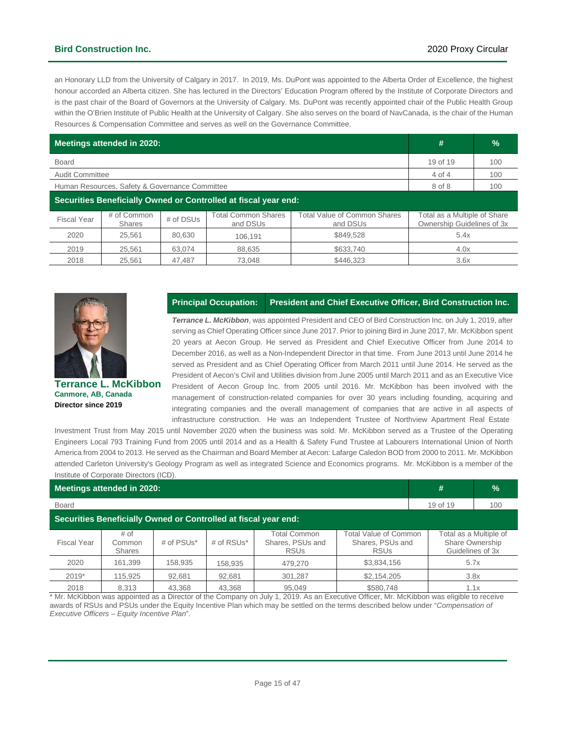an Honorary LLD from the University of Calgary in 2017. In 2019, Ms. DuPont was appointed to the Alberta Order of Excellence, the highest honour accorded an Alberta citizen. She has lectured in the Directors' Education Program offered by the Institute of Corporate Directors and is the past chair of the Board of Governors at the University of Calgary. Ms. DuPont was recently appointed chair of the Public Health Group within the O'Brien Institute of Public Health at the University of Calgary. She also serves on the board of NavCanada, is the chair of the Human Resources & Compensation Committee and serves as well on the Governance Committee.

| Meetings attended in 2020: | # | % |
|---|---|---|
| Board | 19 of 19 | 100 |
| Audit Committee | 4 of 4 | 100 |
| Human Resources, Safety & Governance Committee | 8 of 8 | 100 |

**Securities Beneficially Owned or Controlled at fiscal year end:**

| Fiscal Year | # of Common Shares | # of DSUs | Total Common Shares and DSUs | Total Value of Common Shares and DSUs | Total as a Multiple of Share Ownership Guidelines of 3x |
|---|---|---|---|---|---|
| 2020 | 25,561 | 80,630 | 106,191 | $849,528 | 5.4x |
| 2019 | 25,561 | 63,074 | 88,635 | $633,740 | 4.0x |
| 2018 | 25,561 | 47,487 | 73,048 | $446,323 | 3.6x |

**Terrance L. McKibbon**
**Canmore, AB, Canada**
**Director since 2019**

| Principal Occupation: | President and Chief Executive Officer, Bird Construction Inc. |
|---|---|

***Terrance L. McKibbon***, was appointed President and CEO of Bird Construction Inc. on July 1, 2019, after serving as Chief Operating Officer since June 2017. Prior to joining Bird in June 2017, Mr. McKibbon spent 20 years at Aecon Group. He served as President and Chief Executive Officer from June 2014 to December 2016, as well as a Non-Independent Director in that time. From June 2013 until June 2014 he served as President and as Chief Operating Officer from March 2011 until June 2014. He served as the President of Aecon's Civil and Utilities division from June 2005 until March 2011 and as an Executive Vice President of Aecon Group Inc. from 2005 until 2016. Mr. McKibbon has been involved with the management of construction-related companies for over 30 years including founding, acquiring and integrating companies and the overall management of companies that are active in all aspects of infrastructure construction. He was an Independent Trustee of Northview Apartment Real Estate Investment Trust from May 2015 until November 2020 when the business was sold. Mr. McKibbon served as a Trustee of the Operating Engineers Local 793 Training Fund from 2005 until 2014 and as a Health & Safety Fund Trustee at Labourers International Union of North America from 2004 to 2013. He served as the Chairman and Board Member at Aecon: Lafarge Caledon BOD from 2000 to 2011. Mr. McKibbon attended Carleton University's Geology Program as well as integrated Science and Economics programs. Mr. McKibbon is a member of the Institute of Corporate Directors (ICD).

| Meetings attended in 2020: | # | % |
|---|---|---|
| Board | 19 of 19 | 100 |

**Securities Beneficially Owned or Controlled at fiscal year end:**

| Fiscal Year | # of Common Shares | # of PSUs* | # of RSUs* | Total Common Shares, PSUs and RSUs | Total Value of Common Shares, PSUs and RSUs | Total as a Multiple of Share Ownership Guidelines of 3x |
|---|---|---|---|---|---|---|
| 2020 | 161,399 | 158,935 | 158,935 | 479,270 | $3,834,156 | 5.7x |
| 2019* | 115,925 | 92,681 | 92,681 | 301,287 | $2,154,205 | 3.8x |
| 2018 | 8,313 | 43,368 | 43,368 | 95,049 | $580,748 | 1.1x |

* Mr. McKibbon was appointed as a Director of the Company on July 1, 2019. As an Executive Officer, Mr. McKibbon was eligible to receive awards of RSUs and PSUs under the Equity Incentive Plan which may be settled on the terms described below under "*Compensation of Executive Officers – Equity Incentive Plan*".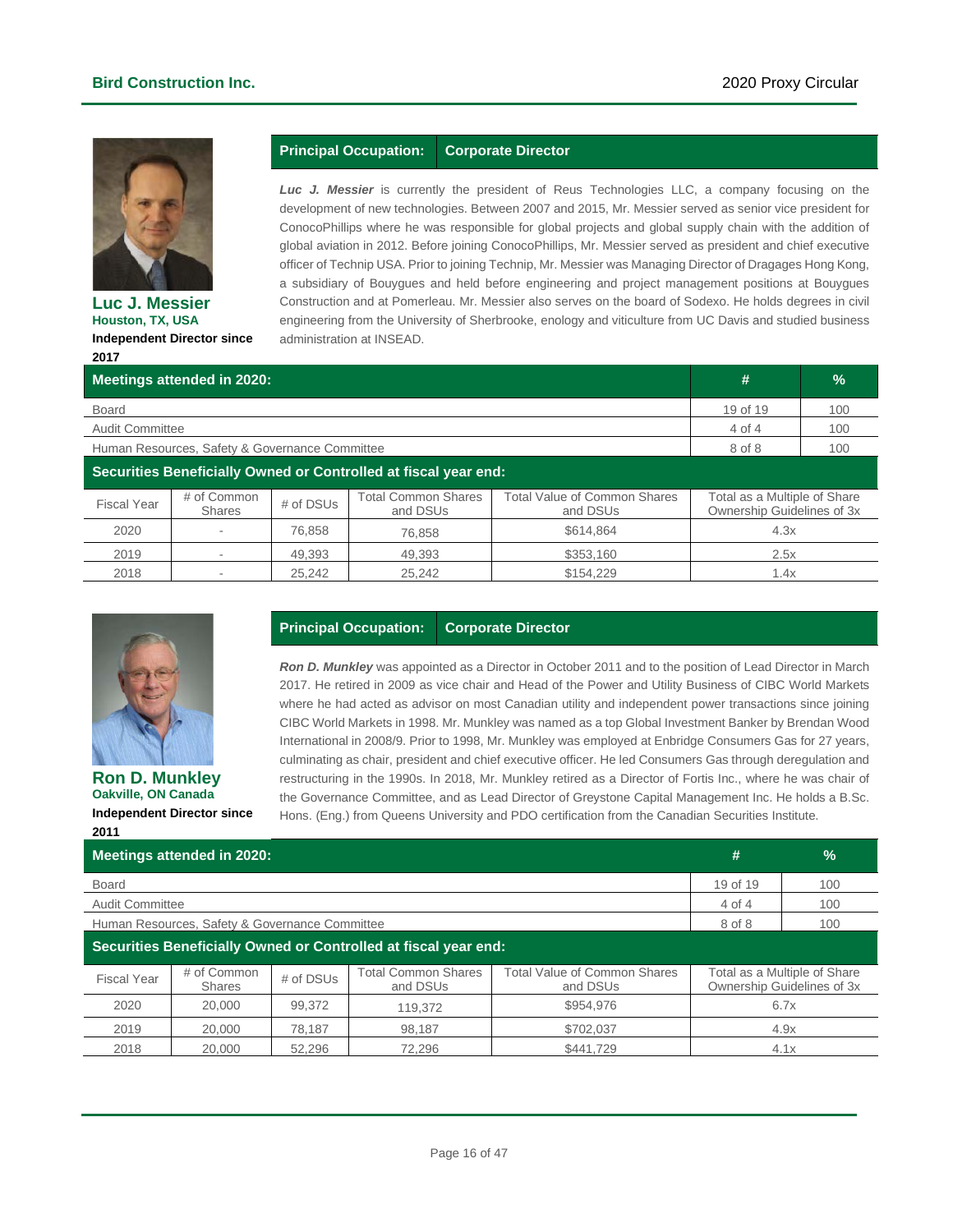## Luc J. Messier

**Houston, TX, USA**

**Independent Director since 2017**

| Principal Occupation: | Corporate Director |
|---|---|

***Luc J. Messier*** is currently the president of Reus Technologies LLC, a company focusing on the development of new technologies. Between 2007 and 2015, Mr. Messier served as senior vice president for ConocoPhillips where he was responsible for global projects and global supply chain with the addition of global aviation in 2012. Before joining ConocoPhillips, Mr. Messier served as president and chief executive officer of Technip USA. Prior to joining Technip, Mr. Messier was Managing Director of Dragages Hong Kong, a subsidiary of Bouygues and held before engineering and project management positions at Bouygues Construction and at Pomerleau. Mr. Messier also serves on the board of Sodexo. He holds degrees in civil engineering from the University of Sherbrooke, enology and viticulture from UC Davis and studied business administration at INSEAD.

| Meetings attended in 2020: | # | % |
|---|---|---|
| Board | 19 of 19 | 100 |
| Audit Committee | 4 of 4 | 100 |
| Human Resources, Safety & Governance Committee | 8 of 8 | 100 |

**Securities Beneficially Owned or Controlled at fiscal year end:**

| Fiscal Year | # of Common Shares | # of DSUs | Total Common Shares and DSUs | Total Value of Common Shares and DSUs | Total as a Multiple of Share Ownership Guidelines of 3x |
|---|---|---|---|---|---|
| 2020 | - | 76,858 | 76,858 | $614,864 | 4.3x |
| 2019 | - | 49,393 | 49,393 | $353,160 | 2.5x |
| 2018 | - | 25,242 | 25,242 | $154,229 | 1.4x |

## Ron D. Munkley

**Oakville, ON Canada**

**Independent Director since 2011**

| Principal Occupation: | Corporate Director |
|---|---|

***Ron D. Munkley*** was appointed as a Director in October 2011 and to the position of Lead Director in March 2017. He retired in 2009 as vice chair and Head of the Power and Utility Business of CIBC World Markets where he had acted as advisor on most Canadian utility and independent power transactions since joining CIBC World Markets in 1998. Mr. Munkley was named as a top Global Investment Banker by Brendan Wood International in 2008/9. Prior to 1998, Mr. Munkley was employed at Enbridge Consumers Gas for 27 years, culminating as chair, president and chief executive officer. He led Consumers Gas through deregulation and restructuring in the 1990s. In 2018, Mr. Munkley retired as a Director of Fortis Inc., where he was chair of the Governance Committee, and as Lead Director of Greystone Capital Management Inc. He holds a B.Sc. Hons. (Eng.) from Queens University and PDO certification from the Canadian Securities Institute.

| Meetings attended in 2020: | # | % |
|---|---|---|
| Board | 19 of 19 | 100 |
| Audit Committee | 4 of 4 | 100 |
| Human Resources, Safety & Governance Committee | 8 of 8 | 100 |

**Securities Beneficially Owned or Controlled at fiscal year end:**

| Fiscal Year | # of Common Shares | # of DSUs | Total Common Shares and DSUs | Total Value of Common Shares and DSUs | Total as a Multiple of Share Ownership Guidelines of 3x |
|---|---|---|---|---|---|
| 2020 | 20,000 | 99,372 | 119,372 | $954,976 | 6.7x |
| 2019 | 20,000 | 78,187 | 98,187 | $702,037 | 4.9x |
| 2018 | 20,000 | 52,296 | 72,296 | $441,729 | 4.1x |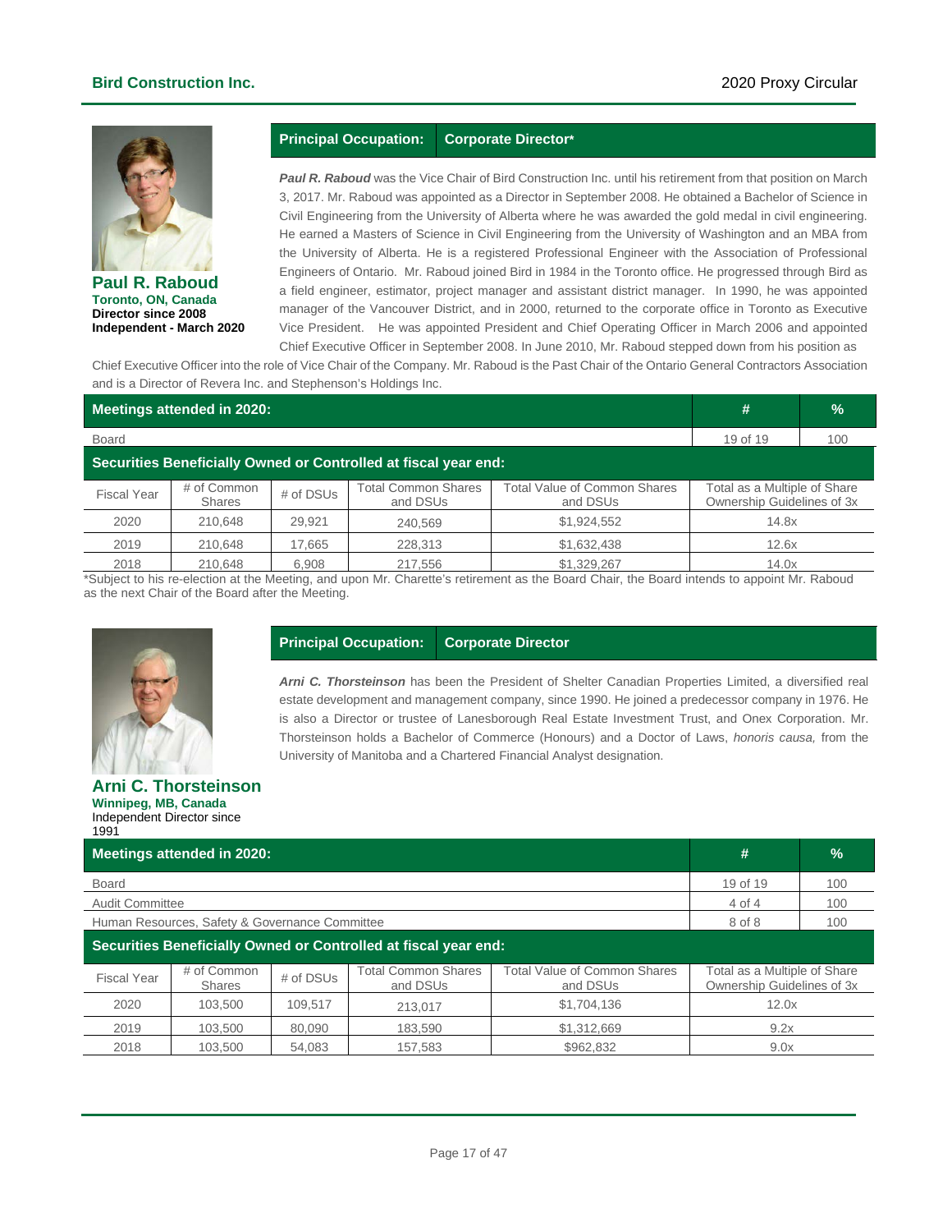## Paul R. Raboud

**Toronto, ON, Canada**
**Director since 2008**
**Independent - March 2020**

| **Principal Occupation:** | **Corporate Director*** |
|---|---|

***Paul R. Raboud*** was the Vice Chair of Bird Construction Inc. until his retirement from that position on March 3, 2017. Mr. Raboud was appointed as a Director in September 2008. He obtained a Bachelor of Science in Civil Engineering from the University of Alberta where he was awarded the gold medal in civil engineering. He earned a Masters of Science in Civil Engineering from the University of Washington and an MBA from the University of Alberta. He is a registered Professional Engineer with the Association of Professional Engineers of Ontario. Mr. Raboud joined Bird in 1984 in the Toronto office. He progressed through Bird as a field engineer, estimator, project manager and assistant district manager. In 1990, he was appointed manager of the Vancouver District, and in 2000, returned to the corporate office in Toronto as Executive Vice President. He was appointed President and Chief Operating Officer in March 2006 and appointed Chief Executive Officer in September 2008. In June 2010, Mr. Raboud stepped down from his position as Chief Executive Officer into the role of Vice Chair of the Company. Mr. Raboud is the Past Chair of the Ontario General Contractors Association and is a Director of Revera Inc. and Stephenson's Holdings Inc.

| **Meetings attended in 2020:** | **#** | **%** |
|---|---|---|
| Board | 19 of 19 | 100 |

**Securities Beneficially Owned or Controlled at fiscal year end:**

| Fiscal Year | # of Common Shares | # of DSUs | Total Common Shares and DSUs | Total Value of Common Shares and DSUs | Total as a Multiple of Share Ownership Guidelines of 3x |
|---|---|---|---|---|---|
| 2020 | 210,648 | 29,921 | 240,569 | $1,924,552 | 14.8x |
| 2019 | 210,648 | 17,665 | 228,313 | $1,632,438 | 12.6x |
| 2018 | 210,648 | 6,908 | 217,556 | $1,329,267 | 14.0x |

*Subject to his re-election at the Meeting, and upon Mr. Charette's retirement as the Board Chair, the Board intends to appoint Mr. Raboud as the next Chair of the Board after the Meeting.

## Arni C. Thorsteinson

**Winnipeg, MB, Canada**
Independent Director since 1991

| **Principal Occupation:** | **Corporate Director** |
|---|---|

***Arni C. Thorsteinson*** has been the President of Shelter Canadian Properties Limited, a diversified real estate development and management company, since 1990. He joined a predecessor company in 1976. He is also a Director or trustee of Lanesborough Real Estate Investment Trust, and Onex Corporation. Mr. Thorsteinson holds a Bachelor of Commerce (Honours) and a Doctor of Laws, *honoris causa,* from the University of Manitoba and a Chartered Financial Analyst designation.

| **Meetings attended in 2020:** | **#** | **%** |
|---|---|---|
| Board | 19 of 19 | 100 |
| Audit Committee | 4 of 4 | 100 |
| Human Resources, Safety & Governance Committee | 8 of 8 | 100 |

**Securities Beneficially Owned or Controlled at fiscal year end:**

| Fiscal Year | # of Common Shares | # of DSUs | Total Common Shares and DSUs | Total Value of Common Shares and DSUs | Total as a Multiple of Share Ownership Guidelines of 3x |
|---|---|---|---|---|---|
| 2020 | 103,500 | 109,517 | 213,017 | $1,704,136 | 12.0x |
| 2019 | 103,500 | 80,090 | 183,590 | $1,312,669 | 9.2x |
| 2018 | 103,500 | 54,083 | 157,583 | $962,832 | 9.0x |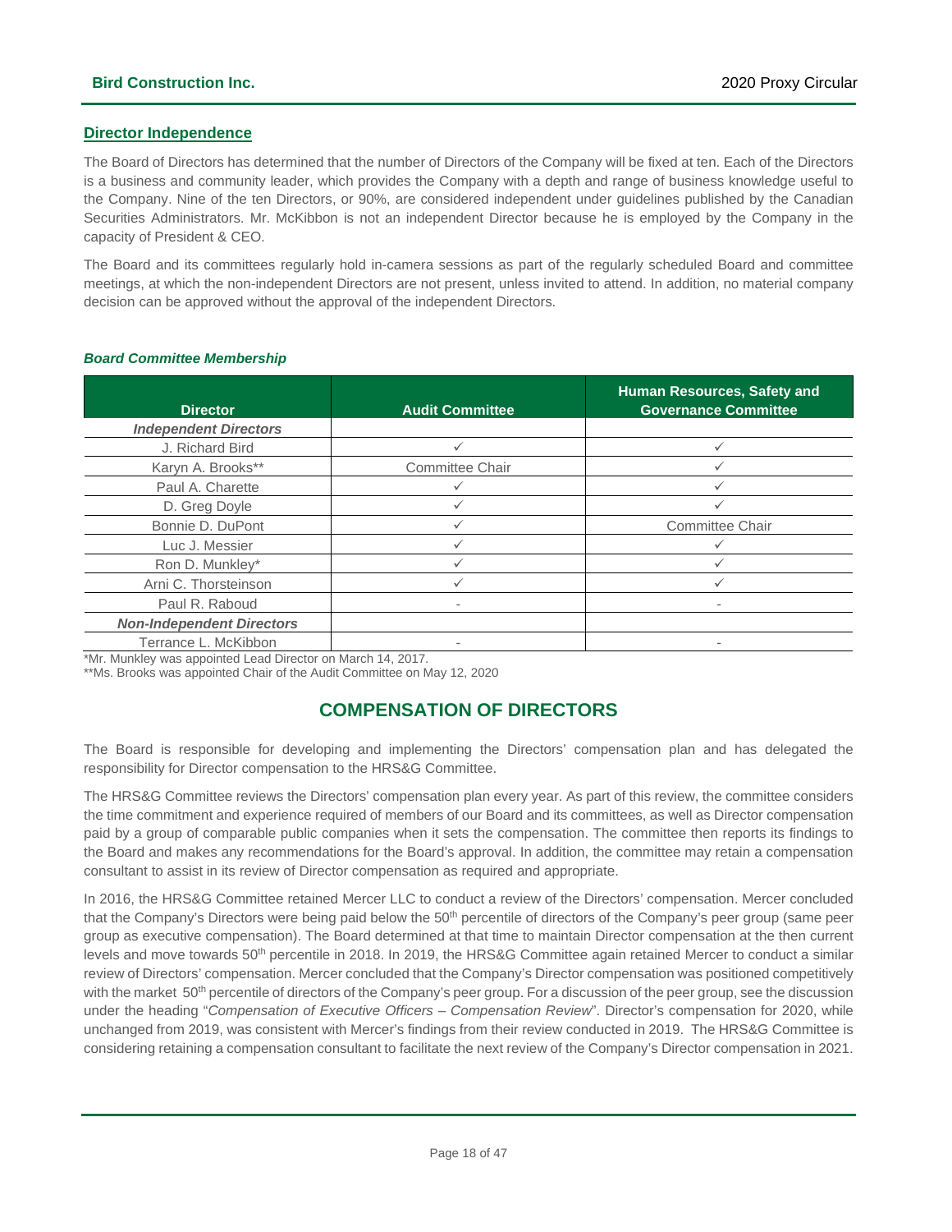## Director Independence

The Board of Directors has determined that the number of Directors of the Company will be fixed at ten. Each of the Directors is a business and community leader, which provides the Company with a depth and range of business knowledge useful to the Company. Nine of the ten Directors, or 90%, are considered independent under guidelines published by the Canadian Securities Administrators. Mr. McKibbon is not an independent Director because he is employed by the Company in the capacity of President & CEO.

The Board and its committees regularly hold in-camera sessions as part of the regularly scheduled Board and committee meetings, at which the non-independent Directors are not present, unless invited to attend. In addition, no material company decision can be approved without the approval of the independent Directors.

### *Board Committee Membership*

| Director | Audit Committee | Human Resources, Safety and Governance Committee |
|---|---|---|
| ***Independent Directors*** | | |
| J. Richard Bird | ✓ | ✓ |
| Karyn A. Brooks** | Committee Chair | ✓ |
| Paul A. Charette | ✓ | ✓ |
| D. Greg Doyle | ✓ | ✓ |
| Bonnie D. DuPont | ✓ | Committee Chair |
| Luc J. Messier | ✓ | ✓ |
| Ron D. Munkley* | ✓ | ✓ |
| Arni C. Thorsteinson | ✓ | ✓ |
| Paul R. Raboud | - | - |
| ***Non-Independent Directors*** | | |
| Terrance L. McKibbon | - | - |

*Mr. Munkley was appointed Lead Director on March 14, 2017.
**Ms. Brooks was appointed Chair of the Audit Committee on May 12, 2020

## COMPENSATION OF DIRECTORS

The Board is responsible for developing and implementing the Directors' compensation plan and has delegated the responsibility for Director compensation to the HRS&G Committee.

The HRS&G Committee reviews the Directors' compensation plan every year. As part of this review, the committee considers the time commitment and experience required of members of our Board and its committees, as well as Director compensation paid by a group of comparable public companies when it sets the compensation. The committee then reports its findings to the Board and makes any recommendations for the Board's approval. In addition, the committee may retain a compensation consultant to assist in its review of Director compensation as required and appropriate.

In 2016, the HRS&G Committee retained Mercer LLC to conduct a review of the Directors' compensation. Mercer concluded that the Company's Directors were being paid below the 50th percentile of directors of the Company's peer group (same peer group as executive compensation). The Board determined at that time to maintain Director compensation at the then current levels and move towards 50th percentile in 2018. In 2019, the HRS&G Committee again retained Mercer to conduct a similar review of Directors' compensation. Mercer concluded that the Company's Director compensation was positioned competitively with the market 50th percentile of directors of the Company's peer group. For a discussion of the peer group, see the discussion under the heading "*Compensation of Executive Officers – Compensation Review*". Director's compensation for 2020, while unchanged from 2019, was consistent with Mercer's findings from their review conducted in 2019. The HRS&G Committee is considering retaining a compensation consultant to facilitate the next review of the Company's Director compensation in 2021.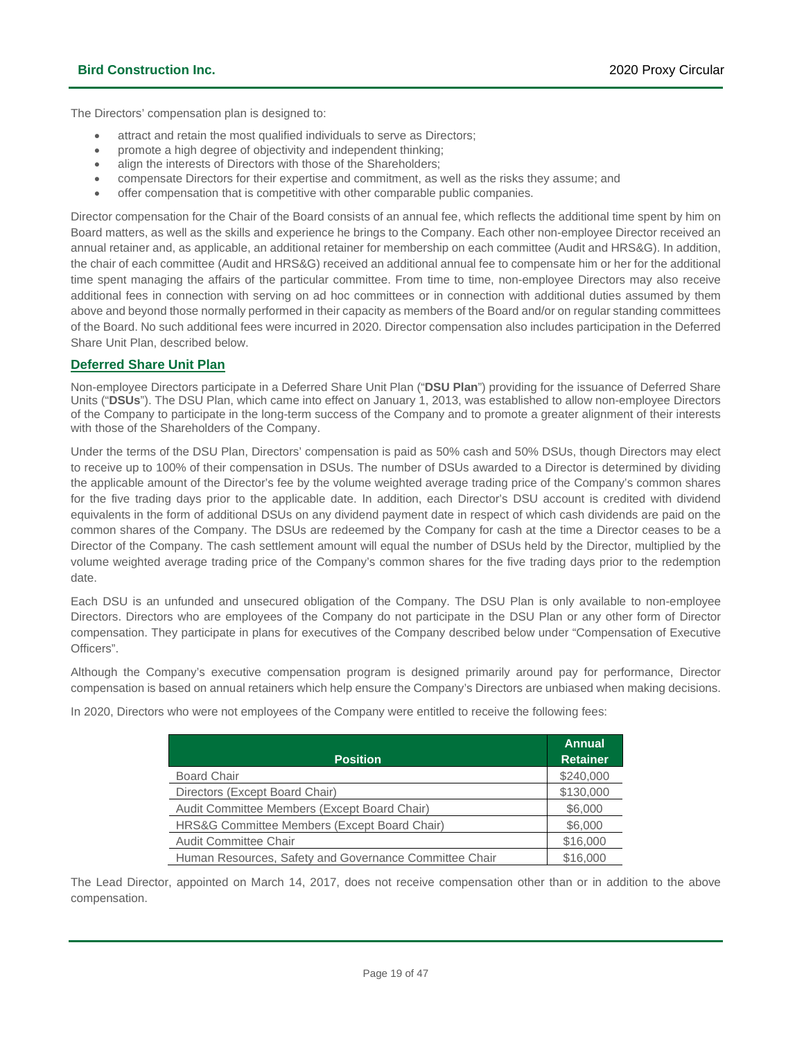The Directors' compensation plan is designed to:

- attract and retain the most qualified individuals to serve as Directors;
- promote a high degree of objectivity and independent thinking;
- align the interests of Directors with those of the Shareholders;
- compensate Directors for their expertise and commitment, as well as the risks they assume; and
- offer compensation that is competitive with other comparable public companies.

Director compensation for the Chair of the Board consists of an annual fee, which reflects the additional time spent by him on Board matters, as well as the skills and experience he brings to the Company. Each other non-employee Director received an annual retainer and, as applicable, an additional retainer for membership on each committee (Audit and HRS&G). In addition, the chair of each committee (Audit and HRS&G) received an additional annual fee to compensate him or her for the additional time spent managing the affairs of the particular committee. From time to time, non-employee Directors may also receive additional fees in connection with serving on ad hoc committees or in connection with additional duties assumed by them above and beyond those normally performed in their capacity as members of the Board and/or on regular standing committees of the Board. No such additional fees were incurred in 2020. Director compensation also includes participation in the Deferred Share Unit Plan, described below.

## Deferred Share Unit Plan

Non-employee Directors participate in a Deferred Share Unit Plan ("**DSU Plan**") providing for the issuance of Deferred Share Units ("**DSUs**"). The DSU Plan, which came into effect on January 1, 2013, was established to allow non-employee Directors of the Company to participate in the long-term success of the Company and to promote a greater alignment of their interests with those of the Shareholders of the Company.

Under the terms of the DSU Plan, Directors' compensation is paid as 50% cash and 50% DSUs, though Directors may elect to receive up to 100% of their compensation in DSUs. The number of DSUs awarded to a Director is determined by dividing the applicable amount of the Director's fee by the volume weighted average trading price of the Company's common shares for the five trading days prior to the applicable date. In addition, each Director's DSU account is credited with dividend equivalents in the form of additional DSUs on any dividend payment date in respect of which cash dividends are paid on the common shares of the Company. The DSUs are redeemed by the Company for cash at the time a Director ceases to be a Director of the Company. The cash settlement amount will equal the number of DSUs held by the Director, multiplied by the volume weighted average trading price of the Company's common shares for the five trading days prior to the redemption date.

Each DSU is an unfunded and unsecured obligation of the Company. The DSU Plan is only available to non-employee Directors. Directors who are employees of the Company do not participate in the DSU Plan or any other form of Director compensation. They participate in plans for executives of the Company described below under "Compensation of Executive Officers".

Although the Company's executive compensation program is designed primarily around pay for performance, Director compensation is based on annual retainers which help ensure the Company's Directors are unbiased when making decisions.

In 2020, Directors who were not employees of the Company were entitled to receive the following fees:

| Position | Annual Retainer |
|---|---|
| Board Chair | $240,000 |
| Directors (Except Board Chair) | $130,000 |
| Audit Committee Members (Except Board Chair) | $6,000 |
| HRS&G Committee Members (Except Board Chair) | $6,000 |
| Audit Committee Chair | $16,000 |
| Human Resources, Safety and Governance Committee Chair | $16,000 |

The Lead Director, appointed on March 14, 2017, does not receive compensation other than or in addition to the above compensation.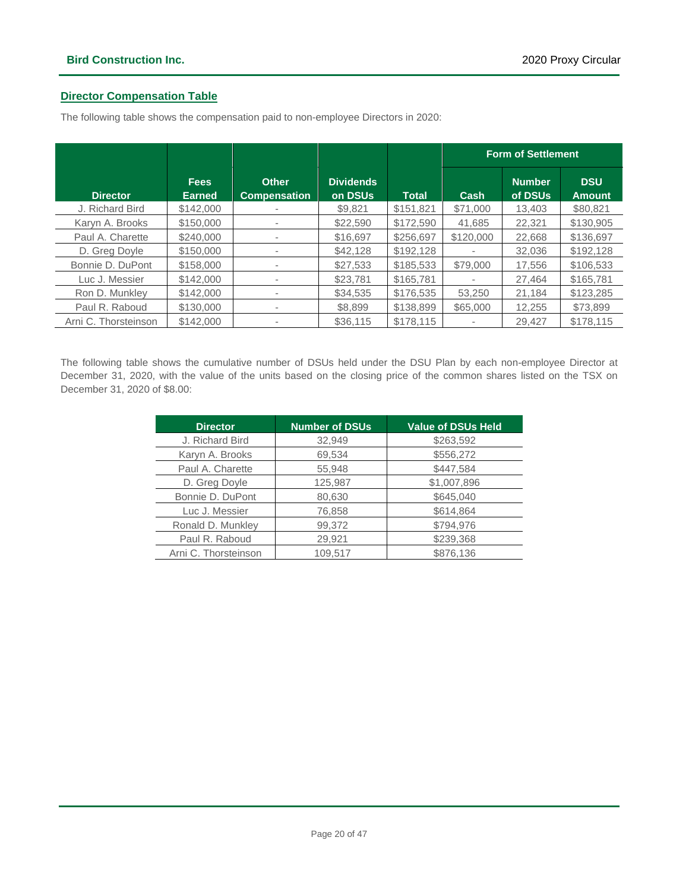## Director Compensation Table

The following table shows the compensation paid to non-employee Directors in 2020:

| Director | Fees Earned | Other Compensation | Dividends on DSUs | Total | Form of Settlement | | |
|---|---|---|---|---|---|---|---|
| | | | | | Cash | Number of DSUs | DSU Amount |
| J. Richard Bird | $142,000 | - | $9,821 | $151,821 | $71,000 | 13,403 | $80,821 |
| Karyn A. Brooks | $150,000 | - | $22,590 | $172,590 | 41,685 | 22,321 | $130,905 |
| Paul A. Charette | $240,000 | - | $16,697 | $256,697 | $120,000 | 22,668 | $136,697 |
| D. Greg Doyle | $150,000 | - | $42,128 | $192,128 | - | 32,036 | $192,128 |
| Bonnie D. DuPont | $158,000 | - | $27,533 | $185,533 | $79,000 | 17,556 | $106,533 |
| Luc J. Messier | $142,000 | - | $23,781 | $165,781 | - | 27,464 | $165,781 |
| Ron D. Munkley | $142,000 | - | $34,535 | $176,535 | 53,250 | 21,184 | $123,285 |
| Paul R. Raboud | $130,000 | - | $8,899 | $138,899 | $65,000 | 12,255 | $73,899 |
| Arni C. Thorsteinson | $142,000 | - | $36,115 | $178,115 | - | 29,427 | $178,115 |

The following table shows the cumulative number of DSUs held under the DSU Plan by each non-employee Director at December 31, 2020, with the value of the units based on the closing price of the common shares listed on the TSX on December 31, 2020 of $8.00:

| Director | Number of DSUs | Value of DSUs Held |
|---|---|---|
| J. Richard Bird | 32,949 | $263,592 |
| Karyn A. Brooks | 69,534 | $556,272 |
| Paul A. Charette | 55,948 | $447,584 |
| D. Greg Doyle | 125,987 | $1,007,896 |
| Bonnie D. DuPont | 80,630 | $645,040 |
| Luc J. Messier | 76,858 | $614,864 |
| Ronald D. Munkley | 99,372 | $794,976 |
| Paul R. Raboud | 29,921 | $239,368 |
| Arni C. Thorsteinson | 109,517 | $876,136 |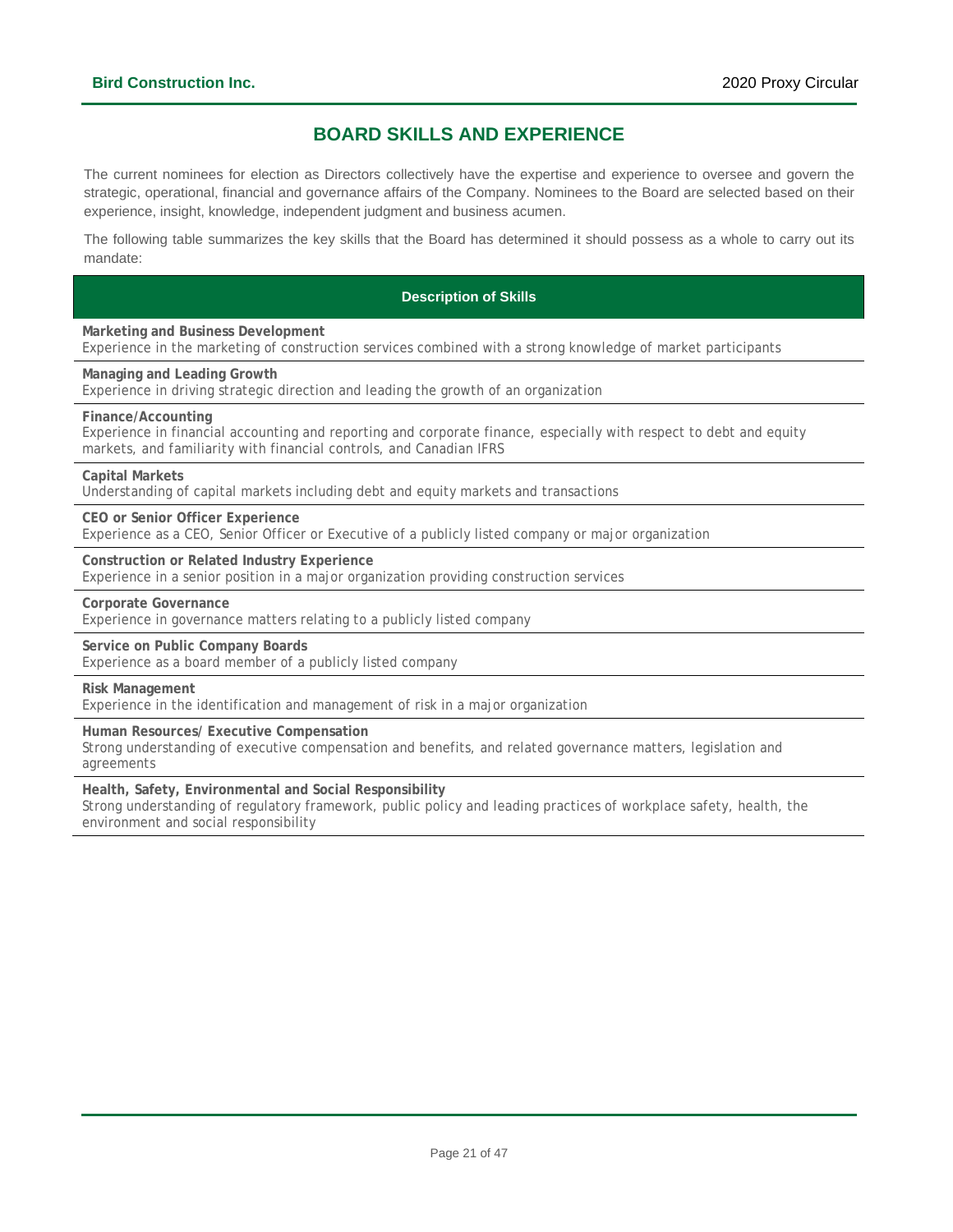## BOARD SKILLS AND EXPERIENCE

The current nominees for election as Directors collectively have the expertise and experience to oversee and govern the strategic, operational, financial and governance affairs of the Company. Nominees to the Board are selected based on their experience, insight, knowledge, independent judgment and business acumen.

The following table summarizes the key skills that the Board has determined it should possess as a whole to carry out its mandate:

| Description of Skills |
|---|
| **Marketing and Business Development**<br>Experience in the marketing of construction services combined with a strong knowledge of market participants |
| **Managing and Leading Growth**<br>Experience in driving strategic direction and leading the growth of an organization |
| **Finance/Accounting**<br>Experience in financial accounting and reporting and corporate finance, especially with respect to debt and equity markets, and familiarity with financial controls, and Canadian IFRS |
| **Capital Markets**<br>Understanding of capital markets including debt and equity markets and transactions |
| **CEO or Senior Officer Experience**<br>Experience as a CEO, Senior Officer or Executive of a publicly listed company or major organization |
| **Construction or Related Industry Experience**<br>Experience in a senior position in a major organization providing construction services |
| **Corporate Governance**<br>Experience in governance matters relating to a publicly listed company |
| **Service on Public Company Boards**<br>Experience as a board member of a publicly listed company |
| **Risk Management**<br>Experience in the identification and management of risk in a major organization |
| **Human Resources/ Executive Compensation**<br>Strong understanding of executive compensation and benefits, and related governance matters, legislation and agreements |
| **Health, Safety, Environmental and Social Responsibility**<br>Strong understanding of regulatory framework, public policy and leading practices of workplace safety, health, the environment and social responsibility |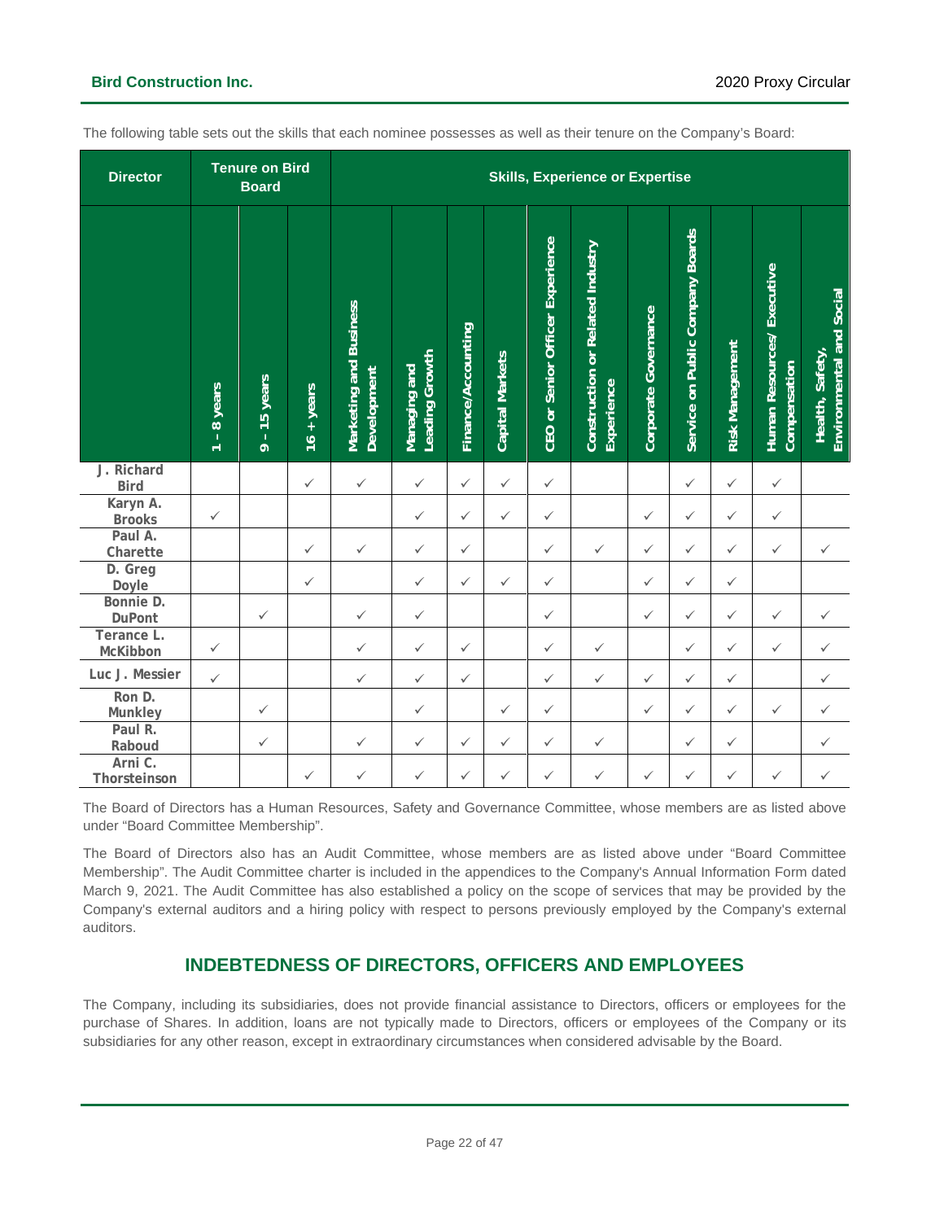The following table sets out the skills that each nominee possesses as well as their tenure on the Company's Board:

| Director | Tenure on Bird Board | | | Skills, Experience or Expertise | | | | | | | | | | |
|---|---|---|---|---|---|---|---|---|---|---|---|---|---|---|
| | 1 – 8 years | 9 – 15 years | 16 + years | Marketing and Business Development | Managing and Leading Growth | Finance/Accounting | Capital Markets | CEO or Senior Officer Experience | Construction or Related Industry Experience | Corporate Governance | Service on Public Company Boards | Risk Management | Human Resources/ Executive Compensation | Health, Safety, Environmental and Social |
| J. Richard Bird | | | ✓ | ✓ | ✓ | ✓ | ✓ | ✓ | | | ✓ | ✓ | ✓ | |
| Karyn A. Brooks | ✓ | | | | ✓ | ✓ | ✓ | ✓ | | ✓ | ✓ | ✓ | ✓ | |
| Paul A. Charette | | | ✓ | ✓ | ✓ | ✓ | | ✓ | ✓ | ✓ | ✓ | ✓ | ✓ | ✓ |
| D. Greg Doyle | | | ✓ | | ✓ | ✓ | ✓ | ✓ | | ✓ | ✓ | ✓ | | |
| Bonnie D. DuPont | | ✓ | | ✓ | ✓ | | | ✓ | | ✓ | ✓ | ✓ | ✓ | ✓ |
| Terance L. McKibbon | ✓ | | | ✓ | ✓ | ✓ | | ✓ | ✓ | | ✓ | ✓ | ✓ | ✓ |
| Luc J. Messier | ✓ | | | ✓ | ✓ | ✓ | | ✓ | ✓ | ✓ | ✓ | ✓ | | ✓ |
| Ron D. Munkley | | ✓ | | | ✓ | | ✓ | ✓ | | ✓ | ✓ | ✓ | ✓ | ✓ |
| Paul R. Raboud | | ✓ | | ✓ | ✓ | ✓ | ✓ | ✓ | ✓ | | ✓ | ✓ | | ✓ |
| Arni C. Thorsteinson | | | ✓ | ✓ | ✓ | ✓ | ✓ | ✓ | ✓ | ✓ | ✓ | ✓ | ✓ | ✓ |

The Board of Directors has a Human Resources, Safety and Governance Committee, whose members are as listed above under "Board Committee Membership".

The Board of Directors also has an Audit Committee, whose members are as listed above under "Board Committee Membership". The Audit Committee charter is included in the appendices to the Company's Annual Information Form dated March 9, 2021. The Audit Committee has also established a policy on the scope of services that may be provided by the Company's external auditors and a hiring policy with respect to persons previously employed by the Company's external auditors.

## INDEBTEDNESS OF DIRECTORS, OFFICERS AND EMPLOYEES

The Company, including its subsidiaries, does not provide financial assistance to Directors, officers or employees for the purchase of Shares. In addition, loans are not typically made to Directors, officers or employees of the Company or its subsidiaries for any other reason, except in extraordinary circumstances when considered advisable by the Board.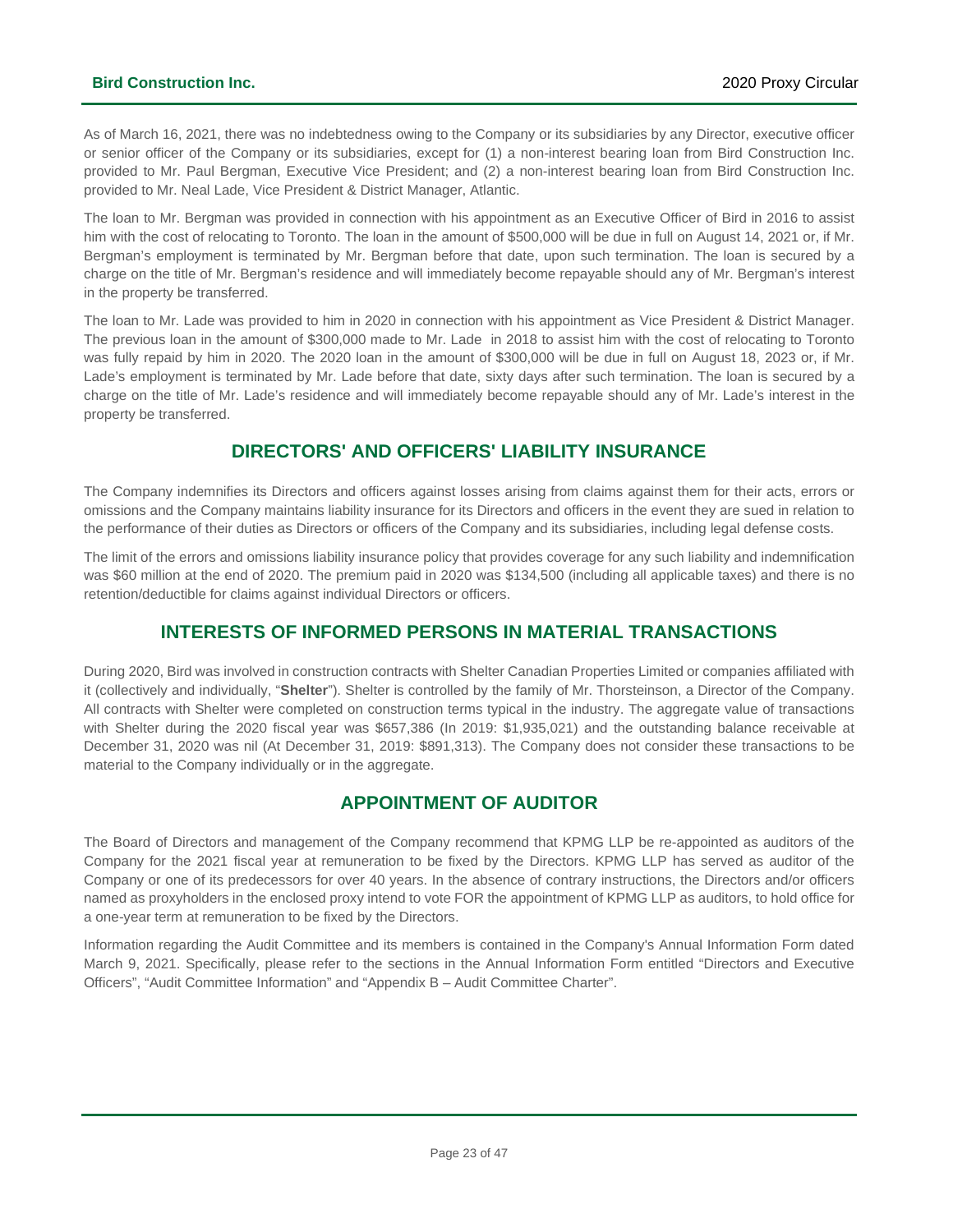As of March 16, 2021, there was no indebtedness owing to the Company or its subsidiaries by any Director, executive officer or senior officer of the Company or its subsidiaries, except for (1) a non-interest bearing loan from Bird Construction Inc. provided to Mr. Paul Bergman, Executive Vice President; and (2) a non-interest bearing loan from Bird Construction Inc. provided to Mr. Neal Lade, Vice President & District Manager, Atlantic.

The loan to Mr. Bergman was provided in connection with his appointment as an Executive Officer of Bird in 2016 to assist him with the cost of relocating to Toronto. The loan in the amount of $500,000 will be due in full on August 14, 2021 or, if Mr. Bergman's employment is terminated by Mr. Bergman before that date, upon such termination. The loan is secured by a charge on the title of Mr. Bergman's residence and will immediately become repayable should any of Mr. Bergman's interest in the property be transferred.

The loan to Mr. Lade was provided to him in 2020 in connection with his appointment as Vice President & District Manager. The previous loan in the amount of $300,000 made to Mr. Lade in 2018 to assist him with the cost of relocating to Toronto was fully repaid by him in 2020. The 2020 loan in the amount of $300,000 will be due in full on August 18, 2023 or, if Mr. Lade's employment is terminated by Mr. Lade before that date, sixty days after such termination. The loan is secured by a charge on the title of Mr. Lade's residence and will immediately become repayable should any of Mr. Lade's interest in the property be transferred.

## DIRECTORS' AND OFFICERS' LIABILITY INSURANCE

The Company indemnifies its Directors and officers against losses arising from claims against them for their acts, errors or omissions and the Company maintains liability insurance for its Directors and officers in the event they are sued in relation to the performance of their duties as Directors or officers of the Company and its subsidiaries, including legal defense costs.

The limit of the errors and omissions liability insurance policy that provides coverage for any such liability and indemnification was $60 million at the end of 2020. The premium paid in 2020 was $134,500 (including all applicable taxes) and there is no retention/deductible for claims against individual Directors or officers.

## INTERESTS OF INFORMED PERSONS IN MATERIAL TRANSACTIONS

During 2020, Bird was involved in construction contracts with Shelter Canadian Properties Limited or companies affiliated with it (collectively and individually, "**Shelter**"). Shelter is controlled by the family of Mr. Thorsteinson, a Director of the Company. All contracts with Shelter were completed on construction terms typical in the industry. The aggregate value of transactions with Shelter during the 2020 fiscal year was $657,386 (In 2019: $1,935,021) and the outstanding balance receivable at December 31, 2020 was nil (At December 31, 2019: $891,313). The Company does not consider these transactions to be material to the Company individually or in the aggregate.

## APPOINTMENT OF AUDITOR

The Board of Directors and management of the Company recommend that KPMG LLP be re-appointed as auditors of the Company for the 2021 fiscal year at remuneration to be fixed by the Directors. KPMG LLP has served as auditor of the Company or one of its predecessors for over 40 years. In the absence of contrary instructions, the Directors and/or officers named as proxyholders in the enclosed proxy intend to vote FOR the appointment of KPMG LLP as auditors, to hold office for a one-year term at remuneration to be fixed by the Directors.

Information regarding the Audit Committee and its members is contained in the Company's Annual Information Form dated March 9, 2021. Specifically, please refer to the sections in the Annual Information Form entitled "Directors and Executive Officers", "Audit Committee Information" and "Appendix B – Audit Committee Charter".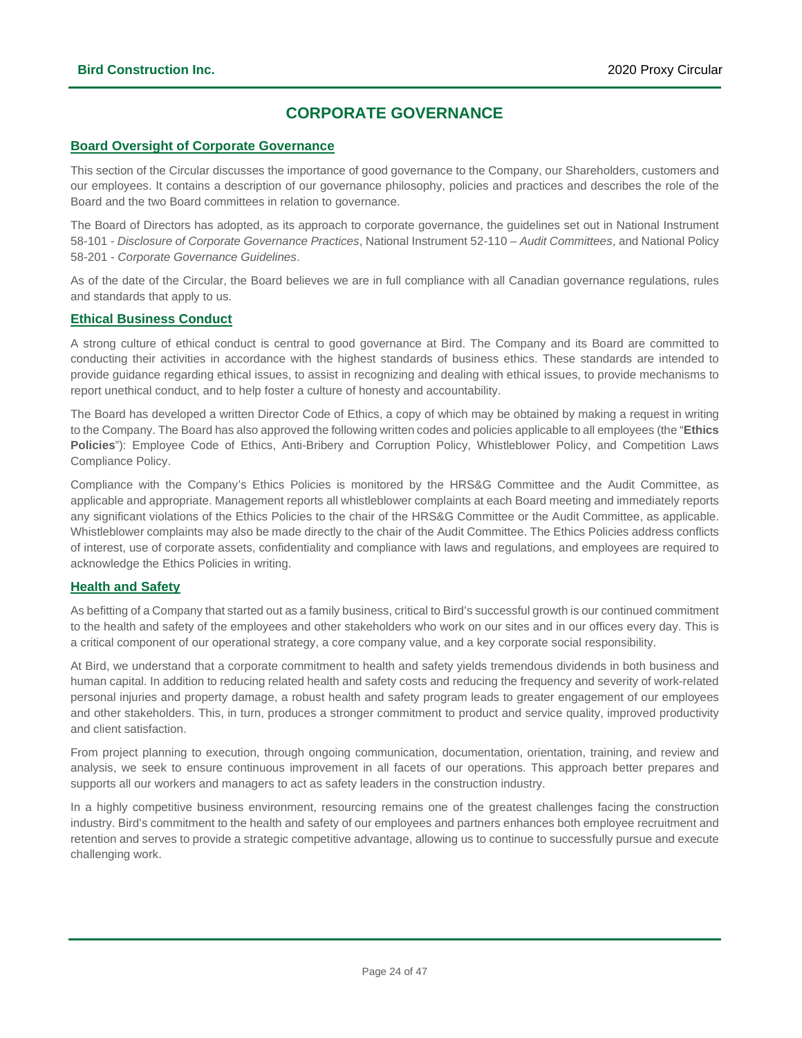# CORPORATE GOVERNANCE

## Board Oversight of Corporate Governance

This section of the Circular discusses the importance of good governance to the Company, our Shareholders, customers and our employees. It contains a description of our governance philosophy, policies and practices and describes the role of the Board and the two Board committees in relation to governance.

The Board of Directors has adopted, as its approach to corporate governance, the guidelines set out in National Instrument 58-101 - *Disclosure of Corporate Governance Practices*, National Instrument 52-110 – *Audit Committees*, and National Policy 58-201 - *Corporate Governance Guidelines*.

As of the date of the Circular, the Board believes we are in full compliance with all Canadian governance regulations, rules and standards that apply to us.

## Ethical Business Conduct

A strong culture of ethical conduct is central to good governance at Bird. The Company and its Board are committed to conducting their activities in accordance with the highest standards of business ethics. These standards are intended to provide guidance regarding ethical issues, to assist in recognizing and dealing with ethical issues, to provide mechanisms to report unethical conduct, and to help foster a culture of honesty and accountability.

The Board has developed a written Director Code of Ethics, a copy of which may be obtained by making a request in writing to the Company. The Board has also approved the following written codes and policies applicable to all employees (the "**Ethics Policies**"): Employee Code of Ethics, Anti-Bribery and Corruption Policy, Whistleblower Policy, and Competition Laws Compliance Policy.

Compliance with the Company's Ethics Policies is monitored by the HRS&G Committee and the Audit Committee, as applicable and appropriate. Management reports all whistleblower complaints at each Board meeting and immediately reports any significant violations of the Ethics Policies to the chair of the HRS&G Committee or the Audit Committee, as applicable. Whistleblower complaints may also be made directly to the chair of the Audit Committee. The Ethics Policies address conflicts of interest, use of corporate assets, confidentiality and compliance with laws and regulations, and employees are required to acknowledge the Ethics Policies in writing.

## Health and Safety

As befitting of a Company that started out as a family business, critical to Bird's successful growth is our continued commitment to the health and safety of the employees and other stakeholders who work on our sites and in our offices every day. This is a critical component of our operational strategy, a core company value, and a key corporate social responsibility.

At Bird, we understand that a corporate commitment to health and safety yields tremendous dividends in both business and human capital. In addition to reducing related health and safety costs and reducing the frequency and severity of work-related personal injuries and property damage, a robust health and safety program leads to greater engagement of our employees and other stakeholders. This, in turn, produces a stronger commitment to product and service quality, improved productivity and client satisfaction.

From project planning to execution, through ongoing communication, documentation, orientation, training, and review and analysis, we seek to ensure continuous improvement in all facets of our operations. This approach better prepares and supports all our workers and managers to act as safety leaders in the construction industry.

In a highly competitive business environment, resourcing remains one of the greatest challenges facing the construction industry. Bird's commitment to the health and safety of our employees and partners enhances both employee recruitment and retention and serves to provide a strategic competitive advantage, allowing us to continue to successfully pursue and execute challenging work.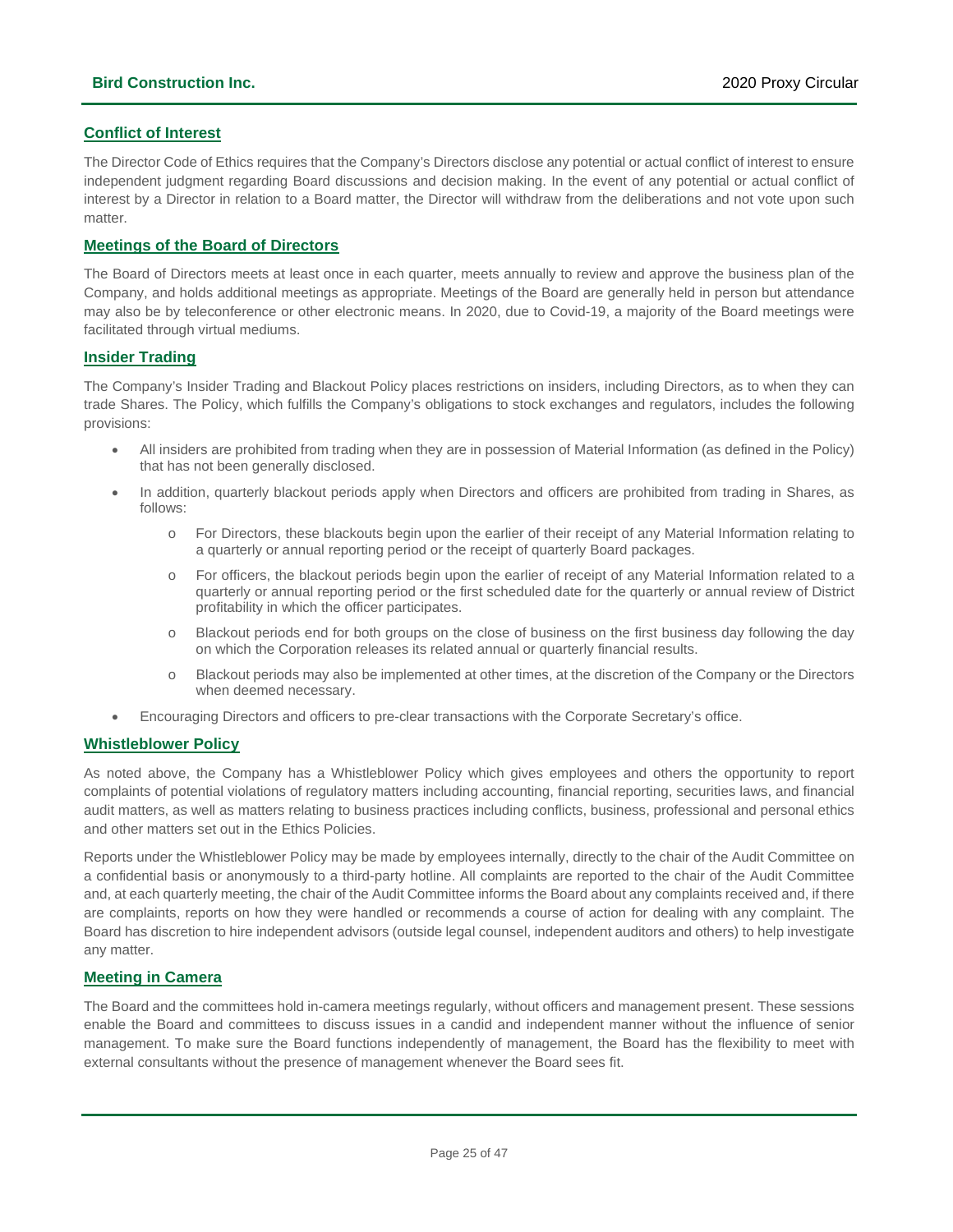## Conflict of Interest

The Director Code of Ethics requires that the Company's Directors disclose any potential or actual conflict of interest to ensure independent judgment regarding Board discussions and decision making. In the event of any potential or actual conflict of interest by a Director in relation to a Board matter, the Director will withdraw from the deliberations and not vote upon such matter.

## Meetings of the Board of Directors

The Board of Directors meets at least once in each quarter, meets annually to review and approve the business plan of the Company, and holds additional meetings as appropriate. Meetings of the Board are generally held in person but attendance may also be by teleconference or other electronic means. In 2020, due to Covid-19, a majority of the Board meetings were facilitated through virtual mediums.

## Insider Trading

The Company's Insider Trading and Blackout Policy places restrictions on insiders, including Directors, as to when they can trade Shares. The Policy, which fulfills the Company's obligations to stock exchanges and regulators, includes the following provisions:

- All insiders are prohibited from trading when they are in possession of Material Information (as defined in the Policy) that has not been generally disclosed.
- In addition, quarterly blackout periods apply when Directors and officers are prohibited from trading in Shares, as follows:
  - For Directors, these blackouts begin upon the earlier of their receipt of any Material Information relating to a quarterly or annual reporting period or the receipt of quarterly Board packages.
  - For officers, the blackout periods begin upon the earlier of receipt of any Material Information related to a quarterly or annual reporting period or the first scheduled date for the quarterly or annual review of District profitability in which the officer participates.
  - Blackout periods end for both groups on the close of business on the first business day following the day on which the Corporation releases its related annual or quarterly financial results.
  - Blackout periods may also be implemented at other times, at the discretion of the Company or the Directors when deemed necessary.
- Encouraging Directors and officers to pre-clear transactions with the Corporate Secretary's office.

## Whistleblower Policy

As noted above, the Company has a Whistleblower Policy which gives employees and others the opportunity to report complaints of potential violations of regulatory matters including accounting, financial reporting, securities laws, and financial audit matters, as well as matters relating to business practices including conflicts, business, professional and personal ethics and other matters set out in the Ethics Policies.

Reports under the Whistleblower Policy may be made by employees internally, directly to the chair of the Audit Committee on a confidential basis or anonymously to a third-party hotline. All complaints are reported to the chair of the Audit Committee and, at each quarterly meeting, the chair of the Audit Committee informs the Board about any complaints received and, if there are complaints, reports on how they were handled or recommends a course of action for dealing with any complaint. The Board has discretion to hire independent advisors (outside legal counsel, independent auditors and others) to help investigate any matter.

## Meeting in Camera

The Board and the committees hold in-camera meetings regularly, without officers and management present. These sessions enable the Board and committees to discuss issues in a candid and independent manner without the influence of senior management. To make sure the Board functions independently of management, the Board has the flexibility to meet with external consultants without the presence of management whenever the Board sees fit.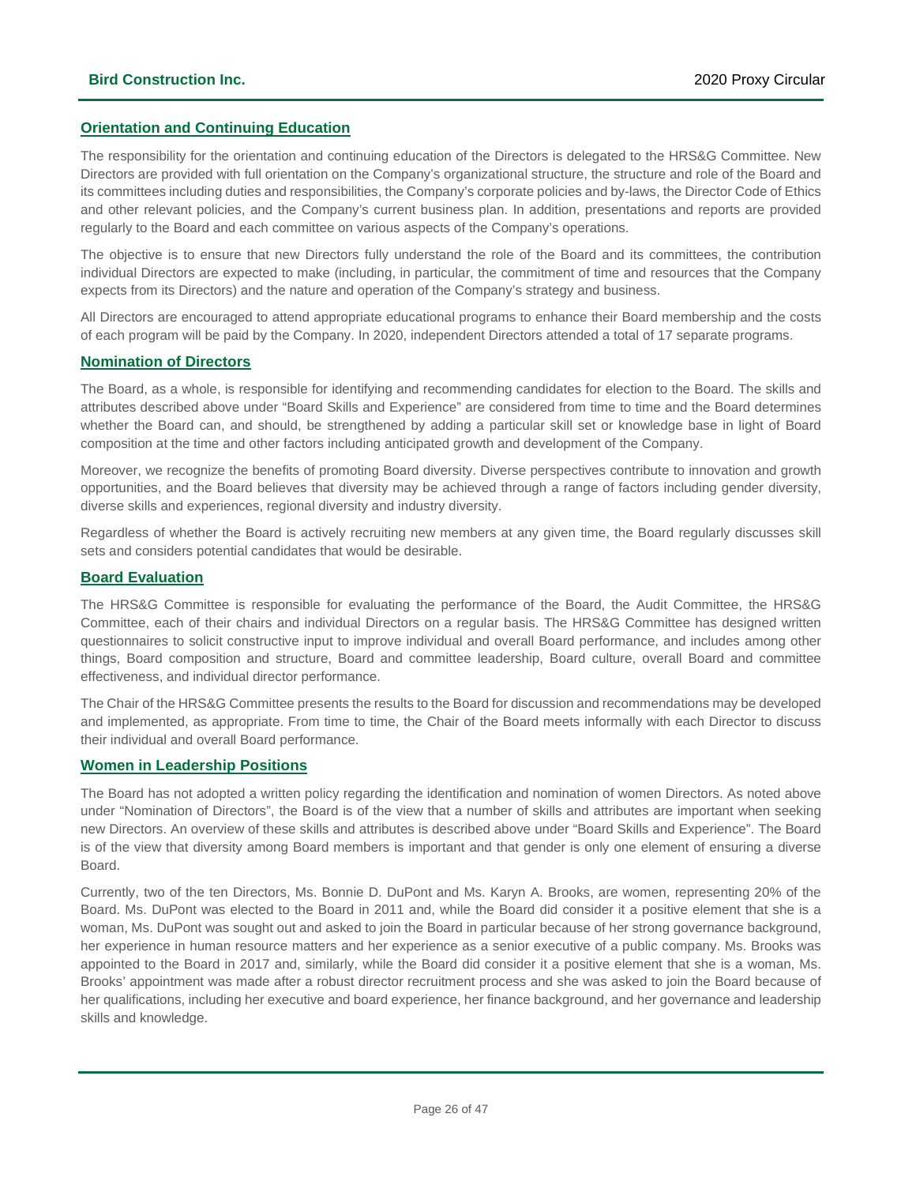## Orientation and Continuing Education

The responsibility for the orientation and continuing education of the Directors is delegated to the HRS&G Committee. New Directors are provided with full orientation on the Company's organizational structure, the structure and role of the Board and its committees including duties and responsibilities, the Company's corporate policies and by-laws, the Director Code of Ethics and other relevant policies, and the Company's current business plan. In addition, presentations and reports are provided regularly to the Board and each committee on various aspects of the Company's operations.

The objective is to ensure that new Directors fully understand the role of the Board and its committees, the contribution individual Directors are expected to make (including, in particular, the commitment of time and resources that the Company expects from its Directors) and the nature and operation of the Company's strategy and business.

All Directors are encouraged to attend appropriate educational programs to enhance their Board membership and the costs of each program will be paid by the Company. In 2020, independent Directors attended a total of 17 separate programs.

## Nomination of Directors

The Board, as a whole, is responsible for identifying and recommending candidates for election to the Board. The skills and attributes described above under "Board Skills and Experience" are considered from time to time and the Board determines whether the Board can, and should, be strengthened by adding a particular skill set or knowledge base in light of Board composition at the time and other factors including anticipated growth and development of the Company.

Moreover, we recognize the benefits of promoting Board diversity. Diverse perspectives contribute to innovation and growth opportunities, and the Board believes that diversity may be achieved through a range of factors including gender diversity, diverse skills and experiences, regional diversity and industry diversity.

Regardless of whether the Board is actively recruiting new members at any given time, the Board regularly discusses skill sets and considers potential candidates that would be desirable.

## Board Evaluation

The HRS&G Committee is responsible for evaluating the performance of the Board, the Audit Committee, the HRS&G Committee, each of their chairs and individual Directors on a regular basis. The HRS&G Committee has designed written questionnaires to solicit constructive input to improve individual and overall Board performance, and includes among other things, Board composition and structure, Board and committee leadership, Board culture, overall Board and committee effectiveness, and individual director performance.

The Chair of the HRS&G Committee presents the results to the Board for discussion and recommendations may be developed and implemented, as appropriate. From time to time, the Chair of the Board meets informally with each Director to discuss their individual and overall Board performance.

## Women in Leadership Positions

The Board has not adopted a written policy regarding the identification and nomination of women Directors. As noted above under "Nomination of Directors", the Board is of the view that a number of skills and attributes are important when seeking new Directors. An overview of these skills and attributes is described above under "Board Skills and Experience". The Board is of the view that diversity among Board members is important and that gender is only one element of ensuring a diverse Board.

Currently, two of the ten Directors, Ms. Bonnie D. DuPont and Ms. Karyn A. Brooks, are women, representing 20% of the Board. Ms. DuPont was elected to the Board in 2011 and, while the Board did consider it a positive element that she is a woman, Ms. DuPont was sought out and asked to join the Board in particular because of her strong governance background, her experience in human resource matters and her experience as a senior executive of a public company. Ms. Brooks was appointed to the Board in 2017 and, similarly, while the Board did consider it a positive element that she is a woman, Ms. Brooks' appointment was made after a robust director recruitment process and she was asked to join the Board because of her qualifications, including her executive and board experience, her finance background, and her governance and leadership skills and knowledge.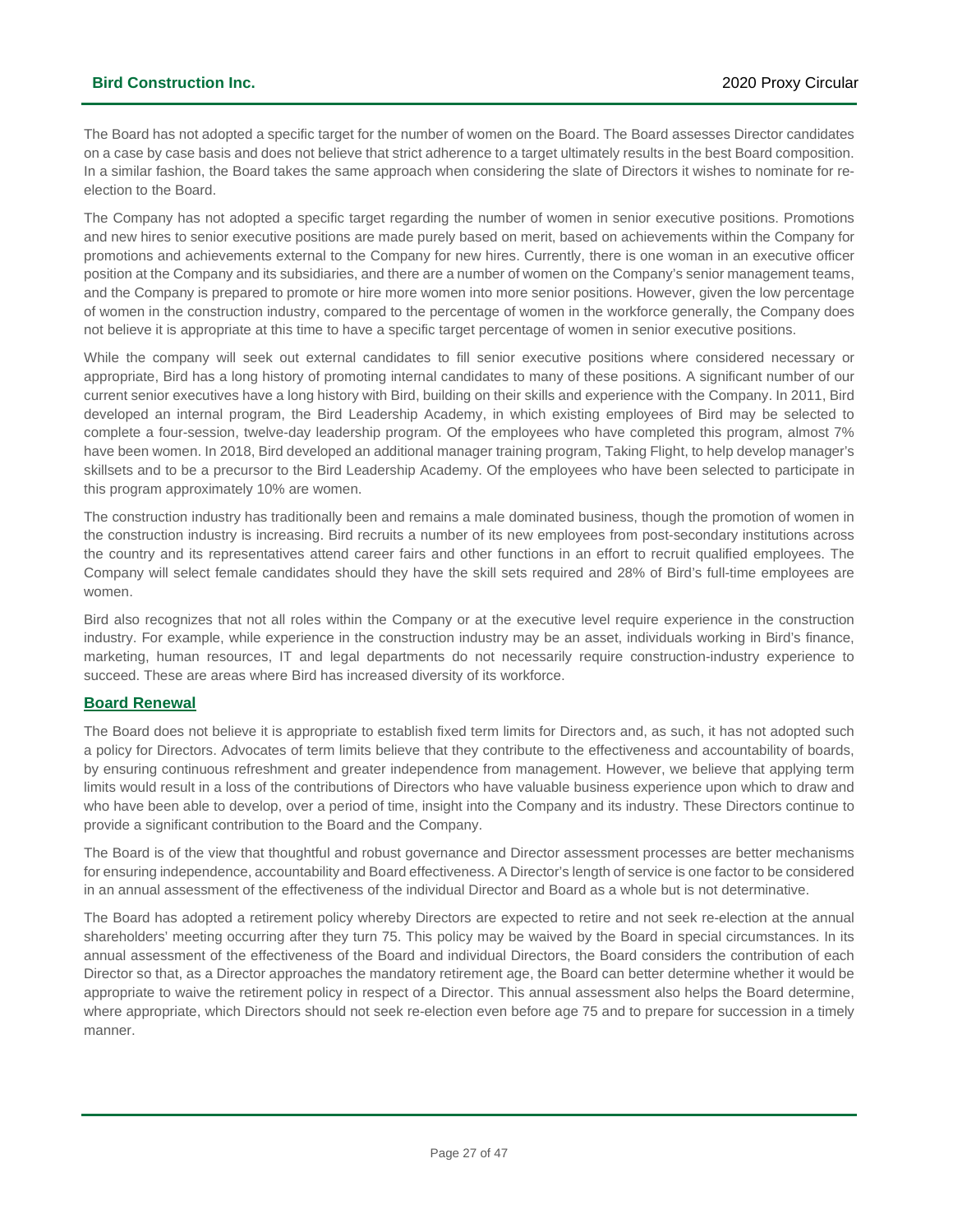The Board has not adopted a specific target for the number of women on the Board. The Board assesses Director candidates on a case by case basis and does not believe that strict adherence to a target ultimately results in the best Board composition. In a similar fashion, the Board takes the same approach when considering the slate of Directors it wishes to nominate for re-election to the Board.

The Company has not adopted a specific target regarding the number of women in senior executive positions. Promotions and new hires to senior executive positions are made purely based on merit, based on achievements within the Company for promotions and achievements external to the Company for new hires. Currently, there is one woman in an executive officer position at the Company and its subsidiaries, and there are a number of women on the Company's senior management teams, and the Company is prepared to promote or hire more women into more senior positions. However, given the low percentage of women in the construction industry, compared to the percentage of women in the workforce generally, the Company does not believe it is appropriate at this time to have a specific target percentage of women in senior executive positions.

While the company will seek out external candidates to fill senior executive positions where considered necessary or appropriate, Bird has a long history of promoting internal candidates to many of these positions. A significant number of our current senior executives have a long history with Bird, building on their skills and experience with the Company. In 2011, Bird developed an internal program, the Bird Leadership Academy, in which existing employees of Bird may be selected to complete a four-session, twelve-day leadership program. Of the employees who have completed this program, almost 7% have been women. In 2018, Bird developed an additional manager training program, Taking Flight, to help develop manager's skillsets and to be a precursor to the Bird Leadership Academy. Of the employees who have been selected to participate in this program approximately 10% are women.

The construction industry has traditionally been and remains a male dominated business, though the promotion of women in the construction industry is increasing. Bird recruits a number of its new employees from post-secondary institutions across the country and its representatives attend career fairs and other functions in an effort to recruit qualified employees. The Company will select female candidates should they have the skill sets required and 28% of Bird's full-time employees are women.

Bird also recognizes that not all roles within the Company or at the executive level require experience in the construction industry. For example, while experience in the construction industry may be an asset, individuals working in Bird's finance, marketing, human resources, IT and legal departments do not necessarily require construction-industry experience to succeed. These are areas where Bird has increased diversity of its workforce.

## Board Renewal

The Board does not believe it is appropriate to establish fixed term limits for Directors and, as such, it has not adopted such a policy for Directors. Advocates of term limits believe that they contribute to the effectiveness and accountability of boards, by ensuring continuous refreshment and greater independence from management. However, we believe that applying term limits would result in a loss of the contributions of Directors who have valuable business experience upon which to draw and who have been able to develop, over a period of time, insight into the Company and its industry. These Directors continue to provide a significant contribution to the Board and the Company.

The Board is of the view that thoughtful and robust governance and Director assessment processes are better mechanisms for ensuring independence, accountability and Board effectiveness. A Director's length of service is one factor to be considered in an annual assessment of the effectiveness of the individual Director and Board as a whole but is not determinative.

The Board has adopted a retirement policy whereby Directors are expected to retire and not seek re-election at the annual shareholders' meeting occurring after they turn 75. This policy may be waived by the Board in special circumstances. In its annual assessment of the effectiveness of the Board and individual Directors, the Board considers the contribution of each Director so that, as a Director approaches the mandatory retirement age, the Board can better determine whether it would be appropriate to waive the retirement policy in respect of a Director. This annual assessment also helps the Board determine, where appropriate, which Directors should not seek re-election even before age 75 and to prepare for succession in a timely manner.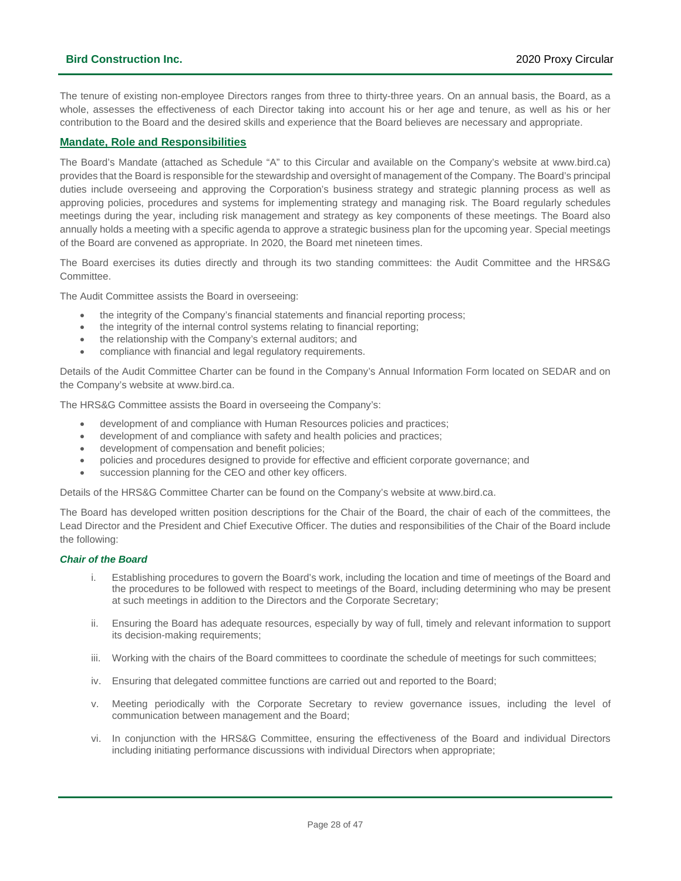The tenure of existing non-employee Directors ranges from three to thirty-three years. On an annual basis, the Board, as a whole, assesses the effectiveness of each Director taking into account his or her age and tenure, as well as his or her contribution to the Board and the desired skills and experience that the Board believes are necessary and appropriate.

## Mandate, Role and Responsibilities

The Board's Mandate (attached as Schedule "A" to this Circular and available on the Company's website at www.bird.ca) provides that the Board is responsible for the stewardship and oversight of management of the Company. The Board's principal duties include overseeing and approving the Corporation's business strategy and strategic planning process as well as approving policies, procedures and systems for implementing strategy and managing risk. The Board regularly schedules meetings during the year, including risk management and strategy as key components of these meetings. The Board also annually holds a meeting with a specific agenda to approve a strategic business plan for the upcoming year. Special meetings of the Board are convened as appropriate. In 2020, the Board met nineteen times.

The Board exercises its duties directly and through its two standing committees: the Audit Committee and the HRS&G Committee.

The Audit Committee assists the Board in overseeing:

- the integrity of the Company's financial statements and financial reporting process;
- the integrity of the internal control systems relating to financial reporting;
- the relationship with the Company's external auditors; and
- compliance with financial and legal regulatory requirements.

Details of the Audit Committee Charter can be found in the Company's Annual Information Form located on SEDAR and on the Company's website at www.bird.ca.

The HRS&G Committee assists the Board in overseeing the Company's:

- development of and compliance with Human Resources policies and practices;
- development of and compliance with safety and health policies and practices;
- development of compensation and benefit policies;
- policies and procedures designed to provide for effective and efficient corporate governance; and
- succession planning for the CEO and other key officers.

Details of the HRS&G Committee Charter can be found on the Company's website at www.bird.ca.

The Board has developed written position descriptions for the Chair of the Board, the chair of each of the committees, the Lead Director and the President and Chief Executive Officer. The duties and responsibilities of the Chair of the Board include the following:

### *Chair of the Board*

i. Establishing procedures to govern the Board's work, including the location and time of meetings of the Board and the procedures to be followed with respect to meetings of the Board, including determining who may be present at such meetings in addition to the Directors and the Corporate Secretary;

ii. Ensuring the Board has adequate resources, especially by way of full, timely and relevant information to support its decision-making requirements;

iii. Working with the chairs of the Board committees to coordinate the schedule of meetings for such committees;

iv. Ensuring that delegated committee functions are carried out and reported to the Board;

v. Meeting periodically with the Corporate Secretary to review governance issues, including the level of communication between management and the Board;

vi. In conjunction with the HRS&G Committee, ensuring the effectiveness of the Board and individual Directors including initiating performance discussions with individual Directors when appropriate;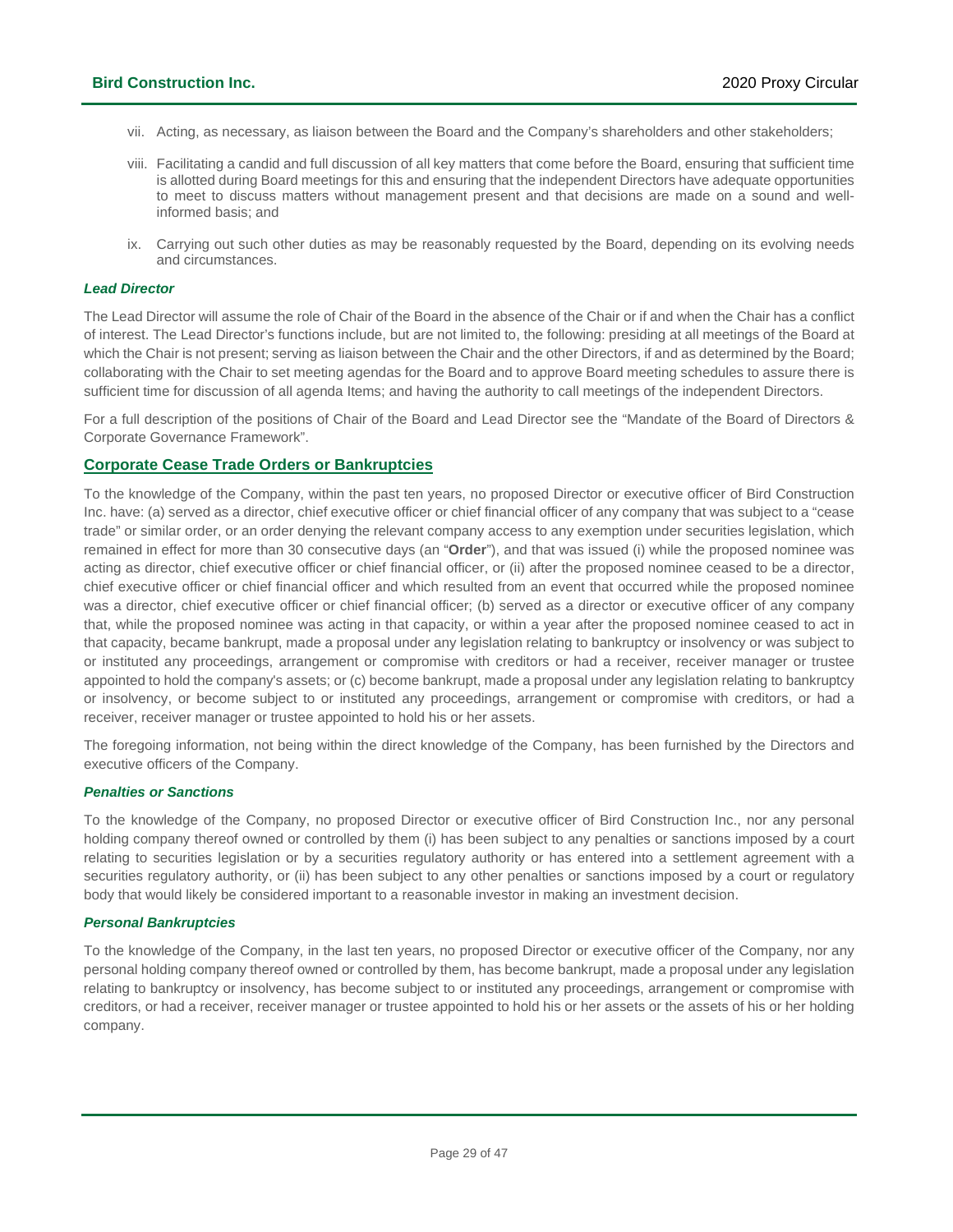vii. Acting, as necessary, as liaison between the Board and the Company's shareholders and other stakeholders;

viii. Facilitating a candid and full discussion of all key matters that come before the Board, ensuring that sufficient time is allotted during Board meetings for this and ensuring that the independent Directors have adequate opportunities to meet to discuss matters without management present and that decisions are made on a sound and well-informed basis; and

ix. Carrying out such other duties as may be reasonably requested by the Board, depending on its evolving needs and circumstances.

***Lead Director***

The Lead Director will assume the role of Chair of the Board in the absence of the Chair or if and when the Chair has a conflict of interest. The Lead Director's functions include, but are not limited to, the following: presiding at all meetings of the Board at which the Chair is not present; serving as liaison between the Chair and the other Directors, if and as determined by the Board; collaborating with the Chair to set meeting agendas for the Board and to approve Board meeting schedules to assure there is sufficient time for discussion of all agenda Items; and having the authority to call meetings of the independent Directors.

For a full description of the positions of Chair of the Board and Lead Director see the "Mandate of the Board of Directors & Corporate Governance Framework".

## Corporate Cease Trade Orders or Bankruptcies

To the knowledge of the Company, within the past ten years, no proposed Director or executive officer of Bird Construction Inc. have: (a) served as a director, chief executive officer or chief financial officer of any company that was subject to a "cease trade" or similar order, or an order denying the relevant company access to any exemption under securities legislation, which remained in effect for more than 30 consecutive days (an "**Order**"), and that was issued (i) while the proposed nominee was acting as director, chief executive officer or chief financial officer, or (ii) after the proposed nominee ceased to be a director, chief executive officer or chief financial officer and which resulted from an event that occurred while the proposed nominee was a director, chief executive officer or chief financial officer; (b) served as a director or executive officer of any company that, while the proposed nominee was acting in that capacity, or within a year after the proposed nominee ceased to act in that capacity, became bankrupt, made a proposal under any legislation relating to bankruptcy or insolvency or was subject to or instituted any proceedings, arrangement or compromise with creditors or had a receiver, receiver manager or trustee appointed to hold the company's assets; or (c) become bankrupt, made a proposal under any legislation relating to bankruptcy or insolvency, or become subject to or instituted any proceedings, arrangement or compromise with creditors, or had a receiver, receiver manager or trustee appointed to hold his or her assets.

The foregoing information, not being within the direct knowledge of the Company, has been furnished by the Directors and executive officers of the Company.

***Penalties or Sanctions***

To the knowledge of the Company, no proposed Director or executive officer of Bird Construction Inc., nor any personal holding company thereof owned or controlled by them (i) has been subject to any penalties or sanctions imposed by a court relating to securities legislation or by a securities regulatory authority or has entered into a settlement agreement with a securities regulatory authority, or (ii) has been subject to any other penalties or sanctions imposed by a court or regulatory body that would likely be considered important to a reasonable investor in making an investment decision.

***Personal Bankruptcies***

To the knowledge of the Company, in the last ten years, no proposed Director or executive officer of the Company, nor any personal holding company thereof owned or controlled by them, has become bankrupt, made a proposal under any legislation relating to bankruptcy or insolvency, has become subject to or instituted any proceedings, arrangement or compromise with creditors, or had a receiver, receiver manager or trustee appointed to hold his or her assets or the assets of his or her holding company.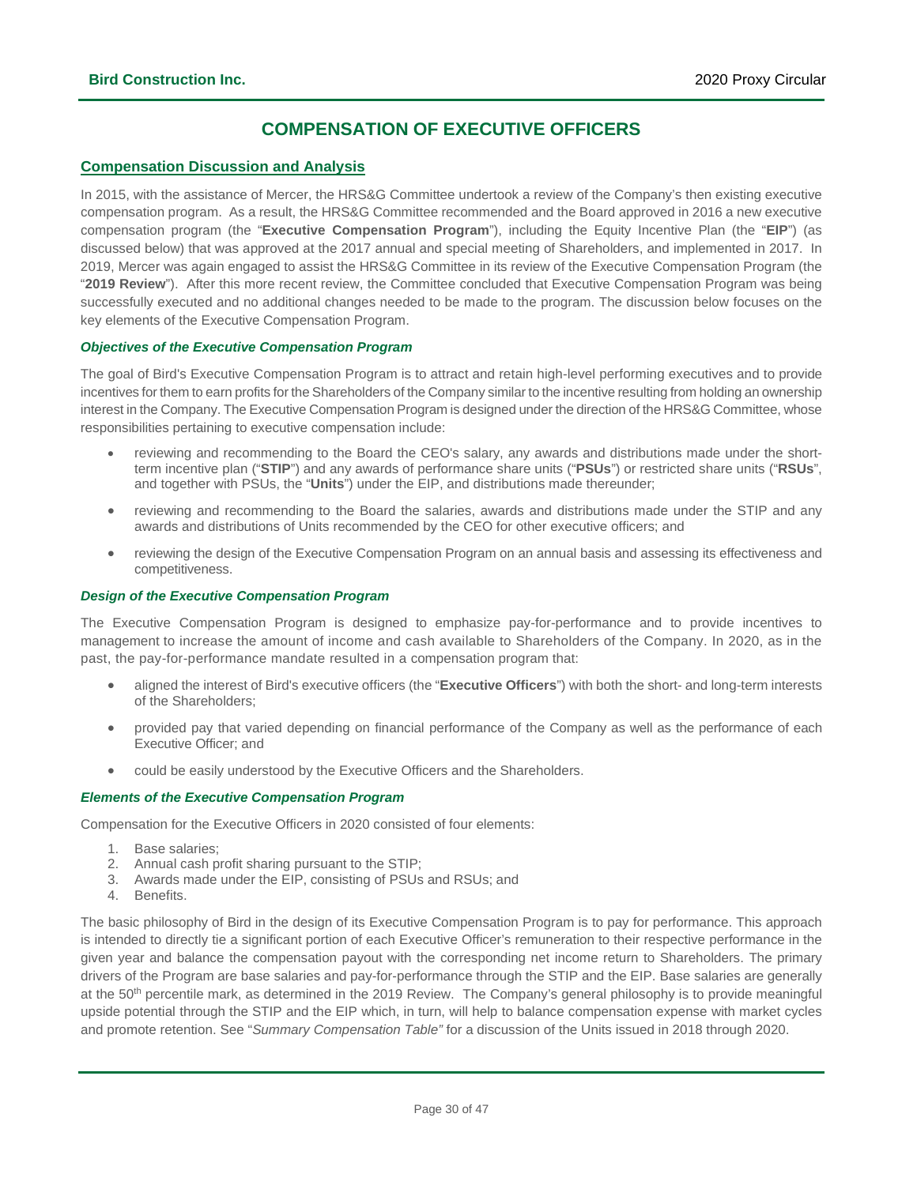# COMPENSATION OF EXECUTIVE OFFICERS

## Compensation Discussion and Analysis

In 2015, with the assistance of Mercer, the HRS&G Committee undertook a review of the Company's then existing executive compensation program. As a result, the HRS&G Committee recommended and the Board approved in 2016 a new executive compensation program (the "**Executive Compensation Program**"), including the Equity Incentive Plan (the "**EIP**") (as discussed below) that was approved at the 2017 annual and special meeting of Shareholders, and implemented in 2017. In 2019, Mercer was again engaged to assist the HRS&G Committee in its review of the Executive Compensation Program (the "**2019 Review**"). After this more recent review, the Committee concluded that Executive Compensation Program was being successfully executed and no additional changes needed to be made to the program. The discussion below focuses on the key elements of the Executive Compensation Program.

### *Objectives of the Executive Compensation Program*

The goal of Bird's Executive Compensation Program is to attract and retain high-level performing executives and to provide incentives for them to earn profits for the Shareholders of the Company similar to the incentive resulting from holding an ownership interest in the Company. The Executive Compensation Program is designed under the direction of the HRS&G Committee, whose responsibilities pertaining to executive compensation include:

- reviewing and recommending to the Board the CEO's salary, any awards and distributions made under the short-term incentive plan ("**STIP**") and any awards of performance share units ("**PSUs**") or restricted share units ("**RSUs**", and together with PSUs, the "**Units**") under the EIP, and distributions made thereunder;
- reviewing and recommending to the Board the salaries, awards and distributions made under the STIP and any awards and distributions of Units recommended by the CEO for other executive officers; and
- reviewing the design of the Executive Compensation Program on an annual basis and assessing its effectiveness and competitiveness.

### *Design of the Executive Compensation Program*

The Executive Compensation Program is designed to emphasize pay-for-performance and to provide incentives to management to increase the amount of income and cash available to Shareholders of the Company. In 2020, as in the past, the pay-for-performance mandate resulted in a compensation program that:

- aligned the interest of Bird's executive officers (the "**Executive Officers**") with both the short- and long-term interests of the Shareholders;
- provided pay that varied depending on financial performance of the Company as well as the performance of each Executive Officer; and
- could be easily understood by the Executive Officers and the Shareholders.

### *Elements of the Executive Compensation Program*

Compensation for the Executive Officers in 2020 consisted of four elements:

1. Base salaries;
2. Annual cash profit sharing pursuant to the STIP;
3. Awards made under the EIP, consisting of PSUs and RSUs; and
4. Benefits.

The basic philosophy of Bird in the design of its Executive Compensation Program is to pay for performance. This approach is intended to directly tie a significant portion of each Executive Officer's remuneration to their respective performance in the given year and balance the compensation payout with the corresponding net income return to Shareholders. The primary drivers of the Program are base salaries and pay-for-performance through the STIP and the EIP. Base salaries are generally at the 50th percentile mark, as determined in the 2019 Review. The Company's general philosophy is to provide meaningful upside potential through the STIP and the EIP which, in turn, will help to balance compensation expense with market cycles and promote retention. See "*Summary Compensation Table"* for a discussion of the Units issued in 2018 through 2020.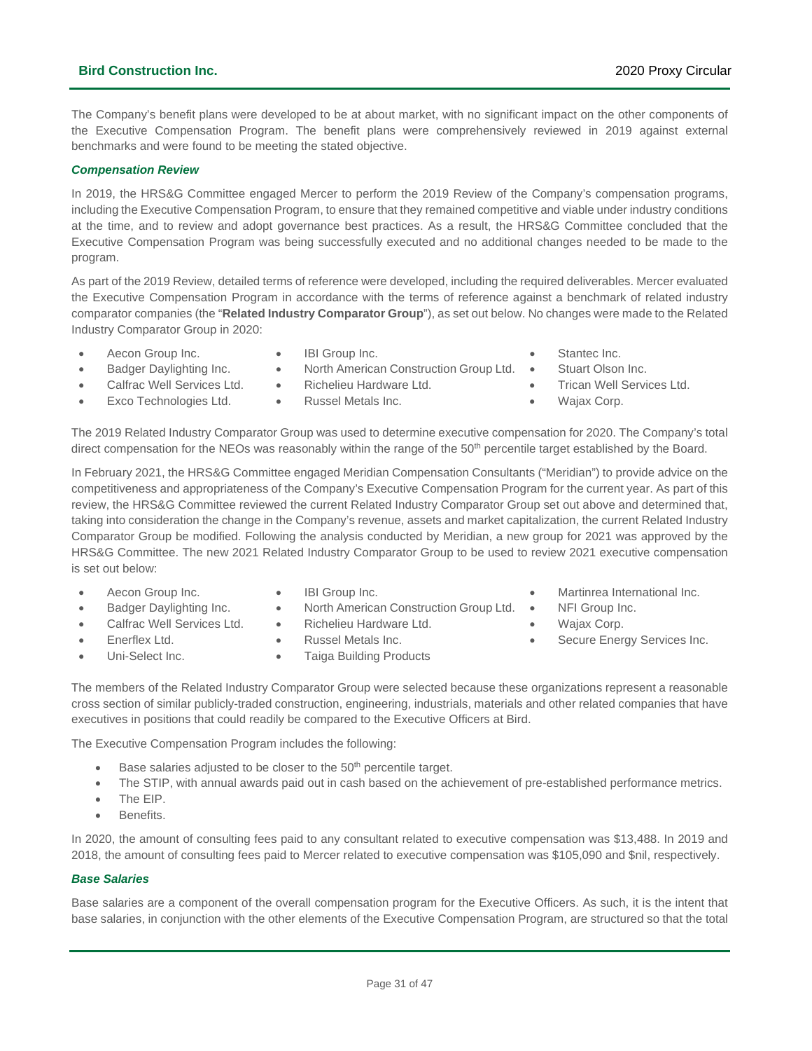The Company's benefit plans were developed to be at about market, with no significant impact on the other components of the Executive Compensation Program. The benefit plans were comprehensively reviewed in 2019 against external benchmarks and were found to be meeting the stated objective.

### *Compensation Review*

In 2019, the HRS&G Committee engaged Mercer to perform the 2019 Review of the Company's compensation programs, including the Executive Compensation Program, to ensure that they remained competitive and viable under industry conditions at the time, and to review and adopt governance best practices. As a result, the HRS&G Committee concluded that the Executive Compensation Program was being successfully executed and no additional changes needed to be made to the program.

As part of the 2019 Review, detailed terms of reference were developed, including the required deliverables. Mercer evaluated the Executive Compensation Program in accordance with the terms of reference against a benchmark of related industry comparator companies (the "**Related Industry Comparator Group**"), as set out below. No changes were made to the Related Industry Comparator Group in 2020:

- Aecon Group Inc.
- Badger Daylighting Inc.
- Calfrac Well Services Ltd.
- Exco Technologies Ltd.
- IBI Group Inc.
- North American Construction Group Ltd.
- Richelieu Hardware Ltd.
- Russel Metals Inc.
- Stantec Inc.
- Stuart Olson Inc.
- Trican Well Services Ltd.
- Wajax Corp.

The 2019 Related Industry Comparator Group was used to determine executive compensation for 2020. The Company's total direct compensation for the NEOs was reasonably within the range of the 50th percentile target established by the Board.

In February 2021, the HRS&G Committee engaged Meridian Compensation Consultants ("Meridian") to provide advice on the competitiveness and appropriateness of the Company's Executive Compensation Program for the current year. As part of this review, the HRS&G Committee reviewed the current Related Industry Comparator Group set out above and determined that, taking into consideration the change in the Company's revenue, assets and market capitalization, the current Related Industry Comparator Group be modified. Following the analysis conducted by Meridian, a new group for 2021 was approved by the HRS&G Committee. The new 2021 Related Industry Comparator Group to be used to review 2021 executive compensation is set out below:

- Aecon Group Inc.
- Badger Daylighting Inc.
- Calfrac Well Services Ltd.
- Enerflex Ltd.
- Uni-Select Inc.
- IBI Group Inc.
- North American Construction Group Ltd.
- Richelieu Hardware Ltd.
- Russel Metals Inc.
- Taiga Building Products
- Martinrea International Inc.
- NFI Group Inc.
- Wajax Corp.
- Secure Energy Services Inc.

The members of the Related Industry Comparator Group were selected because these organizations represent a reasonable cross section of similar publicly-traded construction, engineering, industrials, materials and other related companies that have executives in positions that could readily be compared to the Executive Officers at Bird.

The Executive Compensation Program includes the following:

- Base salaries adjusted to be closer to the 50th percentile target.
- The STIP, with annual awards paid out in cash based on the achievement of pre-established performance metrics.
- The EIP.
- Benefits.

In 2020, the amount of consulting fees paid to any consultant related to executive compensation was $13,488. In 2019 and 2018, the amount of consulting fees paid to Mercer related to executive compensation was $105,090 and $nil, respectively.

### *Base Salaries*

Base salaries are a component of the overall compensation program for the Executive Officers. As such, it is the intent that base salaries, in conjunction with the other elements of the Executive Compensation Program, are structured so that the total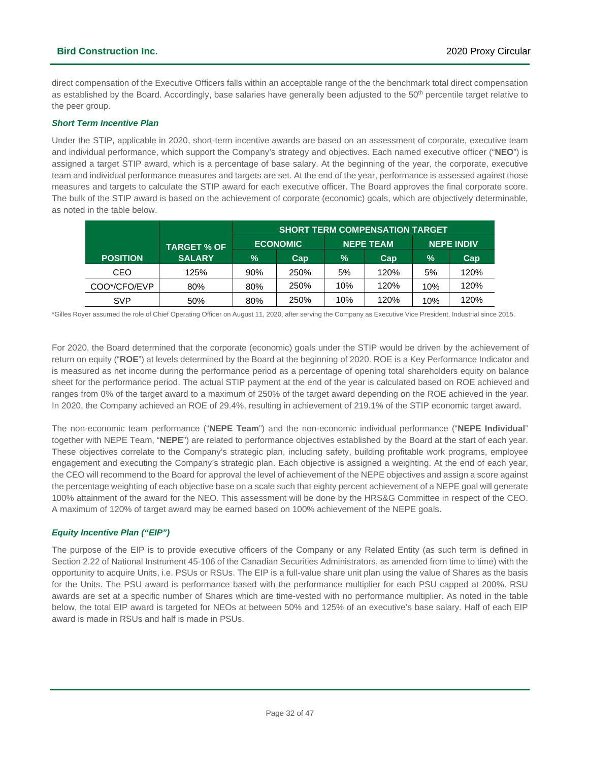direct compensation of the Executive Officers falls within an acceptable range of the the benchmark total direct compensation as established by the Board. Accordingly, base salaries have generally been adjusted to the 50th percentile target relative to the peer group.

### *Short Term Incentive Plan*

Under the STIP, applicable in 2020, short-term incentive awards are based on an assessment of corporate, executive team and individual performance, which support the Company's strategy and objectives. Each named executive officer ("**NEO**") is assigned a target STIP award, which is a percentage of base salary. At the beginning of the year, the corporate, executive team and individual performance measures and targets are set. At the end of the year, performance is assessed against those measures and targets to calculate the STIP award for each executive officer. The Board approves the final corporate score. The bulk of the STIP award is based on the achievement of corporate (economic) goals, which are objectively determinable, as noted in the table below.

| | | SHORT TERM COMPENSATION TARGET | | | | | |
|---|---|---|---|---|---|---|---|
| | | ECONOMIC | | NEPE TEAM | | NEPE INDIV | |
| POSITION | TARGET % OF SALARY | % | Cap | % | Cap | % | Cap |
| CEO | 125% | 90% | 250% | 5% | 120% | 5% | 120% |
| COO*/CFO/EVP | 80% | 80% | 250% | 10% | 120% | 10% | 120% |
| SVP | 50% | 80% | 250% | 10% | 120% | 10% | 120% |

*Gilles Royer assumed the role of Chief Operating Officer on August 11, 2020, after serving the Company as Executive Vice President, Industrial since 2015.

For 2020, the Board determined that the corporate (economic) goals under the STIP would be driven by the achievement of return on equity ("**ROE**") at levels determined by the Board at the beginning of 2020. ROE is a Key Performance Indicator and is measured as net income during the performance period as a percentage of opening total shareholders equity on balance sheet for the performance period. The actual STIP payment at the end of the year is calculated based on ROE achieved and ranges from 0% of the target award to a maximum of 250% of the target award depending on the ROE achieved in the year. In 2020, the Company achieved an ROE of 29.4%, resulting in achievement of 219.1% of the STIP economic target award.

The non-economic team performance ("**NEPE Team**") and the non-economic individual performance ("**NEPE Individual**" together with NEPE Team, "**NEPE**") are related to performance objectives established by the Board at the start of each year. These objectives correlate to the Company's strategic plan, including safety, building profitable work programs, employee engagement and executing the Company's strategic plan. Each objective is assigned a weighting. At the end of each year, the CEO will recommend to the Board for approval the level of achievement of the NEPE objectives and assign a score against the percentage weighting of each objective base on a scale such that eighty percent achievement of a NEPE goal will generate 100% attainment of the award for the NEO. This assessment will be done by the HRS&G Committee in respect of the CEO. A maximum of 120% of target award may be earned based on 100% achievement of the NEPE goals.

### *Equity Incentive Plan ("EIP")*

The purpose of the EIP is to provide executive officers of the Company or any Related Entity (as such term is defined in Section 2.22 of National Instrument 45-106 of the Canadian Securities Administrators, as amended from time to time) with the opportunity to acquire Units, i.e. PSUs or RSUs. The EIP is a full-value share unit plan using the value of Shares as the basis for the Units. The PSU award is performance based with the performance multiplier for each PSU capped at 200%. RSU awards are set at a specific number of Shares which are time-vested with no performance multiplier. As noted in the table below, the total EIP award is targeted for NEOs at between 50% and 125% of an executive's base salary. Half of each EIP award is made in RSUs and half is made in PSUs.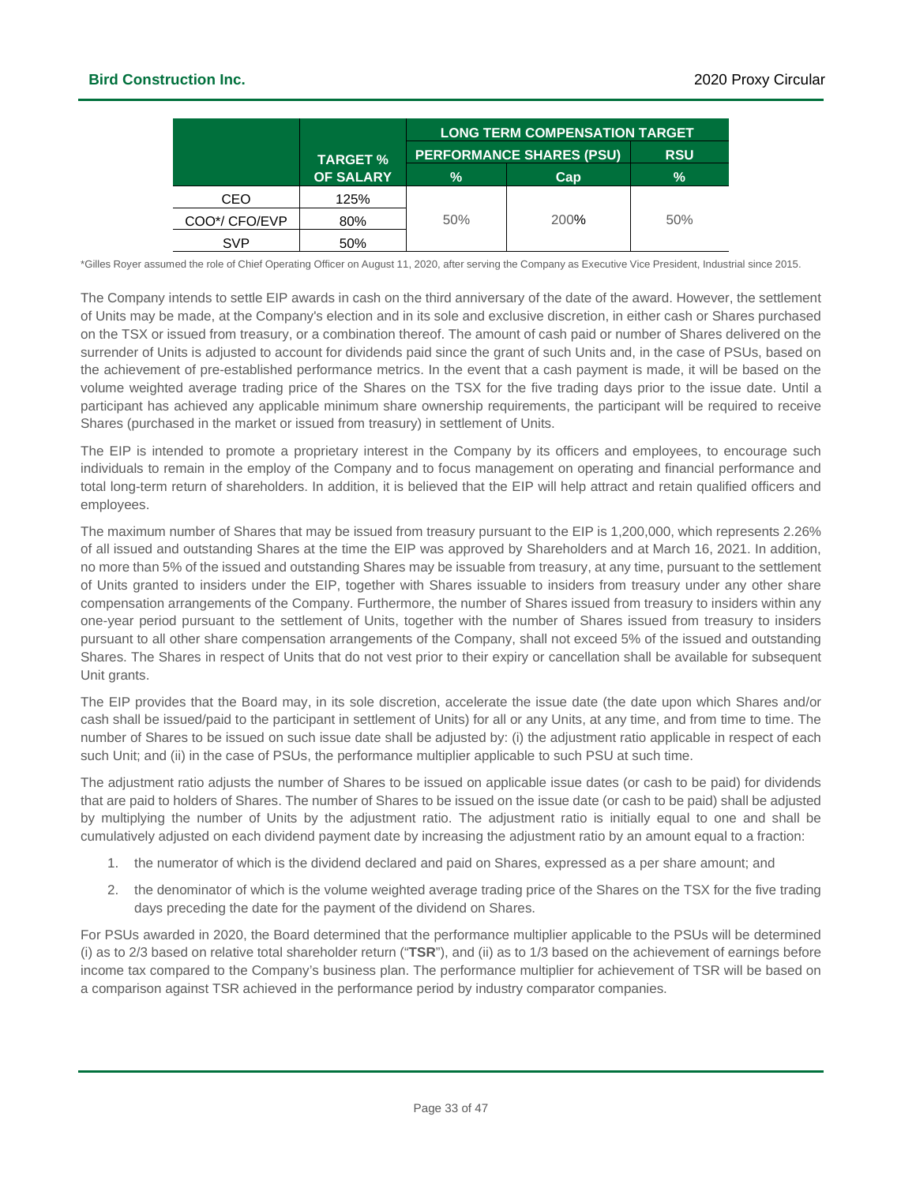| | TARGET % OF SALARY | LONG TERM COMPENSATION TARGET | | |
|---|---|---|---|---|
| | | PERFORMANCE SHARES (PSU) | | RSU |
| | | % | Cap | % |
| CEO | 125% | 50% | 200% | 50% |
| COO*/ CFO/EVP | 80% | | | |
| SVP | 50% | | | |

*Gilles Royer assumed the role of Chief Operating Officer on August 11, 2020, after serving the Company as Executive Vice President, Industrial since 2015.

The Company intends to settle EIP awards in cash on the third anniversary of the date of the award. However, the settlement of Units may be made, at the Company's election and in its sole and exclusive discretion, in either cash or Shares purchased on the TSX or issued from treasury, or a combination thereof. The amount of cash paid or number of Shares delivered on the surrender of Units is adjusted to account for dividends paid since the grant of such Units and, in the case of PSUs, based on the achievement of pre-established performance metrics. In the event that a cash payment is made, it will be based on the volume weighted average trading price of the Shares on the TSX for the five trading days prior to the issue date. Until a participant has achieved any applicable minimum share ownership requirements, the participant will be required to receive Shares (purchased in the market or issued from treasury) in settlement of Units.

The EIP is intended to promote a proprietary interest in the Company by its officers and employees, to encourage such individuals to remain in the employ of the Company and to focus management on operating and financial performance and total long-term return of shareholders. In addition, it is believed that the EIP will help attract and retain qualified officers and employees.

The maximum number of Shares that may be issued from treasury pursuant to the EIP is 1,200,000, which represents 2.26% of all issued and outstanding Shares at the time the EIP was approved by Shareholders and at March 16, 2021. In addition, no more than 5% of the issued and outstanding Shares may be issuable from treasury, at any time, pursuant to the settlement of Units granted to insiders under the EIP, together with Shares issuable to insiders from treasury under any other share compensation arrangements of the Company. Furthermore, the number of Shares issued from treasury to insiders within any one-year period pursuant to the settlement of Units, together with the number of Shares issued from treasury to insiders pursuant to all other share compensation arrangements of the Company, shall not exceed 5% of the issued and outstanding Shares. The Shares in respect of Units that do not vest prior to their expiry or cancellation shall be available for subsequent Unit grants.

The EIP provides that the Board may, in its sole discretion, accelerate the issue date (the date upon which Shares and/or cash shall be issued/paid to the participant in settlement of Units) for all or any Units, at any time, and from time to time. The number of Shares to be issued on such issue date shall be adjusted by: (i) the adjustment ratio applicable in respect of each such Unit; and (ii) in the case of PSUs, the performance multiplier applicable to such PSU at such time.

The adjustment ratio adjusts the number of Shares to be issued on applicable issue dates (or cash to be paid) for dividends that are paid to holders of Shares. The number of Shares to be issued on the issue date (or cash to be paid) shall be adjusted by multiplying the number of Units by the adjustment ratio. The adjustment ratio is initially equal to one and shall be cumulatively adjusted on each dividend payment date by increasing the adjustment ratio by an amount equal to a fraction:

1. the numerator of which is the dividend declared and paid on Shares, expressed as a per share amount; and
2. the denominator of which is the volume weighted average trading price of the Shares on the TSX for the five trading days preceding the date for the payment of the dividend on Shares.

For PSUs awarded in 2020, the Board determined that the performance multiplier applicable to the PSUs will be determined (i) as to 2/3 based on relative total shareholder return ("**TSR**"), and (ii) as to 1/3 based on the achievement of earnings before income tax compared to the Company's business plan. The performance multiplier for achievement of TSR will be based on a comparison against TSR achieved in the performance period by industry comparator companies.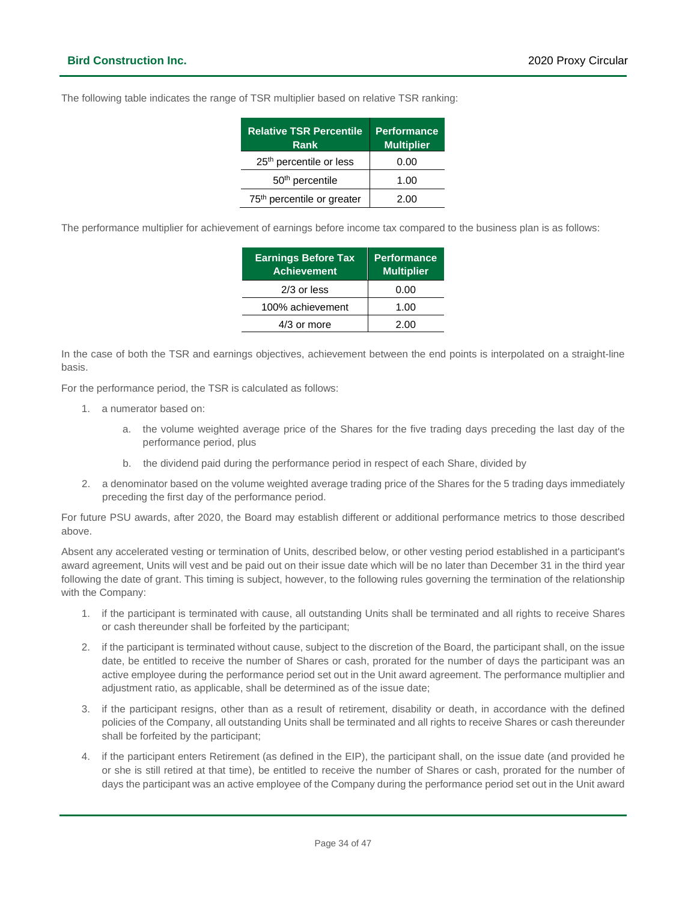The following table indicates the range of TSR multiplier based on relative TSR ranking:

| Relative TSR Percentile Rank | Performance Multiplier |
|---|---|
| 25th percentile or less | 0.00 |
| 50th percentile | 1.00 |
| 75th percentile or greater | 2.00 |

The performance multiplier for achievement of earnings before income tax compared to the business plan is as follows:

| Earnings Before Tax Achievement | Performance Multiplier |
|---|---|
| 2/3 or less | 0.00 |
| 100% achievement | 1.00 |
| 4/3 or more | 2.00 |

In the case of both the TSR and earnings objectives, achievement between the end points is interpolated on a straight-line basis.

For the performance period, the TSR is calculated as follows:

1. a numerator based on:
    a. the volume weighted average price of the Shares for the five trading days preceding the last day of the performance period, plus
    b. the dividend paid during the performance period in respect of each Share, divided by
2. a denominator based on the volume weighted average trading price of the Shares for the 5 trading days immediately preceding the first day of the performance period.

For future PSU awards, after 2020, the Board may establish different or additional performance metrics to those described above.

Absent any accelerated vesting or termination of Units, described below, or other vesting period established in a participant's award agreement, Units will vest and be paid out on their issue date which will be no later than December 31 in the third year following the date of grant. This timing is subject, however, to the following rules governing the termination of the relationship with the Company:

1. if the participant is terminated with cause, all outstanding Units shall be terminated and all rights to receive Shares or cash thereunder shall be forfeited by the participant;
2. if the participant is terminated without cause, subject to the discretion of the Board, the participant shall, on the issue date, be entitled to receive the number of Shares or cash, prorated for the number of days the participant was an active employee during the performance period set out in the Unit award agreement. The performance multiplier and adjustment ratio, as applicable, shall be determined as of the issue date;
3. if the participant resigns, other than as a result of retirement, disability or death, in accordance with the defined policies of the Company, all outstanding Units shall be terminated and all rights to receive Shares or cash thereunder shall be forfeited by the participant;
4. if the participant enters Retirement (as defined in the EIP), the participant shall, on the issue date (and provided he or she is still retired at that time), be entitled to receive the number of Shares or cash, prorated for the number of days the participant was an active employee of the Company during the performance period set out in the Unit award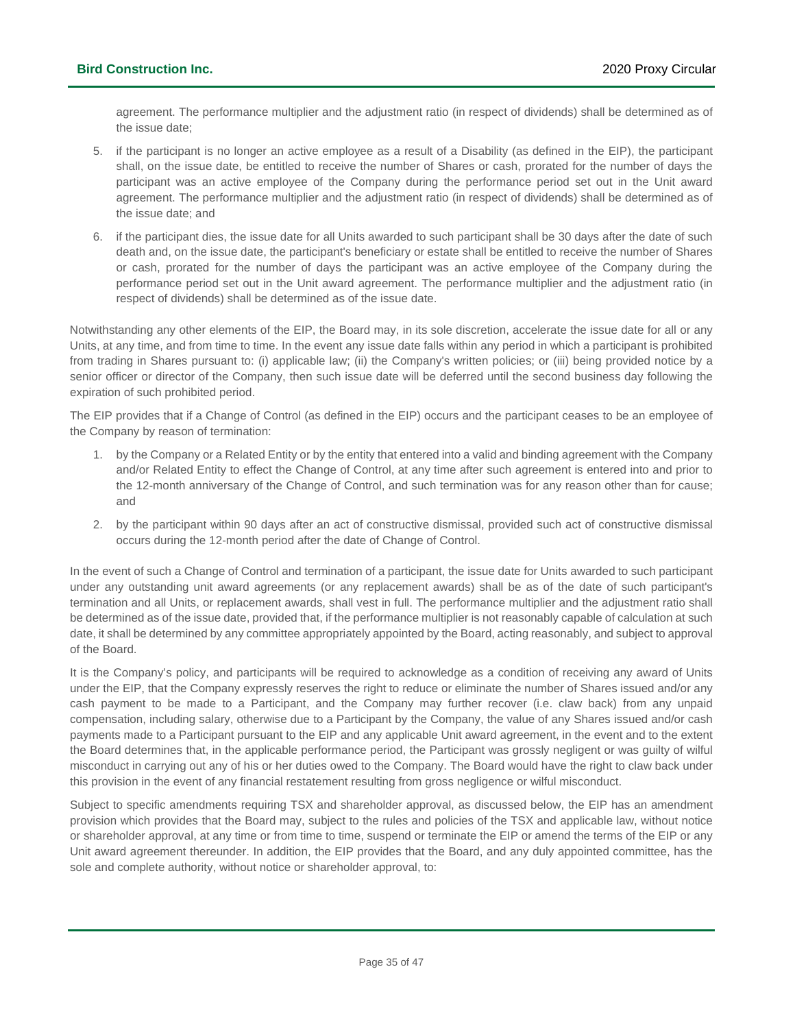agreement. The performance multiplier and the adjustment ratio (in respect of dividends) shall be determined as of the issue date;

5. if the participant is no longer an active employee as a result of a Disability (as defined in the EIP), the participant shall, on the issue date, be entitled to receive the number of Shares or cash, prorated for the number of days the participant was an active employee of the Company during the performance period set out in the Unit award agreement. The performance multiplier and the adjustment ratio (in respect of dividends) shall be determined as of the issue date; and
6. if the participant dies, the issue date for all Units awarded to such participant shall be 30 days after the date of such death and, on the issue date, the participant's beneficiary or estate shall be entitled to receive the number of Shares or cash, prorated for the number of days the participant was an active employee of the Company during the performance period set out in the Unit award agreement. The performance multiplier and the adjustment ratio (in respect of dividends) shall be determined as of the issue date.

Notwithstanding any other elements of the EIP, the Board may, in its sole discretion, accelerate the issue date for all or any Units, at any time, and from time to time. In the event any issue date falls within any period in which a participant is prohibited from trading in Shares pursuant to: (i) applicable law; (ii) the Company's written policies; or (iii) being provided notice by a senior officer or director of the Company, then such issue date will be deferred until the second business day following the expiration of such prohibited period.

The EIP provides that if a Change of Control (as defined in the EIP) occurs and the participant ceases to be an employee of the Company by reason of termination:

1. by the Company or a Related Entity or by the entity that entered into a valid and binding agreement with the Company and/or Related Entity to effect the Change of Control, at any time after such agreement is entered into and prior to the 12-month anniversary of the Change of Control, and such termination was for any reason other than for cause; and
2. by the participant within 90 days after an act of constructive dismissal, provided such act of constructive dismissal occurs during the 12-month period after the date of Change of Control.

In the event of such a Change of Control and termination of a participant, the issue date for Units awarded to such participant under any outstanding unit award agreements (or any replacement awards) shall be as of the date of such participant's termination and all Units, or replacement awards, shall vest in full. The performance multiplier and the adjustment ratio shall be determined as of the issue date, provided that, if the performance multiplier is not reasonably capable of calculation at such date, it shall be determined by any committee appropriately appointed by the Board, acting reasonably, and subject to approval of the Board.

It is the Company's policy, and participants will be required to acknowledge as a condition of receiving any award of Units under the EIP, that the Company expressly reserves the right to reduce or eliminate the number of Shares issued and/or any cash payment to be made to a Participant, and the Company may further recover (i.e. claw back) from any unpaid compensation, including salary, otherwise due to a Participant by the Company, the value of any Shares issued and/or cash payments made to a Participant pursuant to the EIP and any applicable Unit award agreement, in the event and to the extent the Board determines that, in the applicable performance period, the Participant was grossly negligent or was guilty of wilful misconduct in carrying out any of his or her duties owed to the Company. The Board would have the right to claw back under this provision in the event of any financial restatement resulting from gross negligence or wilful misconduct.

Subject to specific amendments requiring TSX and shareholder approval, as discussed below, the EIP has an amendment provision which provides that the Board may, subject to the rules and policies of the TSX and applicable law, without notice or shareholder approval, at any time or from time to time, suspend or terminate the EIP or amend the terms of the EIP or any Unit award agreement thereunder. In addition, the EIP provides that the Board, and any duly appointed committee, has the sole and complete authority, without notice or shareholder approval, to: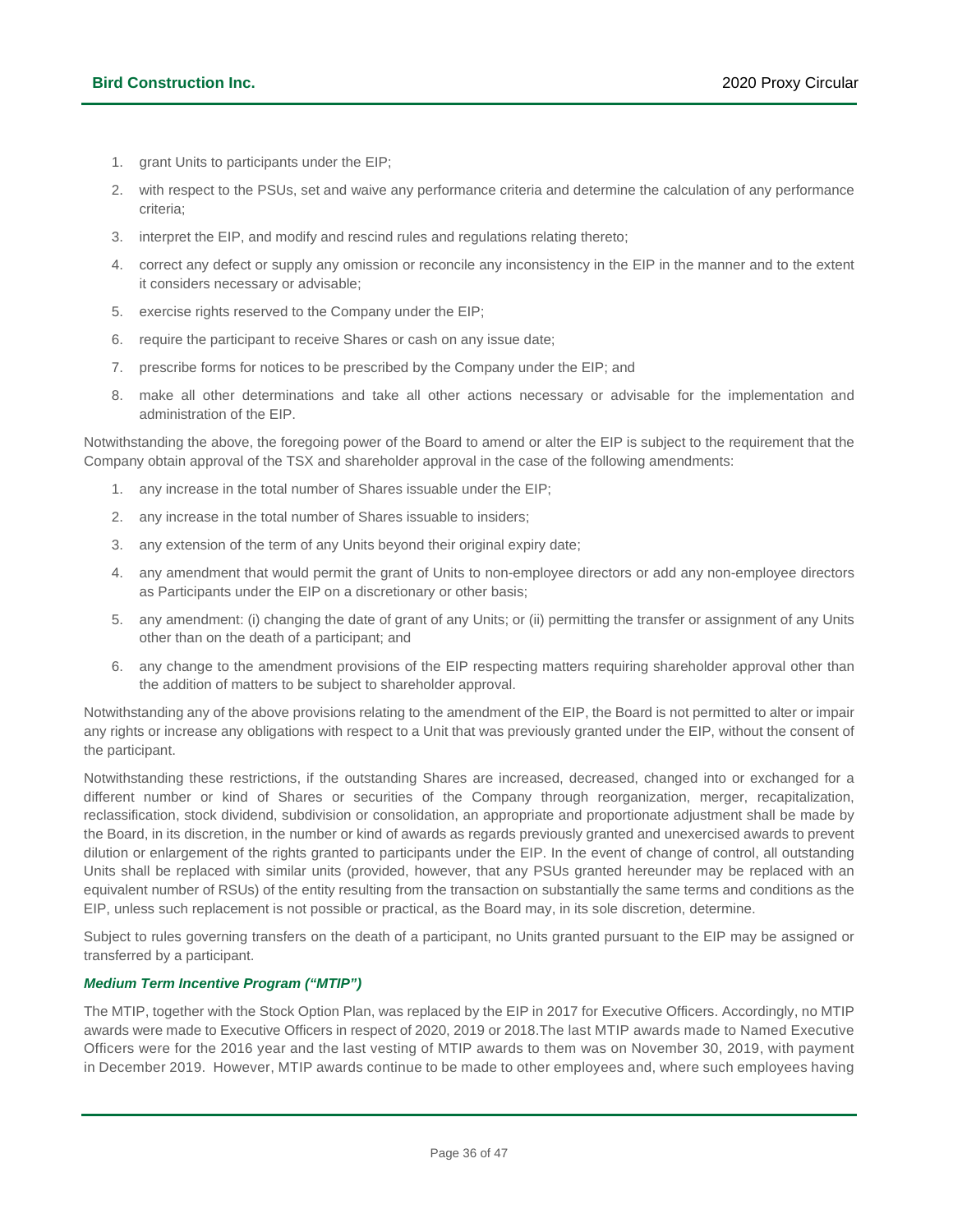1. grant Units to participants under the EIP;
2. with respect to the PSUs, set and waive any performance criteria and determine the calculation of any performance criteria;
3. interpret the EIP, and modify and rescind rules and regulations relating thereto;
4. correct any defect or supply any omission or reconcile any inconsistency in the EIP in the manner and to the extent it considers necessary or advisable;
5. exercise rights reserved to the Company under the EIP;
6. require the participant to receive Shares or cash on any issue date;
7. prescribe forms for notices to be prescribed by the Company under the EIP; and
8. make all other determinations and take all other actions necessary or advisable for the implementation and administration of the EIP.

Notwithstanding the above, the foregoing power of the Board to amend or alter the EIP is subject to the requirement that the Company obtain approval of the TSX and shareholder approval in the case of the following amendments:

1. any increase in the total number of Shares issuable under the EIP;
2. any increase in the total number of Shares issuable to insiders;
3. any extension of the term of any Units beyond their original expiry date;
4. any amendment that would permit the grant of Units to non-employee directors or add any non-employee directors as Participants under the EIP on a discretionary or other basis;
5. any amendment: (i) changing the date of grant of any Units; or (ii) permitting the transfer or assignment of any Units other than on the death of a participant; and
6. any change to the amendment provisions of the EIP respecting matters requiring shareholder approval other than the addition of matters to be subject to shareholder approval.

Notwithstanding any of the above provisions relating to the amendment of the EIP, the Board is not permitted to alter or impair any rights or increase any obligations with respect to a Unit that was previously granted under the EIP, without the consent of the participant.

Notwithstanding these restrictions, if the outstanding Shares are increased, decreased, changed into or exchanged for a different number or kind of Shares or securities of the Company through reorganization, merger, recapitalization, reclassification, stock dividend, subdivision or consolidation, an appropriate and proportionate adjustment shall be made by the Board, in its discretion, in the number or kind of awards as regards previously granted and unexercised awards to prevent dilution or enlargement of the rights granted to participants under the EIP. In the event of change of control, all outstanding Units shall be replaced with similar units (provided, however, that any PSUs granted hereunder may be replaced with an equivalent number of RSUs) of the entity resulting from the transaction on substantially the same terms and conditions as the EIP, unless such replacement is not possible or practical, as the Board may, in its sole discretion, determine.

Subject to rules governing transfers on the death of a participant, no Units granted pursuant to the EIP may be assigned or transferred by a participant.

***Medium Term Incentive Program ("MTIP")***

The MTIP, together with the Stock Option Plan, was replaced by the EIP in 2017 for Executive Officers. Accordingly, no MTIP awards were made to Executive Officers in respect of 2020, 2019 or 2018.The last MTIP awards made to Named Executive Officers were for the 2016 year and the last vesting of MTIP awards to them was on November 30, 2019, with payment in December 2019. However, MTIP awards continue to be made to other employees and, where such employees having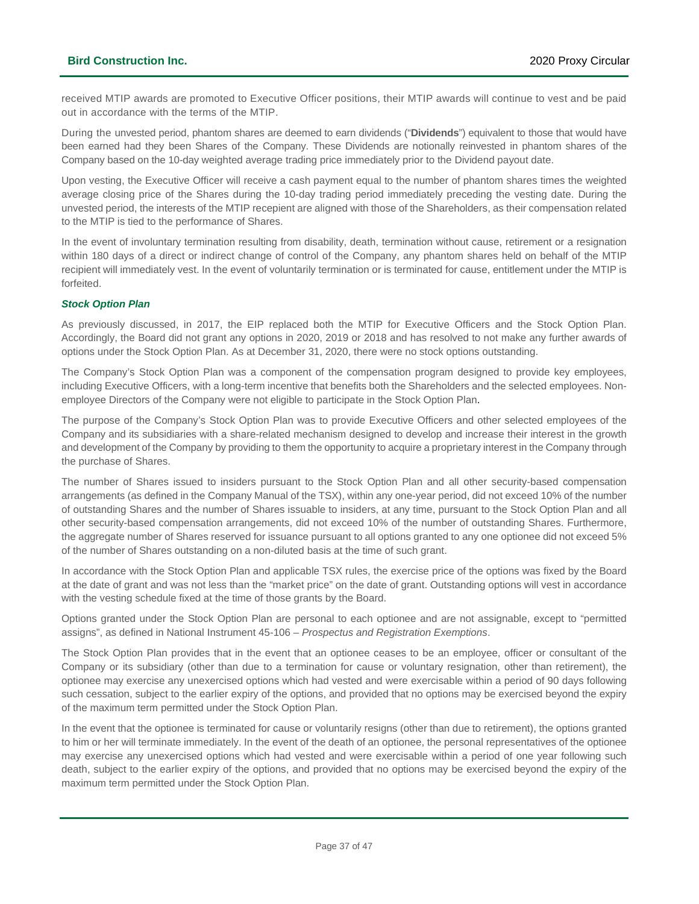received MTIP awards are promoted to Executive Officer positions, their MTIP awards will continue to vest and be paid out in accordance with the terms of the MTIP.

During the unvested period, phantom shares are deemed to earn dividends ("**Dividends**") equivalent to those that would have been earned had they been Shares of the Company. These Dividends are notionally reinvested in phantom shares of the Company based on the 10-day weighted average trading price immediately prior to the Dividend payout date.

Upon vesting, the Executive Officer will receive a cash payment equal to the number of phantom shares times the weighted average closing price of the Shares during the 10-day trading period immediately preceding the vesting date. During the unvested period, the interests of the MTIP recepient are aligned with those of the Shareholders, as their compensation related to the MTIP is tied to the performance of Shares.

In the event of involuntary termination resulting from disability, death, termination without cause, retirement or a resignation within 180 days of a direct or indirect change of control of the Company, any phantom shares held on behalf of the MTIP recipient will immediately vest. In the event of voluntarily termination or is terminated for cause, entitlement under the MTIP is forfeited.

***Stock Option Plan***

As previously discussed, in 2017, the EIP replaced both the MTIP for Executive Officers and the Stock Option Plan. Accordingly, the Board did not grant any options in 2020, 2019 or 2018 and has resolved to not make any further awards of options under the Stock Option Plan. As at December 31, 2020, there were no stock options outstanding.

The Company's Stock Option Plan was a component of the compensation program designed to provide key employees, including Executive Officers, with a long-term incentive that benefits both the Shareholders and the selected employees. Non-employee Directors of the Company were not eligible to participate in the Stock Option Plan.

The purpose of the Company's Stock Option Plan was to provide Executive Officers and other selected employees of the Company and its subsidiaries with a share-related mechanism designed to develop and increase their interest in the growth and development of the Company by providing to them the opportunity to acquire a proprietary interest in the Company through the purchase of Shares.

The number of Shares issued to insiders pursuant to the Stock Option Plan and all other security-based compensation arrangements (as defined in the Company Manual of the TSX), within any one-year period, did not exceed 10% of the number of outstanding Shares and the number of Shares issuable to insiders, at any time, pursuant to the Stock Option Plan and all other security-based compensation arrangements, did not exceed 10% of the number of outstanding Shares. Furthermore, the aggregate number of Shares reserved for issuance pursuant to all options granted to any one optionee did not exceed 5% of the number of Shares outstanding on a non-diluted basis at the time of such grant.

In accordance with the Stock Option Plan and applicable TSX rules, the exercise price of the options was fixed by the Board at the date of grant and was not less than the "market price" on the date of grant. Outstanding options will vest in accordance with the vesting schedule fixed at the time of those grants by the Board.

Options granted under the Stock Option Plan are personal to each optionee and are not assignable, except to "permitted assigns", as defined in National Instrument 45-106 – *Prospectus and Registration Exemptions*.

The Stock Option Plan provides that in the event that an optionee ceases to be an employee, officer or consultant of the Company or its subsidiary (other than due to a termination for cause or voluntary resignation, other than retirement), the optionee may exercise any unexercised options which had vested and were exercisable within a period of 90 days following such cessation, subject to the earlier expiry of the options, and provided that no options may be exercised beyond the expiry of the maximum term permitted under the Stock Option Plan.

In the event that the optionee is terminated for cause or voluntarily resigns (other than due to retirement), the options granted to him or her will terminate immediately. In the event of the death of an optionee, the personal representatives of the optionee may exercise any unexercised options which had vested and were exercisable within a period of one year following such death, subject to the earlier expiry of the options, and provided that no options may be exercised beyond the expiry of the maximum term permitted under the Stock Option Plan.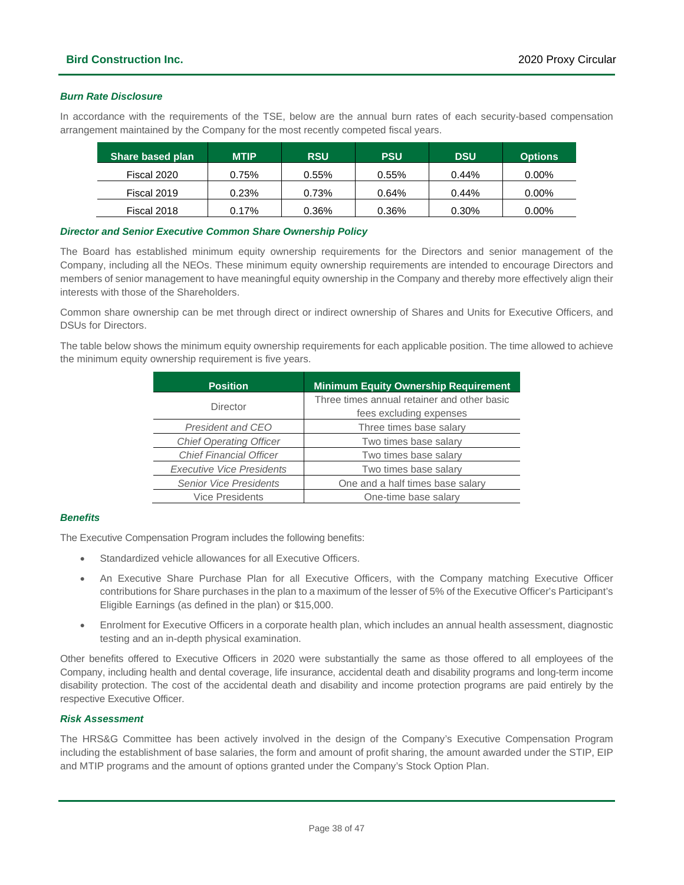### *Burn Rate Disclosure*

In accordance with the requirements of the TSE, below are the annual burn rates of each security-based compensation arrangement maintained by the Company for the most recently competed fiscal years.

| Share based plan | MTIP | RSU | PSU | DSU | Options |
|---|---|---|---|---|---|
| Fiscal 2020 | 0.75% | 0.55% | 0.55% | 0.44% | 0.00% |
| Fiscal 2019 | 0.23% | 0.73% | 0.64% | 0.44% | 0.00% |
| Fiscal 2018 | 0.17% | 0.36% | 0.36% | 0.30% | 0.00% |

### *Director and Senior Executive Common Share Ownership Policy*

The Board has established minimum equity ownership requirements for the Directors and senior management of the Company, including all the NEOs. These minimum equity ownership requirements are intended to encourage Directors and members of senior management to have meaningful equity ownership in the Company and thereby more effectively align their interests with those of the Shareholders.

Common share ownership can be met through direct or indirect ownership of Shares and Units for Executive Officers, and DSUs for Directors.

The table below shows the minimum equity ownership requirements for each applicable position. The time allowed to achieve the minimum equity ownership requirement is five years.

| Position | Minimum Equity Ownership Requirement |
|---|---|
| Director | Three times annual retainer and other basic fees excluding expenses |
| *President and CEO* | Three times base salary |
| *Chief Operating Officer* | Two times base salary |
| *Chief Financial Officer* | Two times base salary |
| *Executive Vice Presidents* | Two times base salary |
| *Senior Vice Presidents* | One and a half times base salary |
| Vice Presidents | One-time base salary |

### *Benefits*

The Executive Compensation Program includes the following benefits:

- Standardized vehicle allowances for all Executive Officers.
- An Executive Share Purchase Plan for all Executive Officers, with the Company matching Executive Officer contributions for Share purchases in the plan to a maximum of the lesser of 5% of the Executive Officer's Participant's Eligible Earnings (as defined in the plan) or $15,000.
- Enrolment for Executive Officers in a corporate health plan, which includes an annual health assessment, diagnostic testing and an in-depth physical examination.

Other benefits offered to Executive Officers in 2020 were substantially the same as those offered to all employees of the Company, including health and dental coverage, life insurance, accidental death and disability programs and long-term income disability protection. The cost of the accidental death and disability and income protection programs are paid entirely by the respective Executive Officer.

### *Risk Assessment*

The HRS&G Committee has been actively involved in the design of the Company's Executive Compensation Program including the establishment of base salaries, the form and amount of profit sharing, the amount awarded under the STIP, EIP and MTIP programs and the amount of options granted under the Company's Stock Option Plan.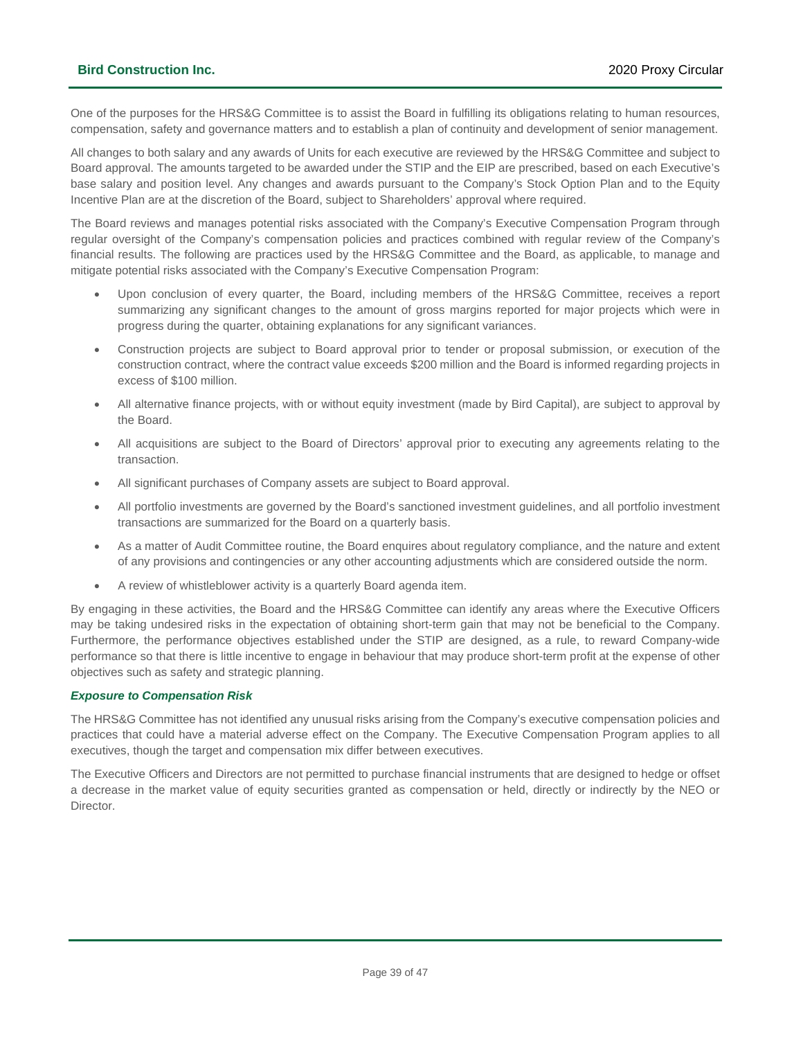One of the purposes for the HRS&G Committee is to assist the Board in fulfilling its obligations relating to human resources, compensation, safety and governance matters and to establish a plan of continuity and development of senior management.

All changes to both salary and any awards of Units for each executive are reviewed by the HRS&G Committee and subject to Board approval. The amounts targeted to be awarded under the STIP and the EIP are prescribed, based on each Executive's base salary and position level. Any changes and awards pursuant to the Company's Stock Option Plan and to the Equity Incentive Plan are at the discretion of the Board, subject to Shareholders' approval where required.

The Board reviews and manages potential risks associated with the Company's Executive Compensation Program through regular oversight of the Company's compensation policies and practices combined with regular review of the Company's financial results. The following are practices used by the HRS&G Committee and the Board, as applicable, to manage and mitigate potential risks associated with the Company's Executive Compensation Program:

- Upon conclusion of every quarter, the Board, including members of the HRS&G Committee, receives a report summarizing any significant changes to the amount of gross margins reported for major projects which were in progress during the quarter, obtaining explanations for any significant variances.
- Construction projects are subject to Board approval prior to tender or proposal submission, or execution of the construction contract, where the contract value exceeds $200 million and the Board is informed regarding projects in excess of $100 million.
- All alternative finance projects, with or without equity investment (made by Bird Capital), are subject to approval by the Board.
- All acquisitions are subject to the Board of Directors' approval prior to executing any agreements relating to the transaction.
- All significant purchases of Company assets are subject to Board approval.
- All portfolio investments are governed by the Board's sanctioned investment guidelines, and all portfolio investment transactions are summarized for the Board on a quarterly basis.
- As a matter of Audit Committee routine, the Board enquires about regulatory compliance, and the nature and extent of any provisions and contingencies or any other accounting adjustments which are considered outside the norm.
- A review of whistleblower activity is a quarterly Board agenda item.

By engaging in these activities, the Board and the HRS&G Committee can identify any areas where the Executive Officers may be taking undesired risks in the expectation of obtaining short-term gain that may not be beneficial to the Company. Furthermore, the performance objectives established under the STIP are designed, as a rule, to reward Company-wide performance so that there is little incentive to engage in behaviour that may produce short-term profit at the expense of other objectives such as safety and strategic planning.

### *Exposure to Compensation Risk*

The HRS&G Committee has not identified any unusual risks arising from the Company's executive compensation policies and practices that could have a material adverse effect on the Company. The Executive Compensation Program applies to all executives, though the target and compensation mix differ between executives.

The Executive Officers and Directors are not permitted to purchase financial instruments that are designed to hedge or offset a decrease in the market value of equity securities granted as compensation or held, directly or indirectly by the NEO or Director.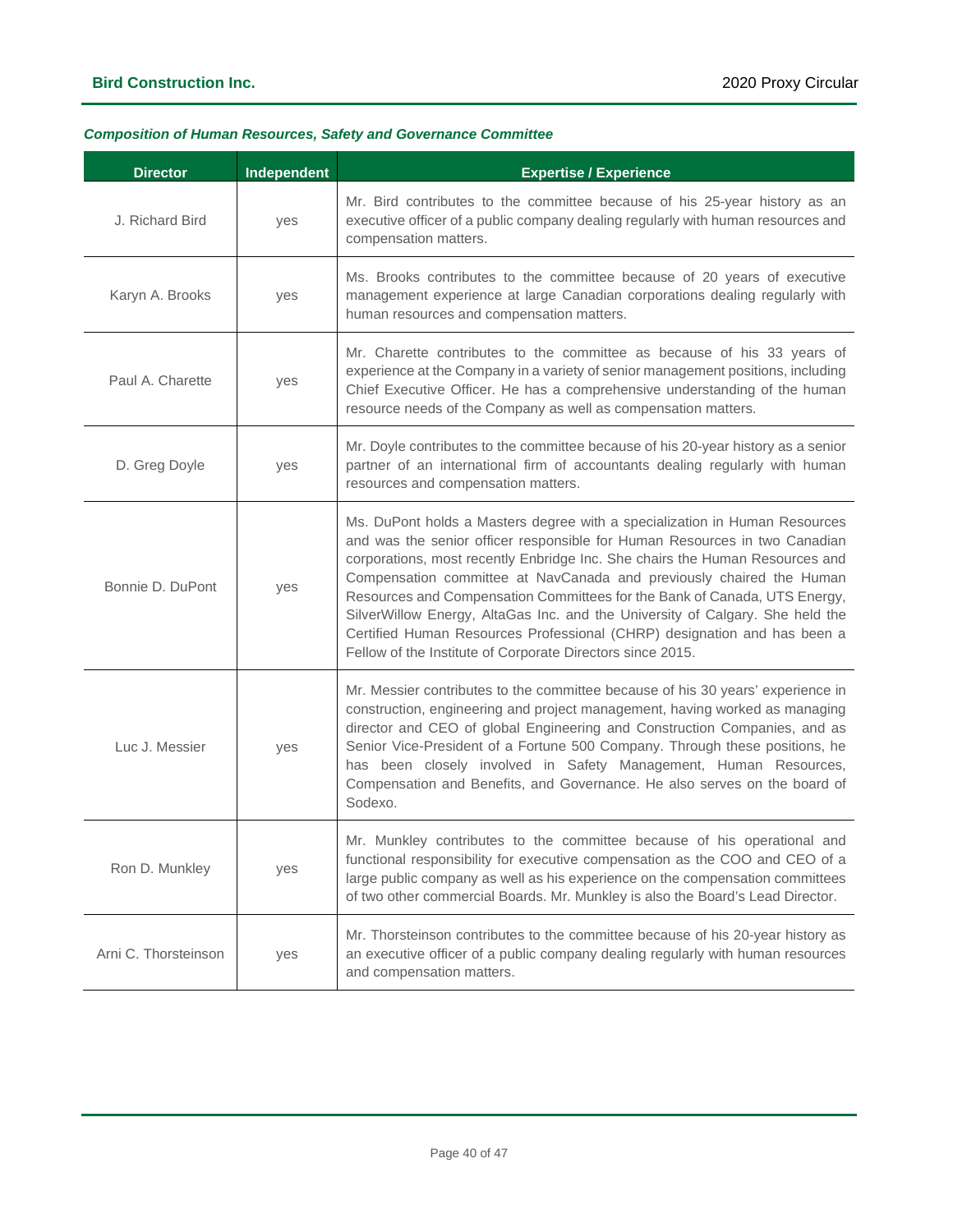### *Composition of Human Resources, Safety and Governance Committee*

| Director | Independent | Expertise / Experience |
|---|---|---|
| J. Richard Bird | yes | Mr. Bird contributes to the committee because of his 25-year history as an executive officer of a public company dealing regularly with human resources and compensation matters. |
| Karyn A. Brooks | yes | Ms. Brooks contributes to the committee because of 20 years of executive management experience at large Canadian corporations dealing regularly with human resources and compensation matters. |
| Paul A. Charette | yes | Mr. Charette contributes to the committee as because of his 33 years of experience at the Company in a variety of senior management positions, including Chief Executive Officer. He has a comprehensive understanding of the human resource needs of the Company as well as compensation matters. |
| D. Greg Doyle | yes | Mr. Doyle contributes to the committee because of his 20-year history as a senior partner of an international firm of accountants dealing regularly with human resources and compensation matters. |
| Bonnie D. DuPont | yes | Ms. DuPont holds a Masters degree with a specialization in Human Resources and was the senior officer responsible for Human Resources in two Canadian corporations, most recently Enbridge Inc. She chairs the Human Resources and Compensation committee at NavCanada and previously chaired the Human Resources and Compensation Committees for the Bank of Canada, UTS Energy, SilverWillow Energy, AltaGas Inc. and the University of Calgary. She held the Certified Human Resources Professional (CHRP) designation and has been a Fellow of the Institute of Corporate Directors since 2015. |
| Luc J. Messier | yes | Mr. Messier contributes to the committee because of his 30 years' experience in construction, engineering and project management, having worked as managing director and CEO of global Engineering and Construction Companies, and as Senior Vice-President of a Fortune 500 Company. Through these positions, he has been closely involved in Safety Management, Human Resources, Compensation and Benefits, and Governance. He also serves on the board of Sodexo. |
| Ron D. Munkley | yes | Mr. Munkley contributes to the committee because of his operational and functional responsibility for executive compensation as the COO and CEO of a large public company as well as his experience on the compensation committees of two other commercial Boards. Mr. Munkley is also the Board's Lead Director. |
| Arni C. Thorsteinson | yes | Mr. Thorsteinson contributes to the committee because of his 20-year history as an executive officer of a public company dealing regularly with human resources and compensation matters. |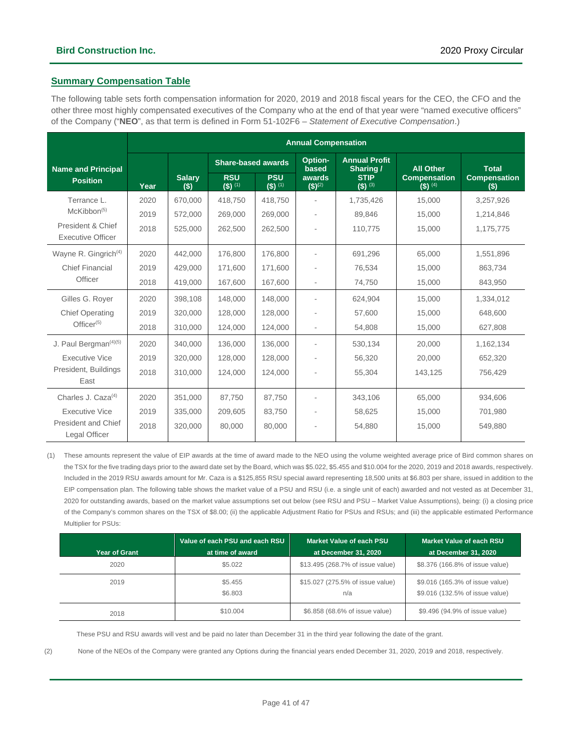## Summary Compensation Table

The following table sets forth compensation information for 2020, 2019 and 2018 fiscal years for the CEO, the CFO and the other three most highly compensated executives of the Company who at the end of that year were "named executive officers" of the Company ("**NEO**", as that term is defined in Form 51-102F6 – *Statement of Executive Compensation*.)

| Name and Principal Position | Annual Compensation | | | | | | | |
|---|---|---|---|---|---|---|---|---|
| | Year | Salary ($) | Share-based awards | | Option-based awards ($)[(2)] | Annual Profit Sharing / STIP ($) [(3)] | All Other Compensation ($) [(4)] | Total Compensation ($) |
| | | | RSU ($) [(1)] | PSU ($) [(1)] | | | | |
| Terrance L. McKibbon[(5)] President & Chief Executive Officer | 2020 | 670,000 | 418,750 | 418,750 | - | 1,735,426 | 15,000 | 3,257,926 |
| | 2019 | 572,000 | 269,000 | 269,000 | - | 89,846 | 15,000 | 1,214,846 |
| | 2018 | 525,000 | 262,500 | 262,500 | - | 110,775 | 15,000 | 1,175,775 |
| Wayne R. Gingrich[(4)] Chief Financial Officer | 2020 | 442,000 | 176,800 | 176,800 | - | 691,296 | 65,000 | 1,551,896 |
| | 2019 | 429,000 | 171,600 | 171,600 | - | 76,534 | 15,000 | 863,734 |
| | 2018 | 419,000 | 167,600 | 167,600 | - | 74,750 | 15,000 | 843,950 |
| Gilles G. Royer Chief Operating Officer[(5)] | 2020 | 398,108 | 148,000 | 148,000 | - | 624,904 | 15,000 | 1,334,012 |
| | 2019 | 320,000 | 128,000 | 128,000 | - | 57,600 | 15,000 | 648,600 |
| | 2018 | 310,000 | 124,000 | 124,000 | - | 54,808 | 15,000 | 627,808 |
| J. Paul Bergman[(4)(5)] Executive Vice President, Buildings East | 2020 | 340,000 | 136,000 | 136,000 | - | 530,134 | 20,000 | 1,162,134 |
| | 2019 | 320,000 | 128,000 | 128,000 | - | 56,320 | 20,000 | 652,320 |
| | 2018 | 310,000 | 124,000 | 124,000 | - | 55,304 | 143,125 | 756,429 |
| Charles J. Caza[(4)] Executive Vice President and Chief Legal Officer | 2020 | 351,000 | 87,750 | 87,750 | - | 343,106 | 65,000 | 934,606 |
| | 2019 | 335,000 | 209,605 | 83,750 | - | 58,625 | 15,000 | 701,980 |
| | 2018 | 320,000 | 80,000 | 80,000 | - | 54,880 | 15,000 | 549,880 |

(1) These amounts represent the value of EIP awards at the time of award made to the NEO using the volume weighted average price of Bird common shares on the TSX for the five trading days prior to the award date set by the Board, which was $5.022, $5.455 and $10.004 for the 2020, 2019 and 2018 awards, respectively. Included in the 2019 RSU awards amount for Mr. Caza is a $125,855 RSU special award representing 18,500 units at $6.803 per share, issued in addition to the EIP compensation plan. The following table shows the market value of a PSU and RSU (i.e. a single unit of each) awarded and not vested as at December 31, 2020 for outstanding awards, based on the market value assumptions set out below (see RSU and PSU – Market Value Assumptions), being: (i) a closing price of the Company's common shares on the TSX of $8.00; (ii) the applicable Adjustment Ratio for PSUs and RSUs; and (iii) the applicable estimated Performance Multiplier for PSUs:

| Year of Grant | Value of each PSU and each RSU at time of award | Market Value of each PSU at December 31, 2020 | Market Value of each RSU at December 31, 2020 |
|---|---|---|---|
| 2020 | $5.022 | $13.495 (268.7% of issue value) | $8.376 (166.8% of issue value) |
| 2019 | $5.455<br>$6.803 | $15.027 (275.5% of issue value)<br>n/a | $9.016 (165.3% of issue value)<br>$9.016 (132.5% of issue value) |
| 2018 | $10.004 | $6.858 (68.6% of issue value) | $9.496 (94.9% of issue value) |

These PSU and RSU awards will vest and be paid no later than December 31 in the third year following the date of the grant.

(2) None of the NEOs of the Company were granted any Options during the financial years ended December 31, 2020, 2019 and 2018, respectively.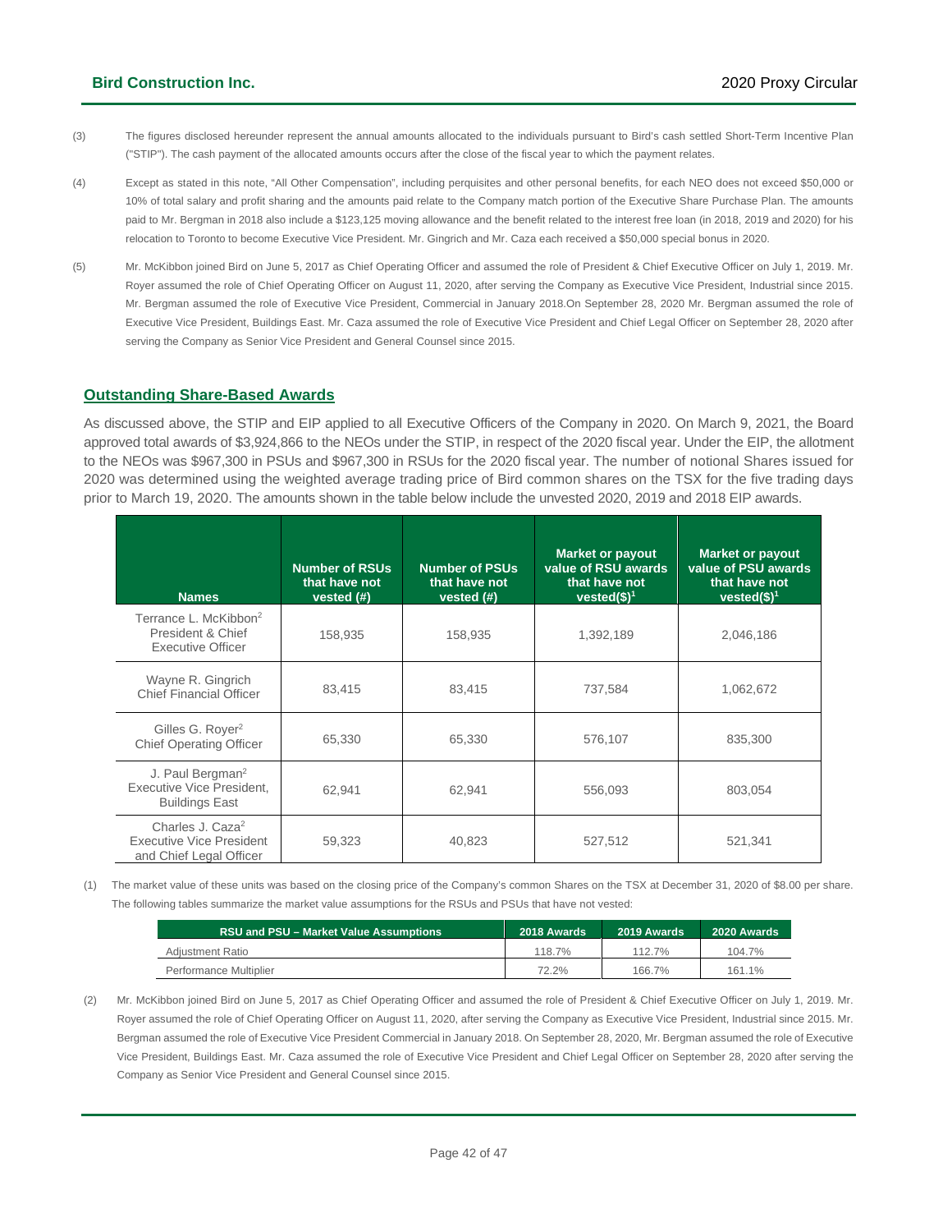(3) The figures disclosed hereunder represent the annual amounts allocated to the individuals pursuant to Bird's cash settled Short-Term Incentive Plan ("STIP"). The cash payment of the allocated amounts occurs after the close of the fiscal year to which the payment relates.

(4) Except as stated in this note, "All Other Compensation", including perquisites and other personal benefits, for each NEO does not exceed $50,000 or 10% of total salary and profit sharing and the amounts paid relate to the Company match portion of the Executive Share Purchase Plan. The amounts paid to Mr. Bergman in 2018 also include a $123,125 moving allowance and the benefit related to the interest free loan (in 2018, 2019 and 2020) for his relocation to Toronto to become Executive Vice President. Mr. Gingrich and Mr. Caza each received a $50,000 special bonus in 2020.

(5) Mr. McKibbon joined Bird on June 5, 2017 as Chief Operating Officer and assumed the role of President & Chief Executive Officer on July 1, 2019. Mr. Royer assumed the role of Chief Operating Officer on August 11, 2020, after serving the Company as Executive Vice President, Industrial since 2015. Mr. Bergman assumed the role of Executive Vice President, Commercial in January 2018.On September 28, 2020 Mr. Bergman assumed the role of Executive Vice President, Buildings East. Mr. Caza assumed the role of Executive Vice President and Chief Legal Officer on September 28, 2020 after serving the Company as Senior Vice President and General Counsel since 2015.

## Outstanding Share-Based Awards

As discussed above, the STIP and EIP applied to all Executive Officers of the Company in 2020. On March 9, 2021, the Board approved total awards of $3,924,866 to the NEOs under the STIP, in respect of the 2020 fiscal year. Under the EIP, the allotment to the NEOs was $967,300 in PSUs and $967,300 in RSUs for the 2020 fiscal year. The number of notional Shares issued for 2020 was determined using the weighted average trading price of Bird common shares on the TSX for the five trading days prior to March 19, 2020. The amounts shown in the table below include the unvested 2020, 2019 and 2018 EIP awards.

| Names | Number of RSUs that have not vested (#) | Number of PSUs that have not vested (#) | Market or payout value of RSU awards that have not vested($)[1] | Market or payout value of PSU awards that have not vested($)[1] |
|---|---|---|---|---|
| Terrance L. McKibbon[2] President & Chief Executive Officer | 158,935 | 158,935 | 1,392,189 | 2,046,186 |
| Wayne R. Gingrich Chief Financial Officer | 83,415 | 83,415 | 737,584 | 1,062,672 |
| Gilles G. Royer[2] Chief Operating Officer | 65,330 | 65,330 | 576,107 | 835,300 |
| J. Paul Bergman[2] Executive Vice President, Buildings East | 62,941 | 62,941 | 556,093 | 803,054 |
| Charles J. Caza[2] Executive Vice President and Chief Legal Officer | 59,323 | 40,823 | 527,512 | 521,341 |

(1) The market value of these units was based on the closing price of the Company's common Shares on the TSX at December 31, 2020 of $8.00 per share. The following tables summarize the market value assumptions for the RSUs and PSUs that have not vested:

| RSU and PSU – Market Value Assumptions | 2018 Awards | 2019 Awards | 2020 Awards |
|---|---|---|---|
| Adjustment Ratio | 118.7% | 112.7% | 104.7% |
| Performance Multiplier | 72.2% | 166.7% | 161.1% |

(2) Mr. McKibbon joined Bird on June 5, 2017 as Chief Operating Officer and assumed the role of President & Chief Executive Officer on July 1, 2019. Mr. Royer assumed the role of Chief Operating Officer on August 11, 2020, after serving the Company as Executive Vice President, Industrial since 2015. Mr. Bergman assumed the role of Executive Vice President Commercial in January 2018. On September 28, 2020, Mr. Bergman assumed the role of Executive Vice President, Buildings East. Mr. Caza assumed the role of Executive Vice President and Chief Legal Officer on September 28, 2020 after serving the Company as Senior Vice President and General Counsel since 2015.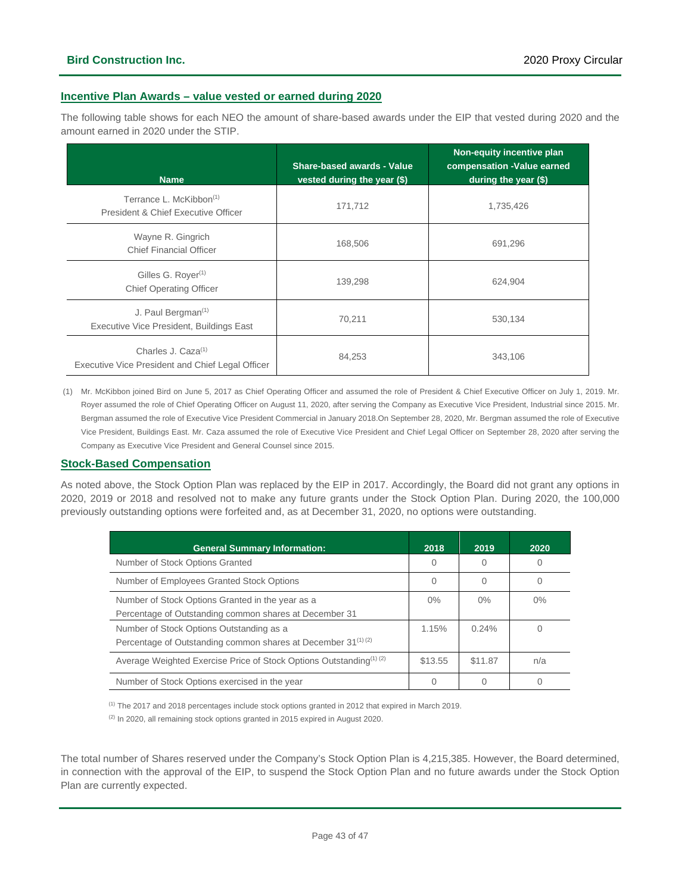## Incentive Plan Awards – value vested or earned during 2020

The following table shows for each NEO the amount of share-based awards under the EIP that vested during 2020 and the amount earned in 2020 under the STIP.

| Name | Share-based awards - Value vested during the year ($) | Non-equity incentive plan compensation -Value earned during the year ($) |
|---|---|---|
| Terrance L. McKibbon[1] President & Chief Executive Officer | 171,712 | 1,735,426 |
| Wayne R. Gingrich Chief Financial Officer | 168,506 | 691,296 |
| Gilles G. Royer[1] Chief Operating Officer | 139,298 | 624,904 |
| J. Paul Bergman[1] Executive Vice President, Buildings East | 70,211 | 530,134 |
| Charles J. Caza[1] Executive Vice President and Chief Legal Officer | 84,253 | 343,106 |

(1) Mr. McKibbon joined Bird on June 5, 2017 as Chief Operating Officer and assumed the role of President & Chief Executive Officer on July 1, 2019. Mr. Royer assumed the role of Chief Operating Officer on August 11, 2020, after serving the Company as Executive Vice President, Industrial since 2015. Mr. Bergman assumed the role of Executive Vice President Commercial in January 2018.On September 28, 2020, Mr. Bergman assumed the role of Executive Vice President, Buildings East. Mr. Caza assumed the role of Executive Vice President and Chief Legal Officer on September 28, 2020 after serving the Company as Executive Vice President and General Counsel since 2015.

## Stock-Based Compensation

As noted above, the Stock Option Plan was replaced by the EIP in 2017. Accordingly, the Board did not grant any options in 2020, 2019 or 2018 and resolved not to make any future grants under the Stock Option Plan. During 2020, the 100,000 previously outstanding options were forfeited and, as at December 31, 2020, no options were outstanding.

| General Summary Information: | 2018 | 2019 | 2020 |
|---|---|---|---|
| Number of Stock Options Granted | 0 | 0 | 0 |
| Number of Employees Granted Stock Options | 0 | 0 | 0 |
| Number of Stock Options Granted in the year as a Percentage of Outstanding common shares at December 31 | 0% | 0% | 0% |
| Number of Stock Options Outstanding as a Percentage of Outstanding common shares at December 31[1] [2] | 1.15% | 0.24% | 0 |
| Average Weighted Exercise Price of Stock Options Outstanding[1] [2] | $13.55 | $11.87 | n/a |
| Number of Stock Options exercised in the year | 0 | 0 | 0 |

[1] The 2017 and 2018 percentages include stock options granted in 2012 that expired in March 2019.

[2] In 2020, all remaining stock options granted in 2015 expired in August 2020.

The total number of Shares reserved under the Company's Stock Option Plan is 4,215,385. However, the Board determined, in connection with the approval of the EIP, to suspend the Stock Option Plan and no future awards under the Stock Option Plan are currently expected.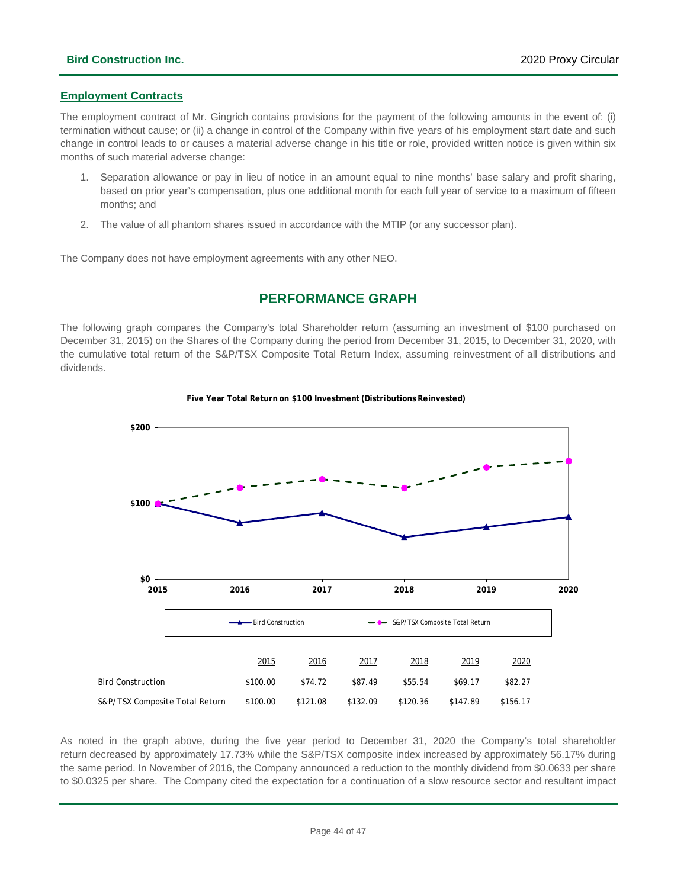## Employment Contracts

The employment contract of Mr. Gingrich contains provisions for the payment of the following amounts in the event of: (i) termination without cause; or (ii) a change in control of the Company within five years of his employment start date and such change in control leads to or causes a material adverse change in his title or role, provided written notice is given within six months of such material adverse change:

1. Separation allowance or pay in lieu of notice in an amount equal to nine months' base salary and profit sharing, based on prior year's compensation, plus one additional month for each full year of service to a maximum of fifteen months; and
2. The value of all phantom shares issued in accordance with the MTIP (or any successor plan).

The Company does not have employment agreements with any other NEO.

# PERFORMANCE GRAPH

The following graph compares the Company's total Shareholder return (assuming an investment of $100 purchased on December 31, 2015) on the Shares of the Company during the period from December 31, 2015, to December 31, 2020, with the cumulative total return of the S&P/TSX Composite Total Return Index, assuming reinvestment of all distributions and dividends.

**Five Year Total Return on $100 Investment (Distributions Reinvested)**

| | 2015 | 2016 | 2017 | 2018 | 2019 | 2020 |
|---|---|---|---|---|---|---|
| Bird Construction | $100.00 | $74.72 | $87.49 | $55.54 | $69.17 | $82.27 |
| S&P/TSX Composite Total Return | $100.00 | $121.08 | $132.09 | $120.36 | $147.89 | $156.17 |

As noted in the graph above, during the five year period to December 31, 2020 the Company's total shareholder return decreased by approximately 17.73% while the S&P/TSX composite index increased by approximately 56.17% during the same period. In November of 2016, the Company announced a reduction to the monthly dividend from $0.0633 per share to $0.0325 per share. The Company cited the expectation for a continuation of a slow resource sector and resultant impact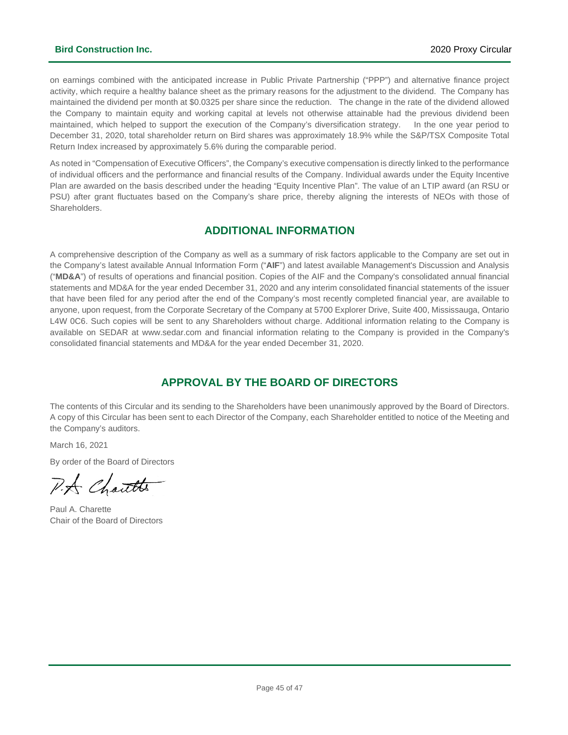on earnings combined with the anticipated increase in Public Private Partnership ("PPP") and alternative finance project activity, which require a healthy balance sheet as the primary reasons for the adjustment to the dividend. The Company has maintained the dividend per month at $0.0325 per share since the reduction. The change in the rate of the dividend allowed the Company to maintain equity and working capital at levels not otherwise attainable had the previous dividend been maintained, which helped to support the execution of the Company's diversification strategy. In the one year period to December 31, 2020, total shareholder return on Bird shares was approximately 18.9% while the S&P/TSX Composite Total Return Index increased by approximately 5.6% during the comparable period.

As noted in "Compensation of Executive Officers", the Company's executive compensation is directly linked to the performance of individual officers and the performance and financial results of the Company. Individual awards under the Equity Incentive Plan are awarded on the basis described under the heading "Equity Incentive Plan". The value of an LTIP award (an RSU or PSU) after grant fluctuates based on the Company's share price, thereby aligning the interests of NEOs with those of Shareholders.

## ADDITIONAL INFORMATION

A comprehensive description of the Company as well as a summary of risk factors applicable to the Company are set out in the Company's latest available Annual Information Form ("**AIF**") and latest available Management's Discussion and Analysis ("**MD&A**") of results of operations and financial position. Copies of the AIF and the Company's consolidated annual financial statements and MD&A for the year ended December 31, 2020 and any interim consolidated financial statements of the issuer that have been filed for any period after the end of the Company's most recently completed financial year, are available to anyone, upon request, from the Corporate Secretary of the Company at 5700 Explorer Drive, Suite 400, Mississauga, Ontario L4W 0C6. Such copies will be sent to any Shareholders without charge. Additional information relating to the Company is available on SEDAR at www.sedar.com and financial information relating to the Company is provided in the Company's consolidated financial statements and MD&A for the year ended December 31, 2020.

## APPROVAL BY THE BOARD OF DIRECTORS

The contents of this Circular and its sending to the Shareholders have been unanimously approved by the Board of Directors. A copy of this Circular has been sent to each Director of the Company, each Shareholder entitled to notice of the Meeting and the Company's auditors.

March 16, 2021

By order of the Board of Directors

P.A. Charette

Paul A. Charette
Chair of the Board of Directors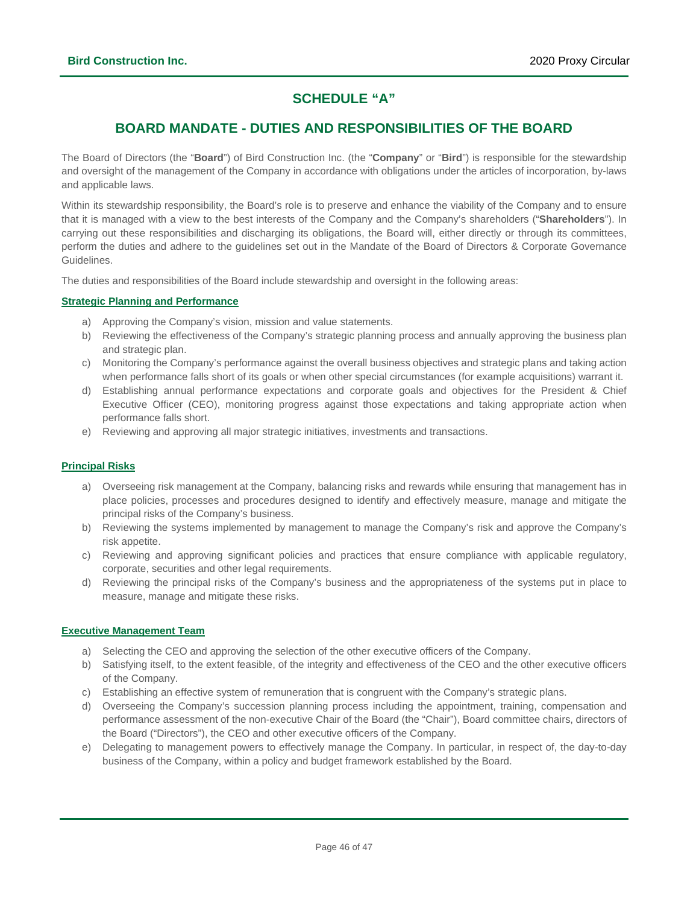# SCHEDULE “A”

## BOARD MANDATE - DUTIES AND RESPONSIBILITIES OF THE BOARD

The Board of Directors (the “**Board**”) of Bird Construction Inc. (the “**Company**” or “**Bird**”) is responsible for the stewardship and oversight of the management of the Company in accordance with obligations under the articles of incorporation, by-laws and applicable laws.

Within its stewardship responsibility, the Board’s role is to preserve and enhance the viability of the Company and to ensure that it is managed with a view to the best interests of the Company and the Company’s shareholders (“**Shareholders**”). In carrying out these responsibilities and discharging its obligations, the Board will, either directly or through its committees, perform the duties and adhere to the guidelines set out in the Mandate of the Board of Directors & Corporate Governance Guidelines.

The duties and responsibilities of the Board include stewardship and oversight in the following areas:

### Strategic Planning and Performance

a) Approving the Company’s vision, mission and value statements.
b) Reviewing the effectiveness of the Company’s strategic planning process and annually approving the business plan and strategic plan.
c) Monitoring the Company’s performance against the overall business objectives and strategic plans and taking action when performance falls short of its goals or when other special circumstances (for example acquisitions) warrant it.
d) Establishing annual performance expectations and corporate goals and objectives for the President & Chief Executive Officer (CEO), monitoring progress against those expectations and taking appropriate action when performance falls short.
e) Reviewing and approving all major strategic initiatives, investments and transactions.

### Principal Risks

a) Overseeing risk management at the Company, balancing risks and rewards while ensuring that management has in place policies, processes and procedures designed to identify and effectively measure, manage and mitigate the principal risks of the Company’s business.
b) Reviewing the systems implemented by management to manage the Company’s risk and approve the Company’s risk appetite.
c) Reviewing and approving significant policies and practices that ensure compliance with applicable regulatory, corporate, securities and other legal requirements.
d) Reviewing the principal risks of the Company’s business and the appropriateness of the systems put in place to measure, manage and mitigate these risks.

### Executive Management Team

a) Selecting the CEO and approving the selection of the other executive officers of the Company.
b) Satisfying itself, to the extent feasible, of the integrity and effectiveness of the CEO and the other executive officers of the Company.
c) Establishing an effective system of remuneration that is congruent with the Company’s strategic plans.
d) Overseeing the Company’s succession planning process including the appointment, training, compensation and performance assessment of the non-executive Chair of the Board (the “Chair”), Board committee chairs, directors of the Board (“Directors”), the CEO and other executive officers of the Company.
e) Delegating to management powers to effectively manage the Company. In particular, in respect of, the day-to-day business of the Company, within a policy and budget framework established by the Board.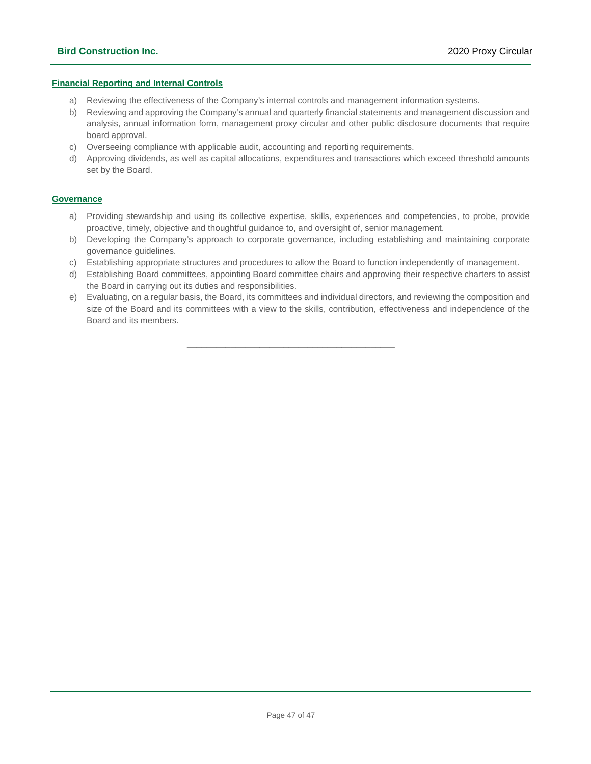**Financial Reporting and Internal Controls**

a) Reviewing the effectiveness of the Company's internal controls and management information systems.
b) Reviewing and approving the Company's annual and quarterly financial statements and management discussion and analysis, annual information form, management proxy circular and other public disclosure documents that require board approval.
c) Overseeing compliance with applicable audit, accounting and reporting requirements.
d) Approving dividends, as well as capital allocations, expenditures and transactions which exceed threshold amounts set by the Board.

**Governance**

a) Providing stewardship and using its collective expertise, skills, experiences and competencies, to probe, provide proactive, timely, objective and thoughtful guidance to, and oversight of, senior management.
b) Developing the Company's approach to corporate governance, including establishing and maintaining corporate governance guidelines.
c) Establishing appropriate structures and procedures to allow the Board to function independently of management.
d) Establishing Board committees, appointing Board committee chairs and approving their respective charters to assist the Board in carrying out its duties and responsibilities.
e) Evaluating, on a regular basis, the Board, its committees and individual directors, and reviewing the composition and size of the Board and its committees with a view to the skills, contribution, effectiveness and independence of the Board and its members.

---